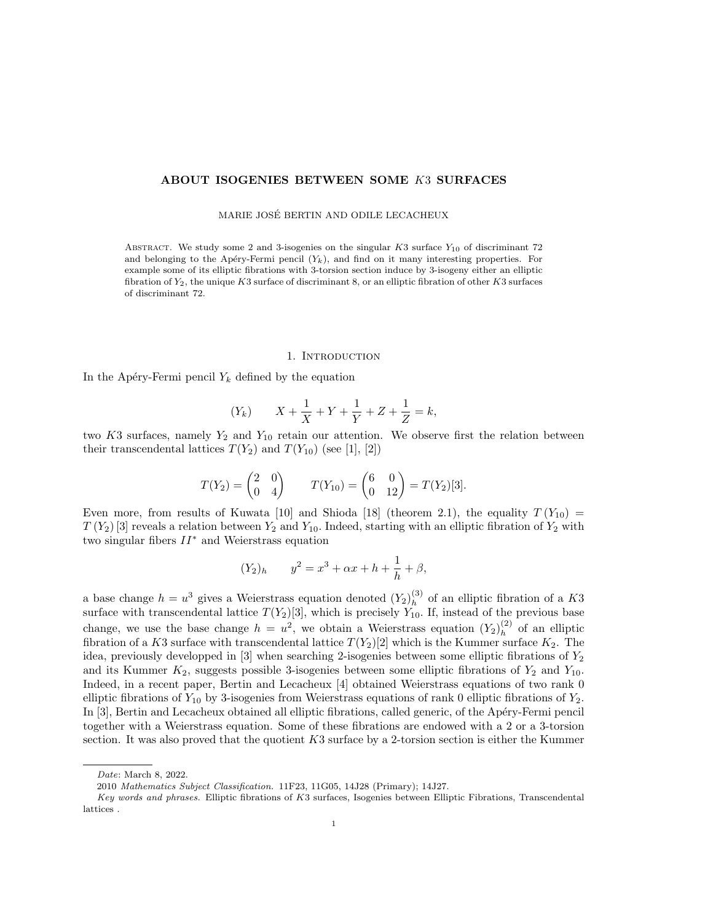# ABOUT ISOGENIES BETWEEN SOME $K3$ SURFACES

MARIE JOSÉ BERTIN AND ODILE LECACHEUX

Abstract. We study some 2 and 3-isogenies on the singular $K3$ surface $Y_{10}$ of discriminant 72 and belonging to the Apéry-Fermi pencil $(Y_k)$, and find on it many interesting properties. For example some of its elliptic fibrations with 3-torsion section induce by 3-isogeny either an elliptic fibration of $Y_2$, the unique $K3$ surface of discriminant 8, or an elliptic fibration of other $K3$ surfaces of discriminant 72.

## 1. Introduction

In the Apéry-Fermi pencil $Y_k$ defined by the equation

$$(Y_k) \qquad X + \frac{1}{X} + Y + \frac{1}{Y} + Z + \frac{1}{Z} = k,$$

two $K3$ surfaces, namely $Y_2$ and $Y_{10}$ retain our attention. We observe first the relation between their transcendental lattices $T(Y_2)$ and $T(Y_{10})$ (see [1], [2])

$$T(Y_2) = \begin{pmatrix} 2 & 0 \\ 0 & 4 \end{pmatrix} \qquad T(Y_{10}) = \begin{pmatrix} 6 & 0 \\ 0 & 12 \end{pmatrix} = T(Y_2)[3].$$

Even more, from results of Kuwata [10] and Shioda [18] (theorem 2.1), the equality $T(Y_{10}) = T(Y_2)[3]$ reveals a relation between $Y_2$ and $Y_{10}$. Indeed, starting with an elliptic fibration of $Y_2$ with two singular fibers $II^*$ and Weierstrass equation

$$(Y_2)_h \qquad y^2 = x^3 + \alpha x + h + \frac{1}{h} + \beta,$$

a base change $h = u^3$ gives a Weierstrass equation denoted $(Y_2)_h^{(3)}$ of an elliptic fibration of a $K3$ surface with transcendental lattice $T(Y_2)[3]$, which is precisely $Y_{10}$. If, instead of the previous base change, we use the base change $h = u^2$, we obtain a Weierstrass equation $(Y_2)_h^{(2)}$ of an elliptic fibration of a $K3$ surface with transcendental lattice $T(Y_2)[2]$ which is the Kummer surface $K_2$. The idea, previously developped in [3] when searching 2-isogenies between some elliptic fibrations of $Y_2$ and its Kummer $K_2$, suggests possible 3-isogenies between some elliptic fibrations of $Y_2$ and $Y_{10}$. Indeed, in a recent paper, Bertin and Lecacheux [4] obtained Weierstrass equations of two rank 0 elliptic fibrations of $Y_{10}$ by 3-isogenies from Weierstrass equations of rank 0 elliptic fibrations of $Y_2$. In [3], Bertin and Lecacheux obtained all elliptic fibrations, called generic, of the Apéry-Fermi pencil together with a Weierstrass equation. Some of these fibrations are endowed with a 2 or a 3-torsion section. It was also proved that the quotient $K3$ surface by a 2-torsion section is either the Kummer

*Date*: March 8, 2022.

2010 *Mathematics Subject Classification.* 11F23, 11G05, 14J28 (Primary); 14J27.

*Key words and phrases.* Elliptic fibrations of $K3$ surfaces, Isogenies between Elliptic Fibrations, Transcendental lattices .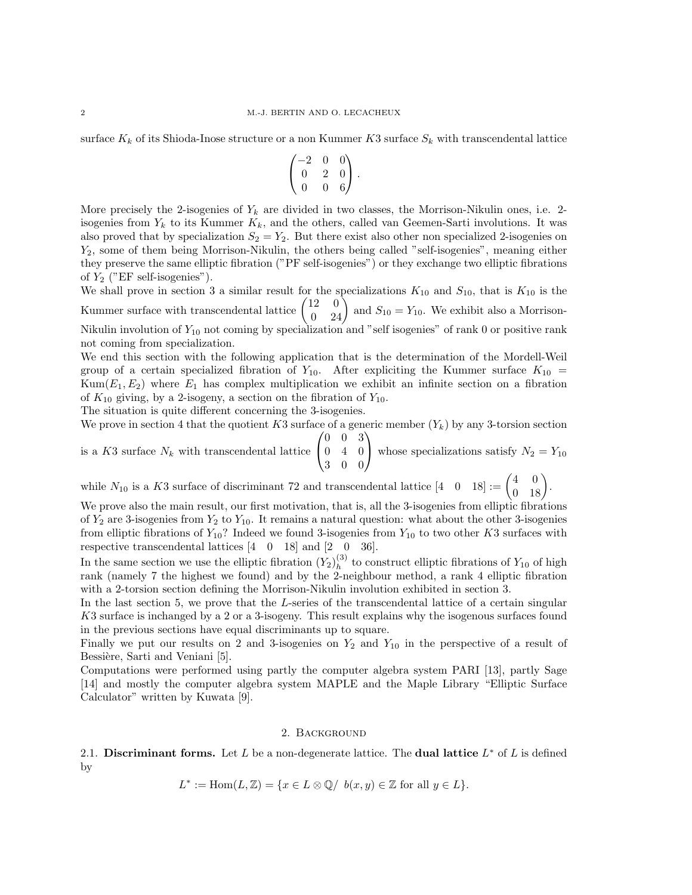surface $K_k$ of its Shioda-Inose structure or a non Kummer $K3$ surface $S_k$ with transcendental lattice

$$\begin{pmatrix} -2 & 0 & 0 \\ 0 & 2 & 0 \\ 0 & 0 & 6 \end{pmatrix}.$$

More precisely the 2-isogenies of $Y_k$ are divided in two classes, the Morrison-Nikulin ones, i.e. 2-isogenies from $Y_k$ to its Kummer $K_k$, and the others, called van Geemen-Sarti involutions. It was also proved that by specialization $S_2 = Y_2$. But there exist also other non specialized 2-isogenies on $Y_2$, some of them being Morrison-Nikulin, the others being called "self-isogenies", meaning either they preserve the same elliptic fibration ("PF self-isogenies") or they exchange two elliptic fibrations of $Y_2$ ("EF self-isogenies").

We shall prove in section 3 a similar result for the specializations $K_{10}$ and $S_{10}$, that is $K_{10}$ is the Kummer surface with transcendental lattice $\begin{pmatrix} 12 & 0 \\ 0 & 24 \end{pmatrix}$ and $S_{10} = Y_{10}$. We exhibit also a Morrison-Nikulin involution of $Y_{10}$ not coming by specialization and "self isogenies" of rank 0 or positive rank not coming from specialization.

We end this section with the following application that is the determination of the Mordell-Weil group of a certain specialized fibration of $Y_{10}$. After expliciting the Kummer surface $K_{10} = \mathrm{Kum}(E_1, E_2)$ where $E_1$ has complex multiplication we exhibit an infinite section on a fibration of $K_{10}$ giving, by a 2-isogeny, a section on the fibration of $Y_{10}$.

The situation is quite different concerning the 3-isogenies.

We prove in section 4 that the quotient $K3$ surface of a generic member $(Y_k)$ by any 3-torsion section is a $K3$ surface $N_k$ with transcendental lattice $\begin{pmatrix} 0 & 0 & 3 \\ 0 & 4 & 0 \\ 3 & 0 & 0 \end{pmatrix}$ whose specializations satisfy $N_2 = Y_{10}$ while $N_{10}$ is a $K3$ surface of discriminant 72 and transcendental lattice $[4 \quad 0 \quad 18] := \begin{pmatrix} 4 & 0 \\ 0 & 18 \end{pmatrix}$.

We prove also the main result, our first motivation, that is, all the 3-isogenies from elliptic fibrations of $Y_2$ are 3-isogenies from $Y_2$ to $Y_{10}$. It remains a natural question: what about the other 3-isogenies from elliptic fibrations of $Y_{10}$? Indeed we found 3-isogenies from $Y_{10}$ to two other $K3$ surfaces with respective transcendental lattices $[4 \quad 0 \quad 18]$ and $[2 \quad 0 \quad 36]$.

In the same section we use the elliptic fibration $(Y_2)_h^{(3)}$ to construct elliptic fibrations of $Y_{10}$ of high rank (namely 7 the highest we found) and by the 2-neighbour method, a rank 4 elliptic fibration with a 2-torsion section defining the Morrison-Nikulin involution exhibited in section 3.

In the last section 5, we prove that the $L$-series of the transcendental lattice of a certain singular $K3$ surface is inchanged by a 2 or a 3-isogeny. This result explains why the isogenous surfaces found in the previous sections have equal discriminants up to square.

Finally we put our results on 2 and 3-isogenies on $Y_2$ and $Y_{10}$ in the perspective of a result of Bessière, Sarti and Veniani [5].

Computations were performed using partly the computer algebra system PARI [13], partly Sage [14] and mostly the computer algebra system MAPLE and the Maple Library "Elliptic Surface Calculator" written by Kuwata [9].

## 2. Background

### 2.1. Discriminant forms.

Let $L$ be a non-degenerate lattice. The **dual lattice** $L^*$ of $L$ is defined by

$$L^* := \mathrm{Hom}(L, \mathbb{Z}) = \{x \in L \otimes \mathbb{Q} / \ b(x, y) \in \mathbb{Z} \text{ for all } y \in L\}.$$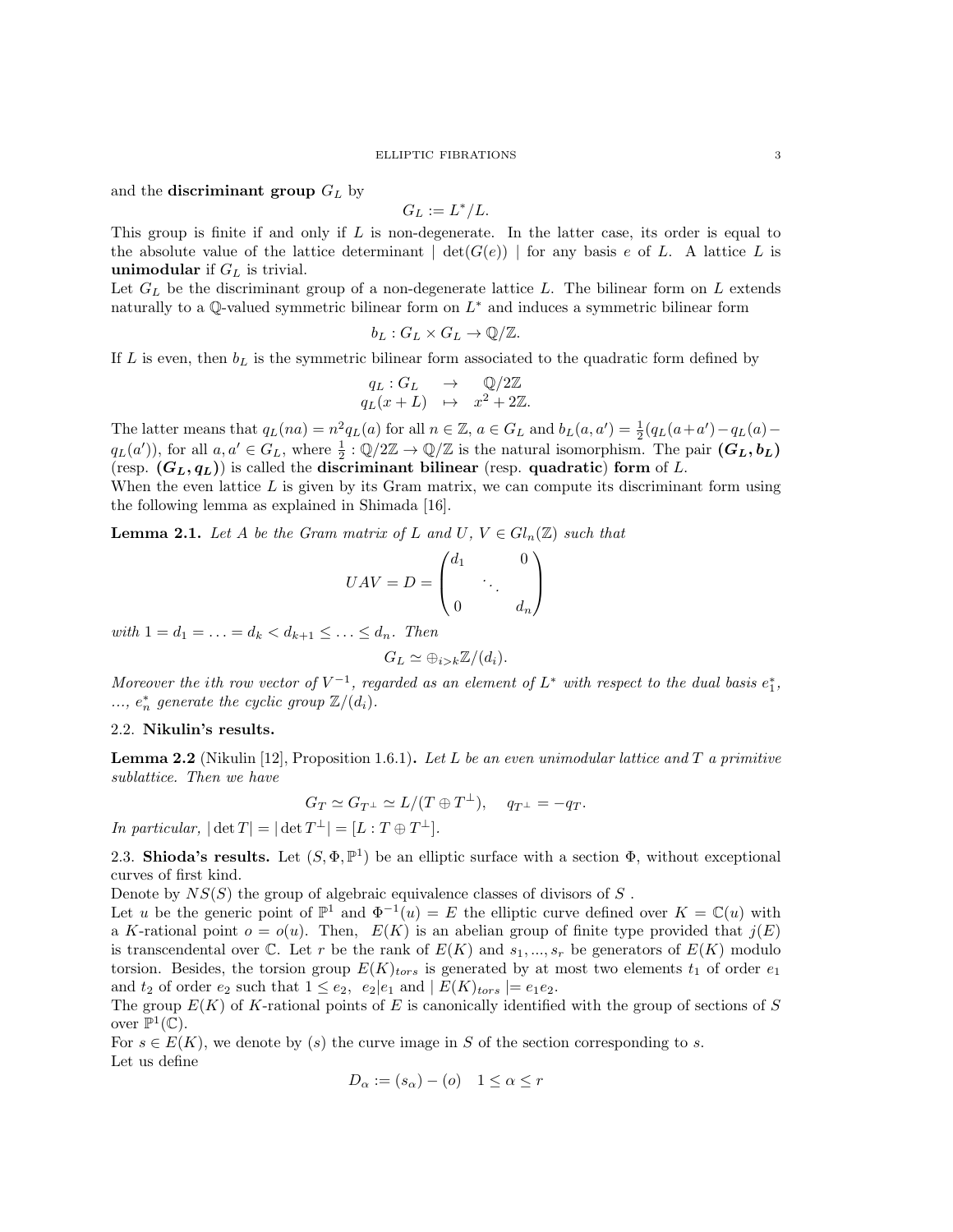and the **discriminant group** $G_L$ by

$$G_L := L^*/L.$$

This group is finite if and only if $L$ is non-degenerate. In the latter case, its order is equal to the absolute value of the lattice determinant $\mid \det(G(e)) \mid$ for any basis $e$ of $L$. A lattice $L$ is **unimodular** if $G_L$ is trivial.

Let $G_L$ be the discriminant group of a non-degenerate lattice $L$. The bilinear form on $L$ extends naturally to a $\mathbb{Q}$-valued symmetric bilinear form on $L^*$ and induces a symmetric bilinear form

$$b_L : G_L \times G_L \to \mathbb{Q}/\mathbb{Z}.$$

If $L$ is even, then $b_L$ is the symmetric bilinear form associated to the quadratic form defined by

$$\begin{array}{rcl} q_L : G_L & \to & \mathbb{Q}/2\mathbb{Z} \\ q_L(x+L) & \mapsto & x^2 + 2\mathbb{Z}. \end{array}$$

The latter means that $q_L(na) = n^2 q_L(a)$ for all $n \in \mathbb{Z}$, $a \in G_L$ and $b_L(a,a') = \frac{1}{2}(q_L(a+a') - q_L(a) - q_L(a'))$, for all $a, a' \in G_L$, where $\frac{1}{2} : \mathbb{Q}/2\mathbb{Z} \to \mathbb{Q}/\mathbb{Z}$ is the natural isomorphism. The pair $\boldsymbol{(G_L, b_L)}$ (resp. $\boldsymbol{(G_L, q_L)}$) is called the **discriminant bilinear** (resp. **quadratic**) **form** of $L$.

When the even lattice $L$ is given by its Gram matrix, we can compute its discriminant form using the following lemma as explained in Shimada [16].

**Lemma 2.1.** *Let $A$ be the Gram matrix of $L$ and $U$, $V \in Gl_n(\mathbb{Z})$ such that*

$$UAV = D = \begin{pmatrix} d_1 & & 0 \\ & \ddots & \\ 0 & & d_n \end{pmatrix}$$

*with $1 = d_1 = \ldots = d_k < d_{k+1} \leq \ldots \leq d_n$. Then*

$$G_L \simeq \oplus_{i>k} \mathbb{Z}/(d_i).$$

*Moreover the ith row vector of $V^{-1}$, regarded as an element of $L^*$ with respect to the dual basis $e_1^*$, ..., $e_n^*$ generate the cyclic group $\mathbb{Z}/(d_i)$.*

### 2.2. Nikulin's results.

**Lemma 2.2** (Nikulin [12], Proposition 1.6.1)**.** *Let $L$ be an even unimodular lattice and $T$ a primitive sublattice. Then we have*

$$G_T \simeq G_{T^\perp} \simeq L/(T \oplus T^\perp), \quad q_{T^\perp} = -q_T.$$

*In particular, $|\det T| = |\det T^\perp| = [L : T \oplus T^\perp]$.*

### 2.3. Shioda's results.

Let $(S, \Phi, \mathbb{P}^1)$ be an elliptic surface with a section $\Phi$, without exceptional curves of first kind.

Denote by $NS(S)$ the group of algebraic equivalence classes of divisors of $S$.

Let $u$ be the generic point of $\mathbb{P}^1$ and $\Phi^{-1}(u) = E$ the elliptic curve defined over $K = \mathbb{C}(u)$ with a $K$-rational point $o = o(u)$. Then, $E(K)$ is an abelian group of finite type provided that $j(E)$ is transcendental over $\mathbb{C}$. Let $r$ be the rank of $E(K)$ and $s_1, ..., s_r$ be generators of $E(K)$ modulo torsion. Besides, the torsion group $E(K)_{tors}$ is generated by at most two elements $t_1$ of order $e_1$ and $t_2$ of order $e_2$ such that $1 \leq e_2$, $e_2 | e_1$ and $| E(K)_{tors} |= e_1 e_2$.

The group $E(K)$ of $K$-rational points of $E$ is canonically identified with the group of sections of $S$ over $\mathbb{P}^1(\mathbb{C})$.

For $s \in E(K)$, we denote by $(s)$ the curve image in $S$ of the section corresponding to $s$.

Let us define

$$D_\alpha := (s_\alpha) - (o) \quad 1 \leq \alpha \leq r$$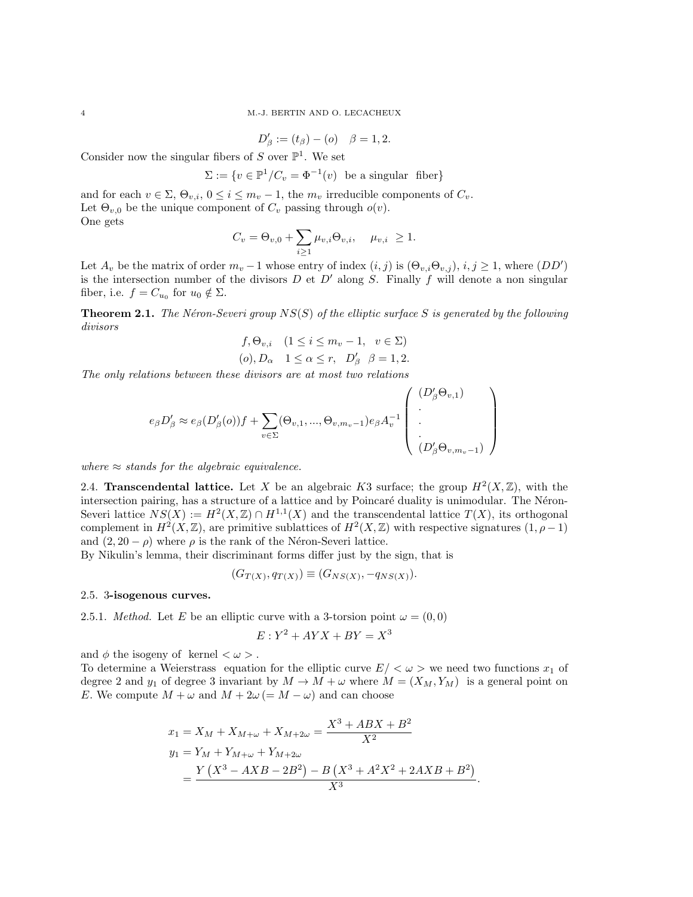$$D'_\beta := (t_\beta) - (o) \quad \beta = 1, 2.$$

Consider now the singular fibers of $S$ over $\mathbb{P}^1$. We set

$$\Sigma := \{v \in \mathbb{P}^1 / C_v = \Phi^{-1}(v) \text{ be a singular fiber}\}$$

and for each $v \in \Sigma$, $\Theta_{v,i}$, $0 \leq i \leq m_v - 1$, the $m_v$ irreducible components of $C_v$.
Let $\Theta_{v,0}$ be the unique component of $C_v$ passing through $o(v)$.
One gets

$$C_v = \Theta_{v,0} + \sum_{i \geq 1} \mu_{v,i} \Theta_{v,i}, \quad \mu_{v,i} \geq 1.$$

Let $A_v$ be the matrix of order $m_v - 1$ whose entry of index $(i,j)$ is $(\Theta_{v,i}\Theta_{v,j})$, $i, j \geq 1$, where $(DD')$ is the intersection number of the divisors $D$ et $D'$ along $S$. Finally $f$ will denote a non singular fiber, i.e. $f = C_{u_0}$ for $u_0 \notin \Sigma$.

**Theorem 2.1.** *The Néron-Severi group $NS(S)$ of the elliptic surface $S$ is generated by the following divisors*

$$f, \Theta_{v,i} \quad (1 \leq i \leq m_v - 1, \quad v \in \Sigma)$$
$$(o), D_\alpha \quad 1 \leq \alpha \leq r, \quad D'_\beta \quad \beta = 1, 2.$$

*The only relations between these divisors are at most two relations*

$$e_\beta D'_\beta \approx e_\beta (D'_\beta(o)) f + \sum_{v \in \Sigma} (\Theta_{v,1}, ..., \Theta_{v,m_v-1}) e_\beta A_v^{-1} \begin{pmatrix} (D'_\beta \Theta_{v,1}) \\ . \\ . \\ . \\ (D'_\beta \Theta_{v,m_v-1}) \end{pmatrix}$$

*where $\approx$ stands for the algebraic equivalence.*

2.4. **Transcendental lattice.** Let $X$ be an algebraic K3 surface; the group $H^2(X, \mathbb{Z})$, with the intersection pairing, has a structure of a lattice and by Poincaré duality is unimodular. The Néron-Severi lattice $NS(X) := H^2(X, \mathbb{Z}) \cap H^{1,1}(X)$ and the transcendental lattice $T(X)$, its orthogonal complement in $H^2(X, \mathbb{Z})$, are primitive sublattices of $H^2(X, \mathbb{Z})$ with respective signatures $(1, \rho - 1)$ and $(2, 20 - \rho)$ where $\rho$ is the rank of the Néron-Severi lattice.
By Nikulin's lemma, their discriminant forms differ just by the sign, that is

$$(G_{T(X)}, q_{T(X)}) \equiv (G_{NS(X)}, -q_{NS(X)}).$$

2.5. **3-isogenous curves.**

2.5.1. *Method.* Let $E$ be an elliptic curve with a 3-torsion point $\omega = (0, 0)$

$$E : Y^2 + AYX + BY = X^3$$

and $\phi$ the isogeny of kernel $< \omega >$.
To determine a Weierstrass equation for the elliptic curve $E / < \omega >$ we need two functions $x_1$ of degree 2 and $y_1$ of degree 3 invariant by $M \to M + \omega$ where $M = (X_M, Y_M)$ is a general point on $E$. We compute $M + \omega$ and $M + 2\omega \, (= M - \omega)$ and can choose

$$\begin{aligned}
x_1 &= X_M + X_{M+\omega} + X_{M+2\omega} = \frac{X^3 + ABX + B^2}{X^2} \\
y_1 &= Y_M + Y_{M+\omega} + Y_{M+2\omega} \\
&= \frac{Y\left(X^3 - AXB - 2B^2\right) - B\left(X^3 + A^2X^2 + 2AXB + B^2\right)}{X^3}.
\end{aligned}$$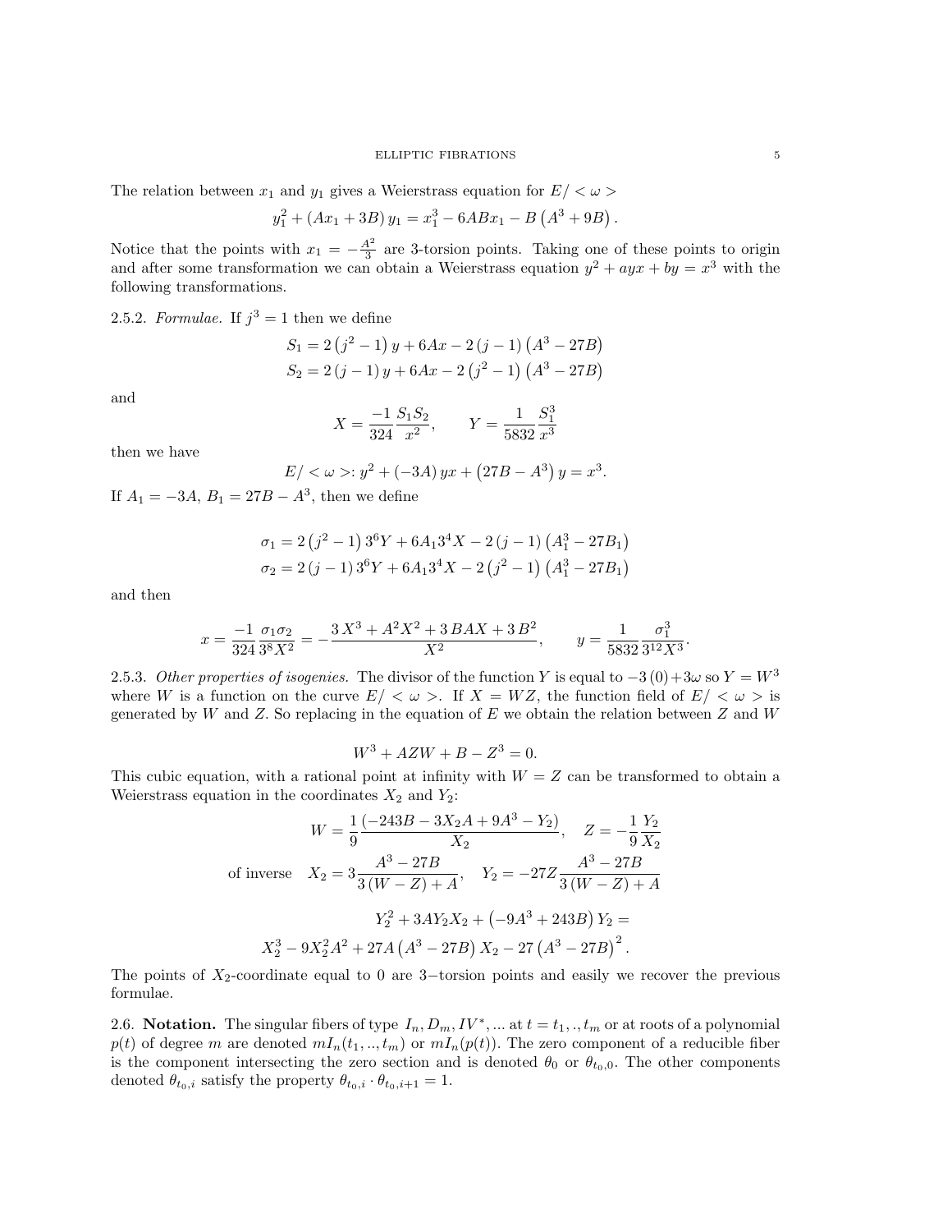The relation between $x_1$ and $y_1$ gives a Weierstrass equation for $E/<\omega>$

$$y_1^2 + (Ax_1 + 3B)\, y_1 = x_1^3 - 6ABx_1 - B\left(A^3 + 9B\right).$$

Notice that the points with $x_1 = -\frac{A^2}{3}$ are 3-torsion points. Taking one of these points to origin and after some transformation we can obtain a Weierstrass equation $y^2 + ayx + by = x^3$ with the following transformations.

2.5.2. *Formulae.* If $j^3 = 1$ then we define

$$S_1 = 2\left(j^2 - 1\right) y + 6Ax - 2\left(j - 1\right)\left(A^3 - 27B\right)$$
$$S_2 = 2\left(j - 1\right) y + 6Ax - 2\left(j^2 - 1\right)\left(A^3 - 27B\right)$$

and

$$X = \frac{-1}{324}\frac{S_1 S_2}{x^2}, \qquad Y = \frac{1}{5832}\frac{S_1^3}{x^3}$$

then we have

$$E/<\omega>\colon y^2 + (-3A)\, yx + \left(27B - A^3\right) y = x^3.$$

If $A_1 = -3A$, $B_1 = 27B - A^3$, then we define

$$\sigma_1 = 2\left(j^2 - 1\right) 3^6 Y + 6A_1 3^4 X - 2\left(j - 1\right)\left(A_1^3 - 27B_1\right)$$
$$\sigma_2 = 2\left(j - 1\right) 3^6 Y + 6A_1 3^4 X - 2\left(j^2 - 1\right)\left(A_1^3 - 27B_1\right)$$

and then

$$x = \frac{-1}{324}\frac{\sigma_1\sigma_2}{3^8 X^2} = -\frac{3\,X^3 + A^2X^2 + 3\,BAX + 3\,B^2}{X^2}, \qquad y = \frac{1}{5832}\frac{\sigma_1^3}{3^{12}X^3}.$$

2.5.3. *Other properties of isogenies.* The divisor of the function $Y$ is equal to $-3\,(0) + 3\omega$ so $Y = W^3$ where $W$ is a function on the curve $E/<\omega>$. If $X = WZ$, the function field of $E/<\omega>$ is generated by $W$ and $Z$. So replacing in the equation of $E$ we obtain the relation between $Z$ and $W$

$$W^3 + AZW + B - Z^3 = 0.$$

This cubic equation, with a rational point at infinity with $W = Z$ can be transformed to obtain a Weierstrass equation in the coordinates $X_2$ and $Y_2$:

$$W = \frac{1}{9}\frac{\left(-243B - 3X_2A + 9A^3 - Y_2\right)}{X_2}, \quad Z = -\frac{1}{9}\frac{Y_2}{X_2}$$

$$\text{of inverse} \quad X_2 = 3\frac{A^3 - 27B}{3\left(W - Z\right) + A}, \quad Y_2 = -27Z\frac{A^3 - 27B}{3\left(W - Z\right) + A}$$

$$Y_2^2 + 3AY_2X_2 + \left(-9A^3 + 243B\right) Y_2 =$$
$$X_2^3 - 9X_2^2A^2 + 27A\left(A^3 - 27B\right) X_2 - 27\left(A^3 - 27B\right)^2.$$

The points of $X_2$-coordinate equal to 0 are 3−torsion points and easily we recover the previous formulae.

2.6. **Notation.** The singular fibers of type $I_n, D_m, IV^*, \ldots$ at $t = t_1, .., t_m$ or at roots of a polynomial $p(t)$ of degree $m$ are denoted $mI_n(t_1, .., t_m)$ or $mI_n(p(t))$. The zero component of a reducible fiber is the component intersecting the zero section and is denoted $\theta_0$ or $\theta_{t_0,0}$. The other components denoted $\theta_{t_0,i}$ satisfy the property $\theta_{t_0,i} \cdot \theta_{t_0,i+1} = 1$.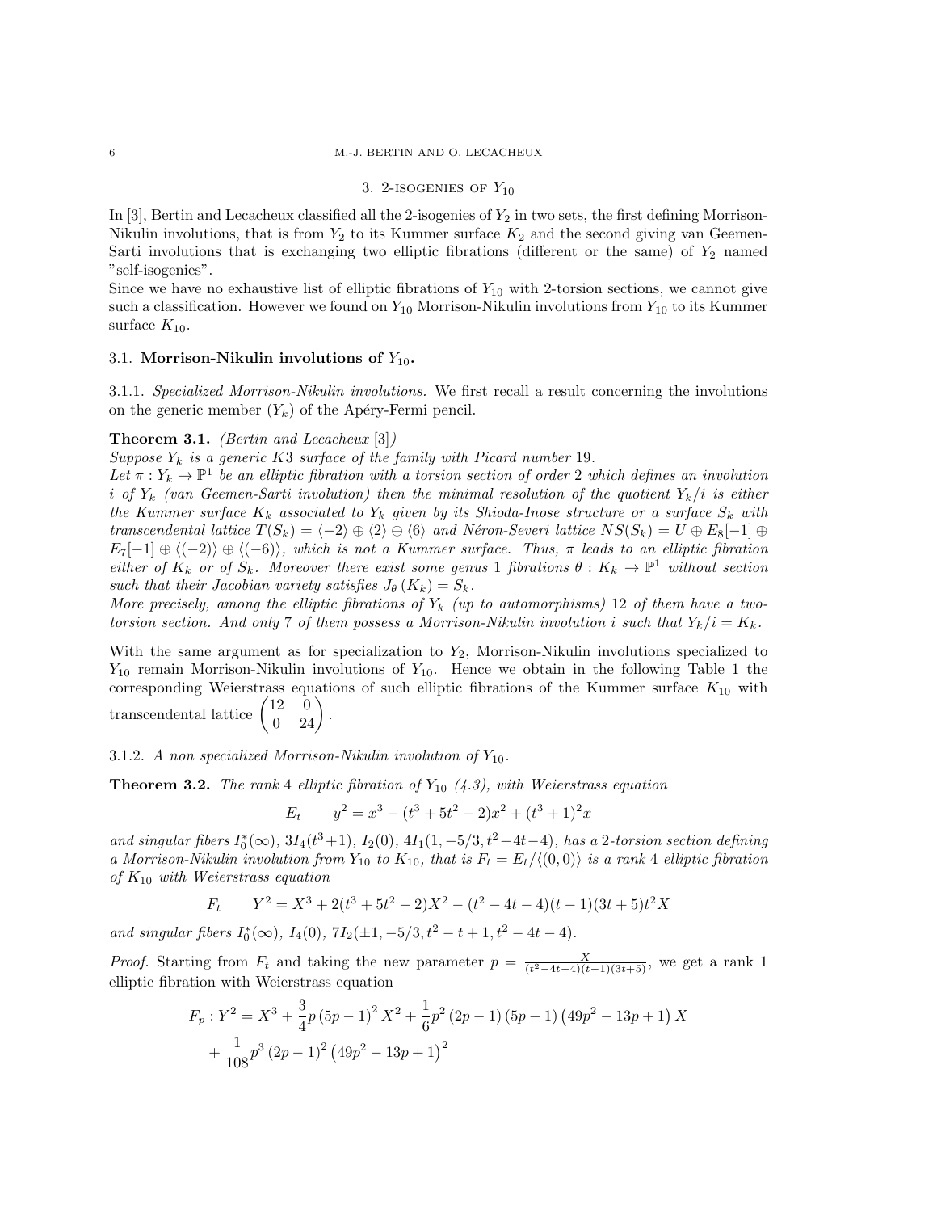## 3. 2-isogenies of $Y_{10}$

In [3], Bertin and Lecacheux classified all the 2-isogenies of $Y_2$ in two sets, the first defining Morrison-Nikulin involutions, that is from $Y_2$ to its Kummer surface $K_2$ and the second giving van Geemen-Sarti involutions that is exchanging two elliptic fibrations (different or the same) of $Y_2$ named "self-isogenies".

Since we have no exhaustive list of elliptic fibrations of $Y_{10}$ with 2-torsion sections, we cannot give such a classification. However we found on $Y_{10}$ Morrison-Nikulin involutions from $Y_{10}$ to its Kummer surface $K_{10}$.

### 3.1. Morrison-Nikulin involutions of $Y_{10}$.

3.1.1. *Specialized Morrison-Nikulin involutions.* We first recall a result concerning the involutions on the generic member $(Y_k)$ of the Apéry-Fermi pencil.

**Theorem 3.1.** *(Bertin and Lecacheux [3])*
*Suppose $Y_k$ is a generic K3 surface of the family with Picard number 19.*
*Let $\pi : Y_k \to \mathbb{P}^1$ be an elliptic fibration with a torsion section of order 2 which defines an involution $i$ of $Y_k$ (van Geemen-Sarti involution) then the minimal resolution of the quotient $Y_k/i$ is either the Kummer surface $K_k$ associated to $Y_k$ given by its Shioda-Inose structure or a surface $S_k$ with transcendental lattice $T(S_k) = \langle -2 \rangle \oplus \langle 2 \rangle \oplus \langle 6 \rangle$ and Néron-Severi lattice $NS(S_k) = U \oplus E_8[-1] \oplus E_7[-1] \oplus \langle (-2) \rangle \oplus \langle (-6) \rangle$, which is not a Kummer surface. Thus, $\pi$ leads to an elliptic fibration either of $K_k$ or of $S_k$. Moreover there exist some genus 1 fibrations $\theta : K_k \to \mathbb{P}^1$ without section such that their Jacobian variety satisfies $J_\theta(K_k) = S_k$.*
*More precisely, among the elliptic fibrations of $Y_k$ (up to automorphisms) 12 of them have a two-torsion section. And only 7 of them possess a Morrison-Nikulin involution $i$ such that $Y_k/i = K_k$.*

With the same argument as for specialization to $Y_2$, Morrison-Nikulin involutions specialized to $Y_{10}$ remain Morrison-Nikulin involutions of $Y_{10}$. Hence we obtain in the following Table 1 the corresponding Weierstrass equations of such elliptic fibrations of the Kummer surface $K_{10}$ with transcendental lattice $\begin{pmatrix} 12 & 0 \\ 0 & 24 \end{pmatrix}$.

3.1.2. *A non specialized Morrison-Nikulin involution of $Y_{10}$.*

**Theorem 3.2.** *The rank 4 elliptic fibration of $Y_{10}$ (4.3), with Weierstrass equation*

$$E_t \qquad y^2 = x^3 - (t^3 + 5t^2 - 2)x^2 + (t^3 + 1)^2 x$$

*and singular fibers $I_0^*(\infty)$, $3I_4(t^3+1)$, $I_2(0)$, $4I_1(1, -5/3, t^2-4t-4)$, has a 2-torsion section defining a Morrison-Nikulin involution from $Y_{10}$ to $K_{10}$, that is $F_t = E_t/\langle (0,0) \rangle$ is a rank 4 elliptic fibration of $K_{10}$ with Weierstrass equation*

$$F_t \qquad Y^2 = X^3 + 2(t^3 + 5t^2 - 2)X^2 - (t^2 - 4t - 4)(t-1)(3t+5)t^2 X$$

*and singular fibers $I_0^*(\infty)$, $I_4(0)$, $7I_2(\pm 1, -5/3, t^2 - t + 1, t^2 - 4t - 4)$.*

*Proof.* Starting from $F_t$ and taking the new parameter $p = \frac{X}{(t^2-4t-4)(t-1)(3t+5)}$, we get a rank 1 elliptic fibration with Weierstrass equation

$$F_p : Y^2 = X^3 + \frac{3}{4} p \left(5p-1\right)^2 X^2 + \frac{1}{6} p^2 \left(2p-1\right)\left(5p-1\right)\left(49p^2 - 13p + 1\right) X$$
$$+ \frac{1}{108} p^3 \left(2p-1\right)^2 \left(49p^2 - 13p + 1\right)^2$$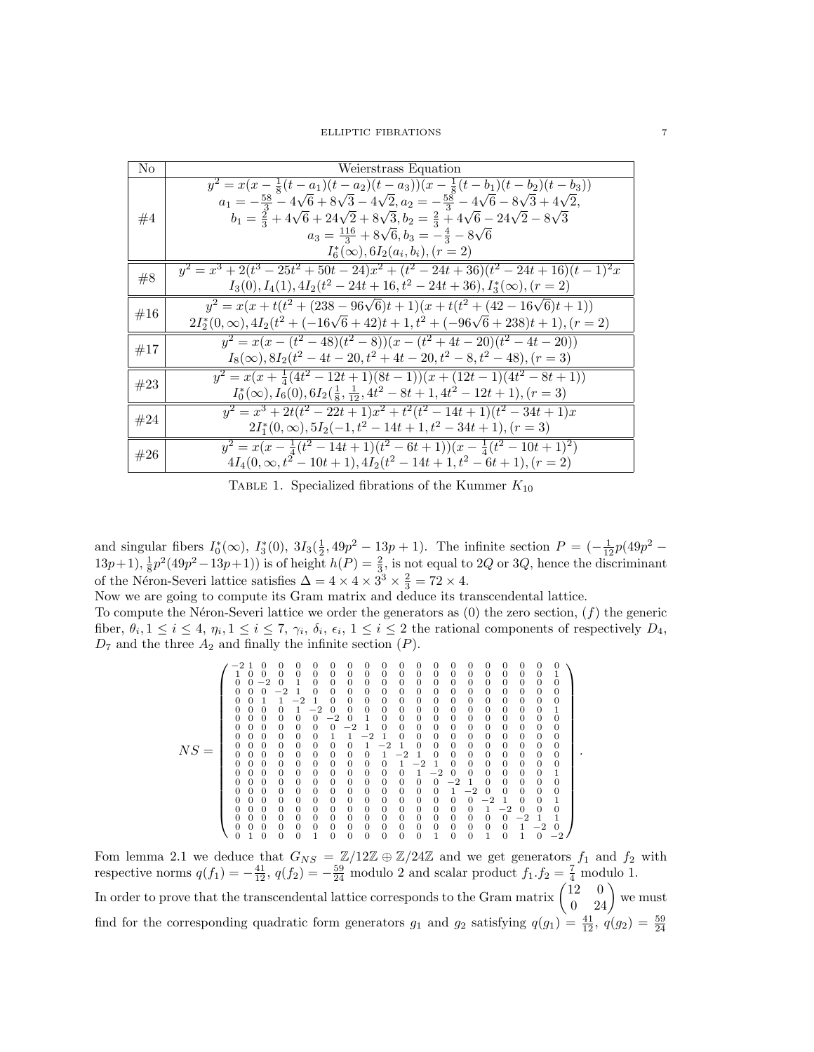| No | Weierstrass Equation |
|---|---|
| #4 | $y^2 = x(x - \frac{1}{8}(t-a_1)(t-a_2)(t-a_3))(x - \frac{1}{8}(t-b_1)(t-b_2)(t-b_3))$ <br> $a_1 = -\frac{58}{3} - 4\sqrt{6} + 8\sqrt{3} - 4\sqrt{2}, a_2 = -\frac{58}{3} - 4\sqrt{6} - 8\sqrt{3} + 4\sqrt{2},$ <br> $b_1 = \frac{2}{3} + 4\sqrt{6} + 24\sqrt{2} + 8\sqrt{3}, b_2 = \frac{2}{3} + 4\sqrt{6} - 24\sqrt{2} - 8\sqrt{3}$ <br> $a_3 = \frac{116}{3} + 8\sqrt{6}, b_3 = -\frac{4}{3} - 8\sqrt{6}$ <br> $I_6^*(\infty), 6I_2(a_i, b_i), (r = 2)$ |
| #8 | $y^2 = x^3 + 2(t^3 - 25t^2 + 50t - 24)x^2 + (t^2 - 24t + 36)(t^2 - 24t + 16)(t-1)^2 x$ <br> $I_3(0), I_4(1), 4I_2(t^2 - 24t + 16, t^2 - 24t + 36), I_3^*(\infty), (r = 2)$ |
| #16 | $y^2 = x(x + t(t^2 + (238 - 96\sqrt{6})t + 1)(x + t(t^2 + (42 - 16\sqrt{6})t + 1))$ <br> $2I_2^*(0, \infty), 4I_2(t^2 + (-16\sqrt{6} + 42)t + 1, t^2 + (-96\sqrt{6} + 238)t + 1), (r = 2)$ |
| #17 | $y^2 = x(x - (t^2 - 48)(t^2 - 8))(x - (t^2 + 4t - 20)(t^2 - 4t - 20))$ <br> $I_8(\infty), 8I_2(t^2 - 4t - 20, t^2 + 4t - 20, t^2 - 8, t^2 - 48), (r = 3)$ |
| #23 | $y^2 = x(x + \frac{1}{4}(4t^2 - 12t + 1)(8t - 1))(x + (12t - 1)(4t^2 - 8t + 1))$ <br> $I_0^*(\infty), I_6(0), 6I_2(\frac{1}{8}, \frac{1}{12}, 4t^2 - 8t + 1, 4t^2 - 12t + 1), (r = 3)$ |
| #24 | $y^2 = x^3 + 2t(t^2 - 22t + 1)x^2 + t^2(t^2 - 14t + 1)(t^2 - 34t + 1)x$ <br> $2I_1^*(0, \infty), 5I_2(-1, t^2 - 14t + 1, t^2 - 34t + 1), (r = 3)$ |
| #26 | $y^2 = x(x - \frac{1}{4}(t^2 - 14t + 1)(t^2 - 6t + 1))(x - \frac{1}{4}(t^2 - 10t + 1)^2)$ <br> $4I_4(0, \infty, t^2 - 10t + 1), 4I_2(t^2 - 14t + 1, t^2 - 6t + 1), (r = 2)$ |

Table 1. Specialized fibrations of the Kummer $K_{10}$

and singular fibers $I_0^*(\infty)$, $I_3^*(0)$, $3I_3(\frac{1}{2}, 49p^2 - 13p + 1)$. The infinite section $P = (-\frac{1}{12}p(49p^2 - 13p+1), \frac{1}{8}p^2(49p^2 - 13p+1))$ is of height $h(P) = \frac{2}{3}$, is not equal to $2Q$ or $3Q$, hence the discriminant of the Néron-Severi lattice satisfies $\Delta = 4 \times 4 \times 3^3 \times \frac{2}{3} = 72 \times 4$.

Now we are going to compute its Gram matrix and deduce its transcendental lattice.

To compute the Néron-Severi lattice we order the generators as $(0)$ the zero section, $(f)$ the generic fiber, $\theta_i, 1 \leq i \leq 4$, $\eta_i, 1 \leq i \leq 7$, $\gamma_i$, $\delta_i$, $\epsilon_i$, $1 \leq i \leq 2$ the rational components of respectively $D_4$, $D_7$ and the three $A_2$ and finally the infinite section $(P)$.

$$NS = \begin{pmatrix}
-2 & 1 & 0 & 0 & 0 & 0 & 0 & 0 & 0 & 0 & 0 & 0 & 0 & 0 & 0 & 0 & 0 & 0 & 0 & 0 \\
1 & 0 & 0 & 0 & 0 & 0 & 0 & 0 & 0 & 0 & 0 & 0 & 0 & 0 & 0 & 0 & 0 & 0 & 0 & 1 \\
0 & 0 & -2 & 0 & 1 & 0 & 0 & 0 & 0 & 0 & 0 & 0 & 0 & 0 & 0 & 0 & 0 & 0 & 0 & 0 \\
0 & 0 & 0 & -2 & 1 & 0 & 0 & 0 & 0 & 0 & 0 & 0 & 0 & 0 & 0 & 0 & 0 & 0 & 0 & 0 \\
0 & 0 & 1 & 1 & -2 & 1 & 0 & 0 & 0 & 0 & 0 & 0 & 0 & 0 & 0 & 0 & 0 & 0 & 0 & 0 \\
0 & 0 & 0 & 0 & 1 & -2 & 0 & 0 & 0 & 0 & 0 & 0 & 0 & 0 & 0 & 0 & 0 & 0 & 0 & 1 \\
0 & 0 & 0 & 0 & 0 & 0 & -2 & 0 & 1 & 0 & 0 & 0 & 0 & 0 & 0 & 0 & 0 & 0 & 0 & 0 \\
0 & 0 & 0 & 0 & 0 & 0 & 0 & -2 & 1 & 0 & 0 & 0 & 0 & 0 & 0 & 0 & 0 & 0 & 0 & 0 \\
0 & 0 & 0 & 0 & 0 & 0 & 1 & 1 & -2 & 1 & 0 & 0 & 0 & 0 & 0 & 0 & 0 & 0 & 0 & 0 \\
0 & 0 & 0 & 0 & 0 & 0 & 0 & 0 & 1 & -2 & 1 & 0 & 0 & 0 & 0 & 0 & 0 & 0 & 0 & 0 \\
0 & 0 & 0 & 0 & 0 & 0 & 0 & 0 & 0 & 1 & -2 & 1 & 0 & 0 & 0 & 0 & 0 & 0 & 0 & 0 \\
0 & 0 & 0 & 0 & 0 & 0 & 0 & 0 & 0 & 0 & 1 & -2 & 1 & 0 & 0 & 0 & 0 & 0 & 0 & 0 \\
0 & 0 & 0 & 0 & 0 & 0 & 0 & 0 & 0 & 0 & 0 & 1 & -2 & 0 & 0 & 0 & 0 & 0 & 0 & 1 \\
0 & 0 & 0 & 0 & 0 & 0 & 0 & 0 & 0 & 0 & 0 & 0 & 0 & -2 & 1 & 0 & 0 & 0 & 0 & 0 \\
0 & 0 & 0 & 0 & 0 & 0 & 0 & 0 & 0 & 0 & 0 & 0 & 0 & 1 & -2 & 0 & 0 & 0 & 0 & 0 \\
0 & 0 & 0 & 0 & 0 & 0 & 0 & 0 & 0 & 0 & 0 & 0 & 0 & 0 & 0 & -2 & 1 & 0 & 0 & 1 \\
0 & 0 & 0 & 0 & 0 & 0 & 0 & 0 & 0 & 0 & 0 & 0 & 0 & 0 & 0 & 1 & -2 & 0 & 0 & 0 \\
0 & 0 & 0 & 0 & 0 & 0 & 0 & 0 & 0 & 0 & 0 & 0 & 0 & 0 & 0 & 0 & 0 & -2 & 1 & 1 \\
0 & 0 & 0 & 0 & 0 & 0 & 0 & 0 & 0 & 0 & 0 & 0 & 0 & 0 & 0 & 0 & 0 & 1 & -2 & 0 \\
0 & 1 & 0 & 0 & 0 & 1 & 0 & 0 & 0 & 0 & 0 & 0 & 1 & 0 & 0 & 1 & 0 & 1 & 0 & -2
\end{pmatrix}.$$

Fom lemma 2.1 we deduce that $G_{NS} = \mathbb{Z}/12\mathbb{Z} \oplus \mathbb{Z}/24\mathbb{Z}$ and we get generators $f_1$ and $f_2$ with respective norms $q(f_1) = -\frac{41}{12}$, $q(f_2) = -\frac{59}{24}$ modulo 2 and scalar product $f_1.f_2 = \frac{7}{4}$ modulo 1.

In order to prove that the transcendental lattice corresponds to the Gram matrix $\begin{pmatrix} 12 & 0 \\ 0 & 24 \end{pmatrix}$ we must find for the corresponding quadratic form generators $g_1$ and $g_2$ satisfying $q(g_1) = \frac{41}{12}$, $q(g_2) = \frac{59}{24}$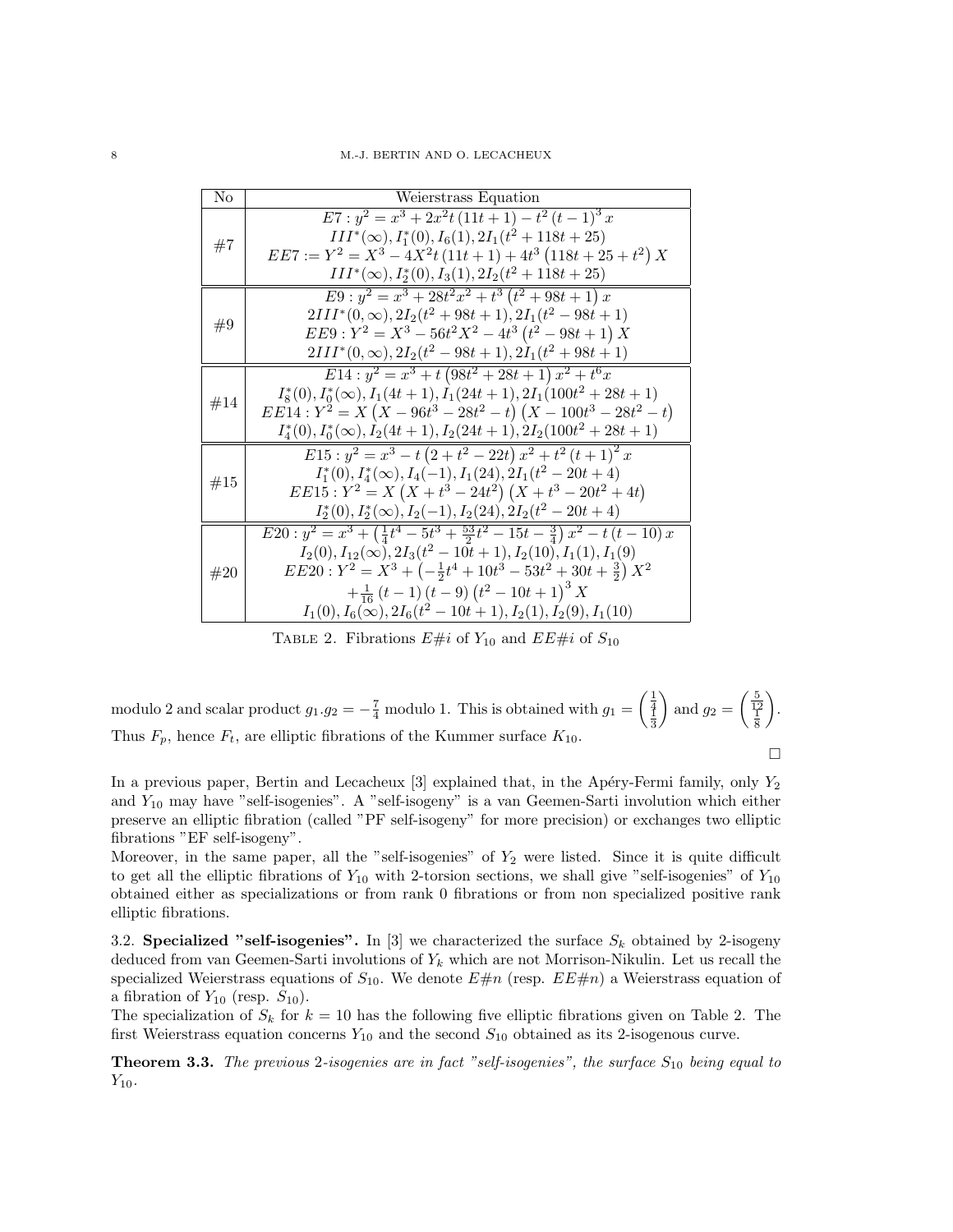| No | Weierstrass Equation |
|---|---|
| #7 | $E7: y^2 = x^3 + 2x^2 t\,(11t+1) - t^2\,(t-1)^3\,x$ |
| | $III^*(\infty), I_1^*(0), I_6(1), 2I_1(t^2+118t+25)$ |
| | $EE7 := Y^2 = X^3 - 4X^2 t\,(11t+1) + 4t^3\,(118t+25+t^2)\,X$ |
| | $III^*(\infty), I_2^*(0), I_3(1), 2I_2(t^2+118t+25)$ |
| #9 | $E9: y^2 = x^3 + 28t^2 x^2 + t^3\,(t^2+98t+1)\,x$ |
| | $2III^*(0,\infty), 2I_2(t^2+98t+1), 2I_1(t^2-98t+1)$ |
| | $EE9: Y^2 = X^3 - 56t^2 X^2 - 4t^3\,(t^2-98t+1)\,X$ |
| | $2III^*(0,\infty), 2I_2(t^2-98t+1), 2I_1(t^2+98t+1)$ |
| #14 | $E14: y^2 = x^3 + t\,(98t^2+28t+1)\,x^2 + t^6 x$ |
| | $I_8^*(0), I_0^*(\infty), I_1(4t+1), I_1(24t+1), 2I_1(100t^2+28t+1)$ |
| | $EE14: Y^2 = X\,(X - 96t^3 - 28t^2 - t)\,(X - 100t^3 - 28t^2 - t)$ |
| | $I_4^*(0), I_0^*(\infty), I_2(4t+1), I_2(24t+1), 2I_2(100t^2+28t+1)$ |
| #15 | $E15: y^2 = x^3 - t\,(2+t^2-22t)\,x^2 + t^2\,(t+1)^2\,x$ |
| | $I_1^*(0), I_4^*(\infty), I_4(-1), I_1(24), 2I_1(t^2-20t+4)$ |
| | $EE15: Y^2 = X\,(X+t^3-24t^2)\,(X+t^3-20t^2+4t)$ |
| | $I_2^*(0), I_2^*(\infty), I_2(-1), I_2(24), 2I_2(t^2-20t+4)$ |
| #20 | $E20: y^2 = x^3 + \left(\frac{1}{4}t^4 - 5t^3 + \frac{53}{2}t^2 - 15t - \frac{3}{4}\right)x^2 - t\,(t-10)\,x$ |
| | $I_2(0), I_{12}(\infty), 2I_3(t^2-10t+1), I_2(10), I_1(1), I_1(9)$ |
| | $EE20: Y^2 = X^3 + \left(-\frac{1}{2}t^4 + 10t^3 - 53t^2 + 30t + \frac{3}{2}\right)X^2$ |
| | $+\frac{1}{16}\,(t-1)\,(t-9)\,(t^2-10t+1)^3\,X$ |
| | $I_1(0), I_6(\infty), 2I_6(t^2-10t+1), I_2(1), I_2(9), I_1(10)$ |

TABLE 2. Fibrations $E\#i$ of $Y_{10}$ and $EE\#i$ of $S_{10}$

modulo 2 and scalar product $g_1.g_2 = -\frac{7}{4}$ modulo 1. This is obtained with $g_1 = \begin{pmatrix} \frac{1}{4} \\ \frac{1}{3} \end{pmatrix}$ and $g_2 = \begin{pmatrix} \frac{5}{12} \\ \frac{1}{8} \end{pmatrix}$. Thus $F_p$, hence $F_t$, are elliptic fibrations of the Kummer surface $K_{10}$. □

In a previous paper, Bertin and Lecacheux [3] explained that, in the Apéry-Fermi family, only $Y_2$ and $Y_{10}$ may have "self-isogenies". A "self-isogeny" is a van Geemen-Sarti involution which either preserve an elliptic fibration (called "PF self-isogeny" for more precision) or exchanges two elliptic fibrations "EF self-isogeny".

Moreover, in the same paper, all the "self-isogenies" of $Y_2$ were listed. Since it is quite difficult to get all the elliptic fibrations of $Y_{10}$ with 2-torsion sections, we shall give "self-isogenies" of $Y_{10}$ obtained either as specializations or from rank 0 fibrations or from non specialized positive rank elliptic fibrations.

### 3.2. Specialized "self-isogenies".

In [3] we characterized the surface $S_k$ obtained by 2-isogeny deduced from van Geemen-Sarti involutions of $Y_k$ which are not Morrison-Nikulin. Let us recall the specialized Weierstrass equations of $S_{10}$. We denote $E\#n$ (resp. $EE\#n$) a Weierstrass equation of a fibration of $Y_{10}$ (resp. $S_{10}$).

The specialization of $S_k$ for $k = 10$ has the following five elliptic fibrations given on Table 2. The first Weierstrass equation concerns $Y_{10}$ and the second $S_{10}$ obtained as its 2-isogenous curve.

**Theorem 3.3.** *The previous 2-isogenies are in fact "self-isogenies", the surface $S_{10}$ being equal to $Y_{10}$.*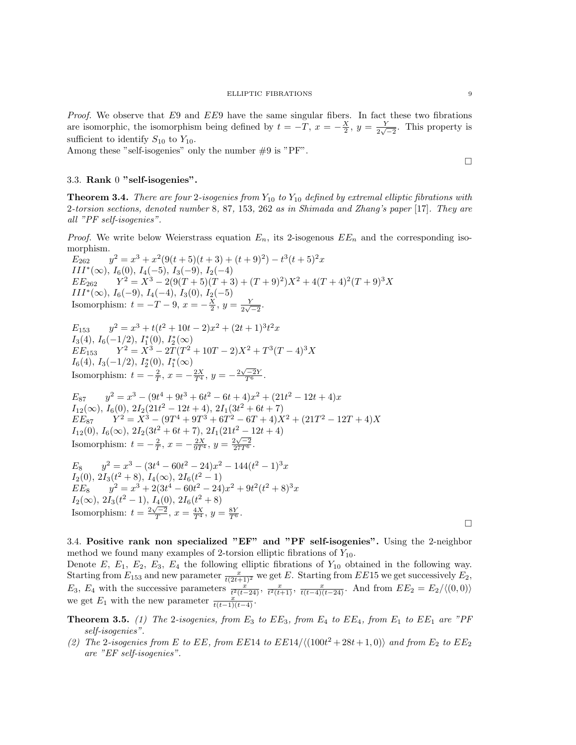*Proof.* We observe that $E9$ and $EE9$ have the same singular fibers. In fact these two fibrations are isomorphic, the isomorphism being defined by $t = -T$, $x = -\frac{X}{2}$, $y = \frac{Y}{2\sqrt{-2}}$. This property is sufficient to identify $S_{10}$ to $Y_{10}$.
Among these "self-isogenies" only the number #9 is "PF". $\square$

### 3.3. Rank 0 "self-isogenies".

**Theorem 3.4.** *There are four 2-isogenies from $Y_{10}$ to $Y_{10}$ defined by extremal elliptic fibrations with 2-torsion sections, denoted number 8, 87, 153, 262 as in Shimada and Zhang's paper [17]. They are all "PF self-isogenies".*

*Proof.* We write below Weierstrass equation $E_n$, its 2-isogenous $EE_n$ and the corresponding isomorphism.

$E_{262}$ $\quad y^2 = x^3 + x^2(9(t+5)(t+3) + (t+9)^2) - t^3(t+5)^2 x$
$III^*(\infty)$, $I_6(0)$, $I_4(-5)$, $I_3(-9)$, $I_2(-4)$
$EE_{262}$ $\quad Y^2 = X^3 - 2(9(T+5)(T+3) + (T+9)^2)X^2 + 4(T+4)^2(T+9)^3 X$
$III^*(\infty)$, $I_6(-9)$, $I_4(-4)$, $I_3(0)$, $I_2(-5)$
Isomorphism: $t = -T - 9$, $x = -\frac{X}{2}$, $y = \frac{Y}{2\sqrt{-2}}$.

$E_{153}$ $\quad y^2 = x^3 + t(t^2 + 10t - 2)x^2 + (2t+1)^3 t^2 x$
$I_3(4)$, $I_6(-1/2)$, $I_1^*(0)$, $I_2^*(\infty)$
$EE_{153}$ $\quad Y^2 = X^3 - 2T(T^2 + 10T - 2)X^2 + T^3(T-4)^3 X$
$I_6(4)$, $I_3(-1/2)$, $I_2^*(0)$, $I_1^*(\infty)$
Isomorphism: $t = -\frac{2}{T}$, $x = -\frac{2X}{T^4}$, $y = -\frac{2\sqrt{-2}Y}{T^6}$.

$E_{87}$ $\quad y^2 = x^3 - (9t^4 + 9t^3 + 6t^2 - 6t + 4)x^2 + (21t^2 - 12t + 4)x$
$I_{12}(\infty)$, $I_6(0)$, $2I_2(21t^2 - 12t + 4)$, $2I_1(3t^2 + 6t + 7)$
$EE_{87}$ $\quad Y^2 = X^3 - (9T^4 + 9T^3 + 6T^2 - 6T + 4)X^2 + (21T^2 - 12T + 4)X$
$I_{12}(0)$, $I_6(\infty)$, $2I_2(3t^2 + 6t + 7)$, $2I_1(21t^2 - 12t + 4)$
Isomorphism: $t = -\frac{2}{T}$, $x = -\frac{2X}{9T^4}$, $y = \frac{2\sqrt{-2}}{27T^6}$.

$E_8$ $\quad y^2 = x^3 - (3t^4 - 60t^2 - 24)x^2 - 144(t^2 - 1)^3 x$
$I_2(0)$, $2I_3(t^2 + 8)$, $I_4(\infty)$, $2I_6(t^2 - 1)$
$EE_8$ $\quad y^2 = x^3 + 2(3t^4 - 60t^2 - 24)x^2 + 9t^2(t^2 + 8)^3 x$
$I_2(\infty)$, $2I_3(t^2 - 1)$, $I_4(0)$, $2I_6(t^2 + 8)$
Isomorphism: $t = \frac{2\sqrt{-2}}{T}$, $x = \frac{4X}{T^4}$, $y = \frac{8Y}{T^6}$. $\square$

### 3.4. Positive rank non specialized "EF" and "PF self-isogenies".

Using the 2-neighbor method we found many examples of 2-torsion elliptic fibrations of $Y_{10}$.
Denote $E$, $E_1$, $E_2$, $E_3$, $E_4$ the following elliptic fibrations of $Y_{10}$ obtained in the following way. Starting from $E_{153}$ and new parameter $\frac{x}{t(2t+1)^2}$ we get $E$. Starting from $EE15$ we get successively $E_2$, $E_3$, $E_4$ with the successive parameters $\frac{x}{t^2(t-24)}$, $\frac{x}{t^2(t+1)}$, $\frac{x}{t(t-4)(t-24)}$. And from $EE_2 = E_2/\langle(0,0)\rangle$ we get $E_1$ with the new parameter $\frac{x}{t(t-1)(t-4)}$.

**Theorem 3.5.** *(1) The 2-isogenies, from $E_3$ to $EE_3$, from $E_4$ to $EE_4$, from $E_1$ to $EE_1$ are "PF self-isogenies".*

*(2) The 2-isogenies from $E$ to $EE$, from $EE14$ to $EE14/\langle(100t^2 + 28t + 1, 0)\rangle$ and from $E_2$ to $EE_2$ are "EF self-isogenies".*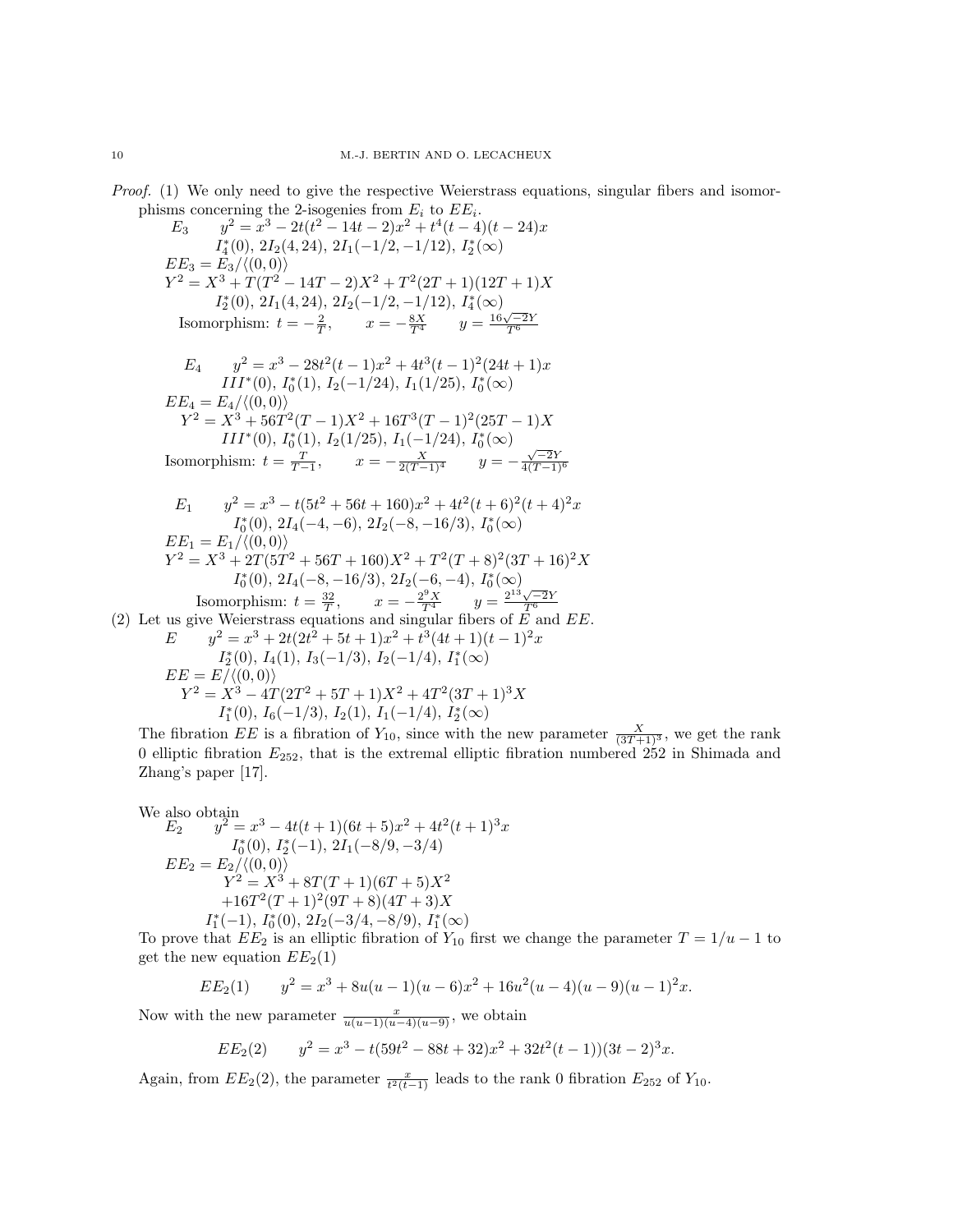*Proof.* (1) We only need to give the respective Weierstrass equations, singular fibers and isomorphisms concerning the 2-isogenies from $E_i$ to $EE_i$.

$E_3$ $\quad y^2 = x^3 - 2t(t^2 - 14t - 2)x^2 + t^4(t-4)(t-24)x$

$\quad I_4^*(0),\ 2I_2(4,24),\ 2I_1(-1/2,-1/12),\ I_2^*(\infty)$

$EE_3 = E_3/\langle(0,0)\rangle$

$Y^2 = X^3 + T(T^2 - 14T - 2)X^2 + T^2(2T+1)(12T+1)X$

$\quad I_2^*(0),\ 2I_1(4,24),\ 2I_2(-1/2,-1/12),\ I_4^*(\infty)$

Isomorphism: $t = -\frac{2}{T}, \qquad x = -\frac{8X}{T^4} \qquad y = \frac{16\sqrt{-2}Y}{T^6}$

$E_4$ $\quad y^2 = x^3 - 28t^2(t-1)x^2 + 4t^3(t-1)^2(24t+1)x$

$\quad III^*(0),\ I_0^*(1),\ I_2(-1/24),\ I_1(1/25),\ I_0^*(\infty)$

$EE_4 = E_4/\langle(0,0)\rangle$

$Y^2 = X^3 + 56T^2(T-1)X^2 + 16T^3(T-1)^2(25T-1)X$

$\quad III^*(0),\ I_0^*(1),\ I_2(1/25),\ I_1(-1/24),\ I_0^*(\infty)$

Isomorphism: $t = \frac{T}{T-1}, \qquad x = -\frac{X}{2(T-1)^4} \qquad y = -\frac{\sqrt{-2}Y}{4(T-1)^6}$

$E_1$ $\quad y^2 = x^3 - t(5t^2 + 56t + 160)x^2 + 4t^2(t+6)^2(t+4)^2x$

$\quad I_0^*(0),\ 2I_4(-4,-6),\ 2I_2(-8,-16/3),\ I_0^*(\infty)$

$EE_1 = E_1/\langle(0,0)\rangle$

$Y^2 = X^3 + 2T(5T^2 + 56T + 160)X^2 + T^2(T+8)^2(3T+16)^2X$

$\quad I_0^*(0),\ 2I_4(-8,-16/3),\ 2I_2(-6,-4),\ I_0^*(\infty)$

Isomorphism: $t = \frac{32}{T}, \qquad x = -\frac{2^9X}{T^4} \qquad y = \frac{2^{13}\sqrt{-2}Y}{T^6}$

(2) Let us give Weierstrass equations and singular fibers of $E$ and $EE$.

$E$ $\quad y^2 = x^3 + 2t(2t^2 + 5t + 1)x^2 + t^3(4t+1)(t-1)^2x$

$\quad I_2^*(0),\ I_4(1),\ I_3(-1/3),\ I_2(-1/4),\ I_1^*(\infty)$

$EE = E/\langle(0,0)\rangle$

$Y^2 = X^3 - 4T(2T^2 + 5T + 1)X^2 + 4T^2(3T+1)^3X$

$\quad I_1^*(0),\ I_6(-1/3),\ I_2(1),\ I_1(-1/4),\ I_2^*(\infty)$

The fibration $EE$ is a fibration of $Y_{10}$, since with the new parameter $\frac{X}{(3T+1)^3}$, we get the rank 0 elliptic fibration $E_{252}$, that is the extremal elliptic fibration numbered 252 in Shimada and Zhang's paper [17].

We also obtain

$E_2$ $\quad y^2 = x^3 - 4t(t+1)(6t+5)x^2 + 4t^2(t+1)^3x$

$\quad I_0^*(0),\ I_2^*(-1),\ 2I_1(-8/9,-3/4)$

$EE_2 = E_2/\langle(0,0)\rangle$

$Y^2 = X^3 + 8T(T+1)(6T+5)X^2$
$\quad +16T^2(T+1)^2(9T+8)(4T+3)X$

$\quad I_1^*(-1),\ I_0^*(0),\ 2I_2(-3/4,-8/9),\ I_1^*(\infty)$

To prove that $EE_2$ is an elliptic fibration of $Y_{10}$ first we change the parameter $T = 1/u - 1$ to get the new equation $EE_2(1)$

$$EE_2(1) \qquad y^2 = x^3 + 8u(u-1)(u-6)x^2 + 16u^2(u-4)(u-9)(u-1)^2x.$$

Now with the new parameter $\frac{x}{u(u-1)(u-4)(u-9)}$, we obtain

$$EE_2(2) \qquad y^2 = x^3 - t(59t^2 - 88t + 32)x^2 + 32t^2(t-1))(3t-2)^3x.$$

Again, from $EE_2(2)$, the parameter $\frac{x}{t^2(t-1)}$ leads to the rank 0 fibration $E_{252}$ of $Y_{10}$.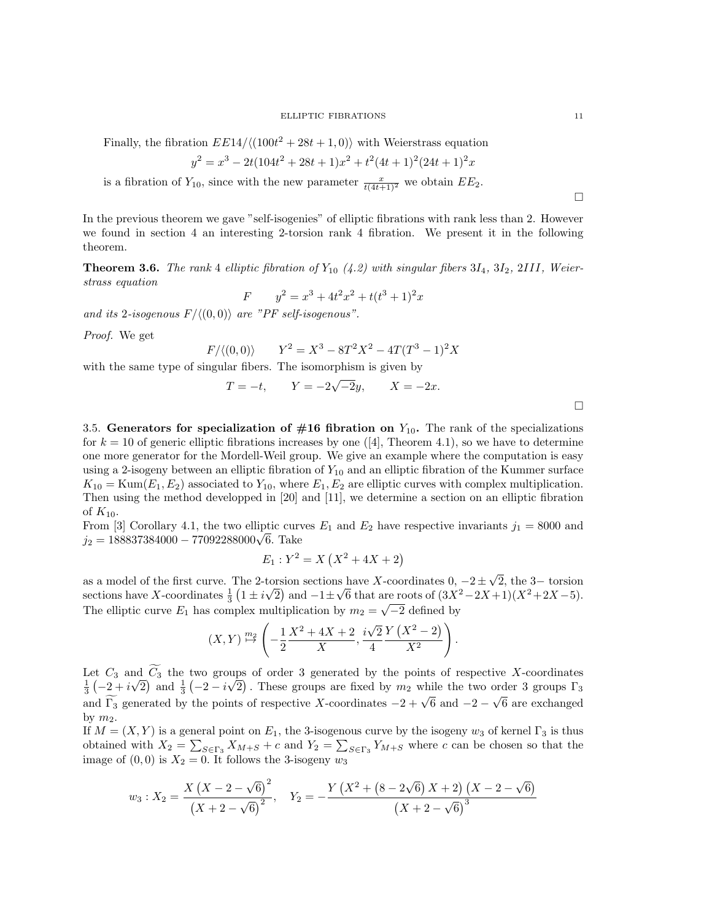Finally, the fibration $EE14/\langle(100t^2+28t+1,0)\rangle$ with Weierstrass equation

$$y^2 = x^3 - 2t(104t^2+28t+1)x^2 + t^2(4t+1)^2(24t+1)^2x$$

is a fibration of $Y_{10}$, since with the new parameter $\frac{x}{t(4t+1)^2}$ we obtain $EE_2$.

□

In the previous theorem we gave "self-isogenies" of elliptic fibrations with rank less than 2. However we found in section 4 an interesting 2-torsion rank 4 fibration. We present it in the following theorem.

**Theorem 3.6.** *The rank* 4 *elliptic fibration of* $Y_{10}$ *(4.2) with singular fibers* $3I_4$, $3I_2$, $2III$, *Weierstrass equation*

$$F \qquad y^2 = x^3 + 4t^2x^2 + t(t^3+1)^2x$$

*and its 2-isogenous* $F/\langle(0,0)\rangle$ *are "PF self-isogenous".*

*Proof.* We get

$$F/\langle(0,0)\rangle \qquad Y^2 = X^3 - 8T^2X^2 - 4T(T^3-1)^2X$$

with the same type of singular fibers. The isomorphism is given by

$$T = -t, \qquad Y = -2\sqrt{-2}y, \qquad X = -2x.$$

□

**3.5. Generators for specialization of #16 fibration on $Y_{10}$.** The rank of the specializations for $k = 10$ of generic elliptic fibrations increases by one ([4], Theorem 4.1), so we have to determine one more generator for the Mordell-Weil group. We give an example where the computation is easy using a 2-isogeny between an elliptic fibration of $Y_{10}$ and an elliptic fibration of the Kummer surface $K_{10} = \mathrm{Kum}(E_1, E_2)$ associated to $Y_{10}$, where $E_1, E_2$ are elliptic curves with complex multiplication. Then using the method developped in [20] and [11], we determine a section on an elliptic fibration of $K_{10}$.

From [3] Corollary 4.1, the two elliptic curves $E_1$ and $E_2$ have respective invariants $j_1 = 8000$ and $j_2 = 188837384000 - 77092288000\sqrt{6}$. Take

$$E_1 : Y^2 = X\left(X^2+4X+2\right)$$

as a model of the first curve. The 2-torsion sections have $X$-coordinates $0$, $-2\pm\sqrt{2}$, the 3− torsion sections have $X$-coordinates $\frac{1}{3}\left(1\pm i\sqrt{2}\right)$ and $-1\pm\sqrt{6}$ that are roots of $(3X^2-2X+1)(X^2+2X-5)$. The elliptic curve $E_1$ has complex multiplication by $m_2 = \sqrt{-2}$ defined by

$$(X,Y) \overset{m_2}{\mapsto} \left(-\frac{1}{2}\frac{X^2+4X+2}{X}, \frac{i\sqrt{2}}{4}\frac{Y\left(X^2-2\right)}{X^2}\right).$$

Let $C_3$ and $\widetilde{C_3}$ the two groups of order 3 generated by the points of respective $X$-coordinates $\frac{1}{3}\left(-2+i\sqrt{2}\right)$ and $\frac{1}{3}\left(-2-i\sqrt{2}\right)$. These groups are fixed by $m_2$ while the two order 3 groups $\Gamma_3$ and $\widetilde{\Gamma_3}$ generated by the points of respective $X$-coordinates $-2+\sqrt{6}$ and $-2-\sqrt{6}$ are exchanged by $m_2$.

If $M = (X,Y)$ is a general point on $E_1$, the 3-isogenous curve by the isogeny $w_3$ of kernel $\Gamma_3$ is thus obtained with $X_2 = \sum_{S\in\Gamma_3} X_{M+S} + c$ and $Y_2 = \sum_{S\in\Gamma_3} Y_{M+S}$ where $c$ can be chosen so that the image of $(0,0)$ is $X_2 = 0$. It follows the 3-isogeny $w_3$

$$w_3 : X_2 = \frac{X\left(X-2-\sqrt{6}\right)^2}{\left(X+2-\sqrt{6}\right)^2}, \quad Y_2 = -\frac{Y\left(X^2+\left(8-2\sqrt{6}\right)X+2\right)\left(X-2-\sqrt{6}\right)}{\left(X+2-\sqrt{6}\right)^3}$$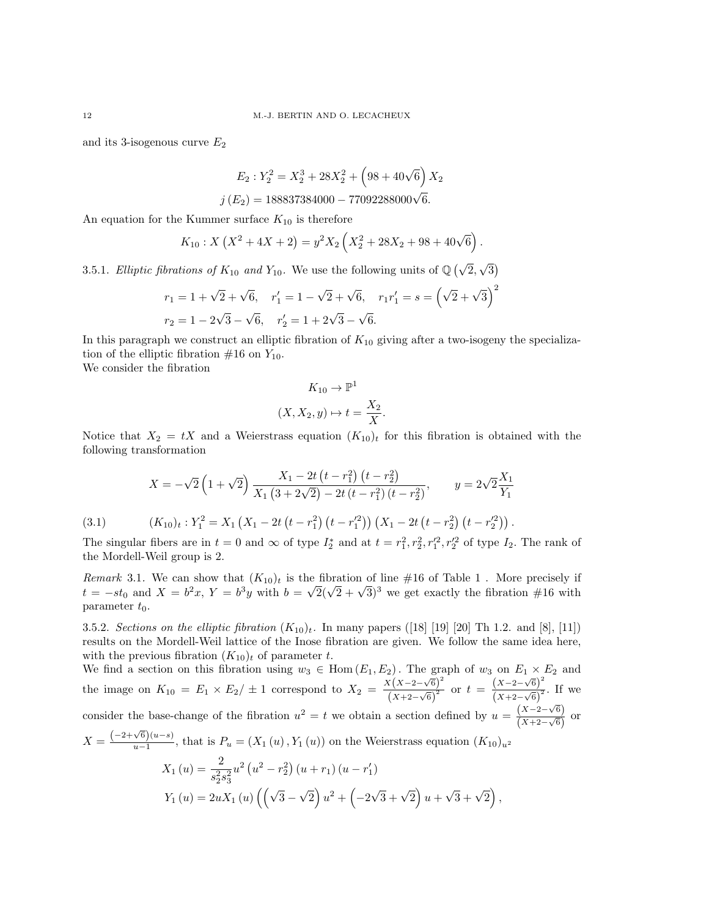and its 3-isogenous curve $E_2$

$$E_2 : Y_2^2 = X_2^3 + 28X_2^2 + \left(98 + 40\sqrt{6}\right) X_2$$
$$j\left(E_2\right) = 188837384000 - 77092288000\sqrt{6}.$$

An equation for the Kummer surface $K_{10}$ is therefore

$$K_{10} : X\left(X^2 + 4X + 2\right) = y^2 X_2 \left(X_2^2 + 28X_2 + 98 + 40\sqrt{6}\right).$$

3.5.1. *Elliptic fibrations of $K_{10}$ and $Y_{10}$.* We use the following units of $\mathbb{Q}\left(\sqrt{2}, \sqrt{3}\right)$

$$r_1 = 1 + \sqrt{2} + \sqrt{6}, \quad r_1' = 1 - \sqrt{2} + \sqrt{6}, \quad r_1 r_1' = s = \left(\sqrt{2} + \sqrt{3}\right)^2$$
$$r_2 = 1 - 2\sqrt{3} - \sqrt{6}, \quad r_2' = 1 + 2\sqrt{3} - \sqrt{6}.$$

In this paragraph we construct an elliptic fibration of $K_{10}$ giving after a two-isogeny the specialization of the elliptic fibration #16 on $Y_{10}$.
We consider the fibration

$$K_{10} \to \mathbb{P}^1$$
$$(X, X_2, y) \mapsto t = \frac{X_2}{X}.$$

Notice that $X_2 = tX$ and a Weierstrass equation $(K_{10})_t$ for this fibration is obtained with the following transformation

$$X = -\sqrt{2}\left(1 + \sqrt{2}\right) \frac{X_1 - 2t\left(t - r_1^2\right)\left(t - r_2^2\right)}{X_1\left(3 + 2\sqrt{2}\right) - 2t\left(t - r_1^2\right)\left(t - r_2^2\right)}, \qquad y = 2\sqrt{2}\frac{X_1}{Y_1}$$

$$(K_{10})_t : Y_1^2 = X_1\left(X_1 - 2t\left(t - r_1^2\right)\left(t - r_1'^2\right)\right)\left(X_1 - 2t\left(t - r_2^2\right)\left(t - r_2'^2\right)\right). \tag{3.1}$$

The singular fibers are in $t = 0$ and $\infty$ of type $I_2^*$ and at $t = r_1^2, r_2^2, r_1'^2, r_2'^2$ of type $I_2$. The rank of the Mordell-Weil group is 2.

*Remark* 3.1. We can show that $(K_{10})_t$ is the fibration of line #16 of Table 1 . More precisely if $t = -st_0$ and $X = b^2 x$, $Y = b^3 y$ with $b = \sqrt{2}(\sqrt{2} + \sqrt{3})^3$ we get exactly the fibration #16 with parameter $t_0$.

3.5.2. *Sections on the elliptic fibration $(K_{10})_t$.* In many papers ([18] [19] [20] Th 1.2. and [8], [11]) results on the Mordell-Weil lattice of the Inose fibration are given. We follow the same idea here, with the previous fibration $(K_{10})_t$ of parameter $t$.
We find a section on this fibration using $w_3 \in \operatorname{Hom}(E_1, E_2)$. The graph of $w_3$ on $E_1 \times E_2$ and the image on $K_{10} = E_1 \times E_2/\pm 1$ correspond to $X_2 = \frac{X\left(X - 2 - \sqrt{6}\right)^2}{\left(X + 2 - \sqrt{6}\right)^2}$ or $t = \frac{\left(X - 2 - \sqrt{6}\right)^2}{\left(X + 2 - \sqrt{6}\right)^2}$. If we consider the base-change of the fibration $u^2 = t$ we obtain a section defined by $u = \frac{\left(X - 2 - \sqrt{6}\right)}{\left(X + 2 - \sqrt{6}\right)}$ or $X = \frac{\left(-2 + \sqrt{6}\right)(u - s)}{u - 1}$, that is $P_u = \left(X_1(u), Y_1(u)\right)$ on the Weierstrass equation $(K_{10})_{u^2}$

$$X_1(u) = \frac{2}{s_2^2 s_3^2} u^2\left(u^2 - r_2^2\right)\left(u + r_1\right)\left(u - r_1'\right)$$
$$Y_1(u) = 2uX_1(u)\left(\left(\sqrt{3} - \sqrt{2}\right)u^2 + \left(-2\sqrt{3} + \sqrt{2}\right)u + \sqrt{3} + \sqrt{2}\right),$$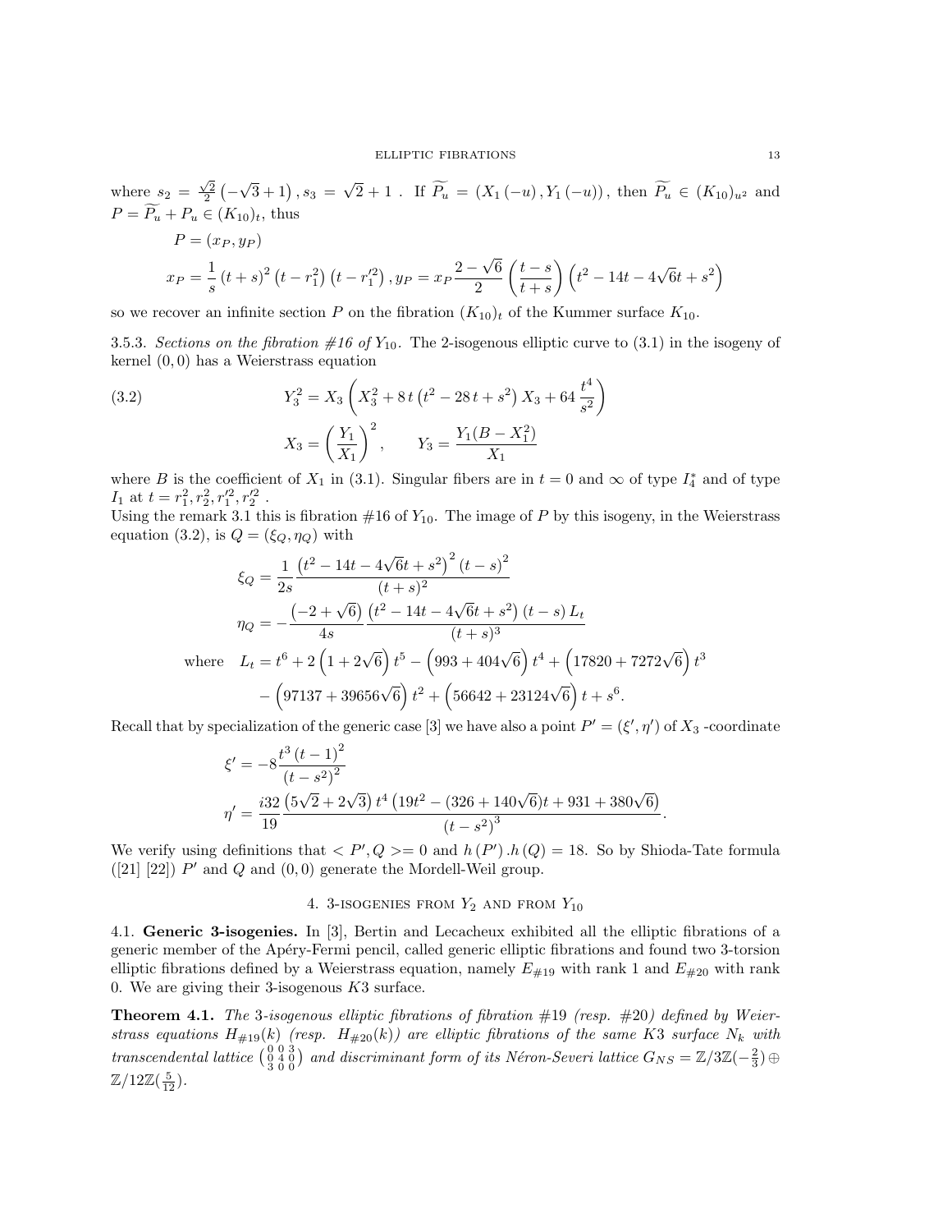where $s_2 = \frac{\sqrt{2}}{2}\left(-\sqrt{3}+1\right), s_3 = \sqrt{2}+1$ . If $\widetilde{P_u} = \left(X_1\left(-u\right), Y_1\left(-u\right)\right)$, then $\widetilde{P_u} \in (K_{10})_{u^2}$ and $P = \widetilde{P_u} + P_u \in (K_{10})_t$, thus

$$
\begin{aligned}
&P = (x_P, y_P)\\
&x_P = \frac{1}{s}\left(t+s\right)^2\left(t-r_1^2\right)\left(t-r_1'^2\right), y_P = x_P\frac{2-\sqrt{6}}{2}\left(\frac{t-s}{t+s}\right)\left(t^2-14t-4\sqrt{6}t+s^2\right)
\end{aligned}
$$

so we recover an infinite section $P$ on the fibration $(K_{10})_t$ of the Kummer surface $K_{10}$.

3.5.3. *Sections on the fibration #16 of* $Y_{10}$. The 2-isogenous elliptic curve to (3.1) in the isogeny of kernel $(0,0)$ has a Weierstrass equation

$$
\begin{aligned}
Y_3^2 &= X_3\left(X_3^2 + 8\,t\left(t^2-28\,t+s^2\right)X_3 + 64\,\frac{t^4}{s^2}\right) \qquad (3.2)\\
X_3 &= \left(\frac{Y_1}{X_1}\right)^2, \qquad Y_3 = \frac{Y_1(B-X_1^2)}{X_1}
\end{aligned}
$$

where $B$ is the coefficient of $X_1$ in (3.1). Singular fibers are in $t=0$ and $\infty$ of type $I_4^*$ and of type $I_1$ at $t = r_1^2, r_2^2, r_1'^2, r_2'^2$ .
Using the remark 3.1 this is fibration #16 of $Y_{10}$. The image of $P$ by this isogeny, in the Weierstrass equation (3.2), is $Q = (\xi_Q, \eta_Q)$ with

$$
\begin{aligned}
\xi_Q &= \frac{1}{2s}\frac{\left(t^2-14t-4\sqrt{6}t+s^2\right)^2\left(t-s\right)^2}{(t+s)^2}\\
\eta_Q &= -\frac{\left(-2+\sqrt{6}\right)}{4s}\frac{\left(t^2-14t-4\sqrt{6}t+s^2\right)\left(t-s\right)L_t}{(t+s)^3}\\
\text{where}\quad L_t &= t^6 + 2\left(1+2\sqrt{6}\right)t^5 - \left(993+404\sqrt{6}\right)t^4 + \left(17820+7272\sqrt{6}\right)t^3\\
&\quad - \left(97137+39656\sqrt{6}\right)t^2 + \left(56642+23124\sqrt{6}\right)t + s^6.
\end{aligned}
$$

Recall that by specialization of the generic case [3] we have also a point $P' = (\xi', \eta')$ of $X_3$ -coordinate

$$
\begin{aligned}
\xi' &= -8\frac{t^3\left(t-1\right)^2}{\left(t-s^2\right)^2}\\
\eta' &= \frac{i32}{19}\frac{\left(5\sqrt{2}+2\sqrt{3}\right)t^4\left(19t^2-(326+140\sqrt{6})t+931+380\sqrt{6}\right)}{\left(t-s^2\right)^3}.
\end{aligned}
$$

We verify using definitions that $< P', Q >= 0$ and $h\left(P'\right).h\left(Q\right) = 18$. So by Shioda-Tate formula ([21] [22]) $P'$ and $Q$ and $(0,0)$ generate the Mordell-Weil group.

## 4. 3-isogenies from $Y_2$ and from $Y_{10}$

4.1. **Generic 3-isogenies.** In [3], Bertin and Lecacheux exhibited all the elliptic fibrations of a generic member of the Apéry-Fermi pencil, called generic elliptic fibrations and found two 3-torsion elliptic fibrations defined by a Weierstrass equation, namely $E_{\#19}$ with rank 1 and $E_{\#20}$ with rank 0. We are giving their 3-isogenous $K3$ surface.

**Theorem 4.1.** *The 3-isogenous elliptic fibrations of fibration #19 (resp. #20) defined by Weierstrass equations $H_{\#19}(k)$ (resp. $H_{\#20}(k)$) are elliptic fibrations of the same K3 surface $N_k$ with transcendental lattice $\left(\begin{smallmatrix} 0&0&3\\ 0&4&0\\ 3&0&0 \end{smallmatrix}\right)$ and discriminant form of its Néron-Severi lattice $G_{NS} = \mathbb{Z}/3\mathbb{Z}(-\frac{2}{3}) \oplus \mathbb{Z}/12\mathbb{Z}(\frac{5}{12})$.*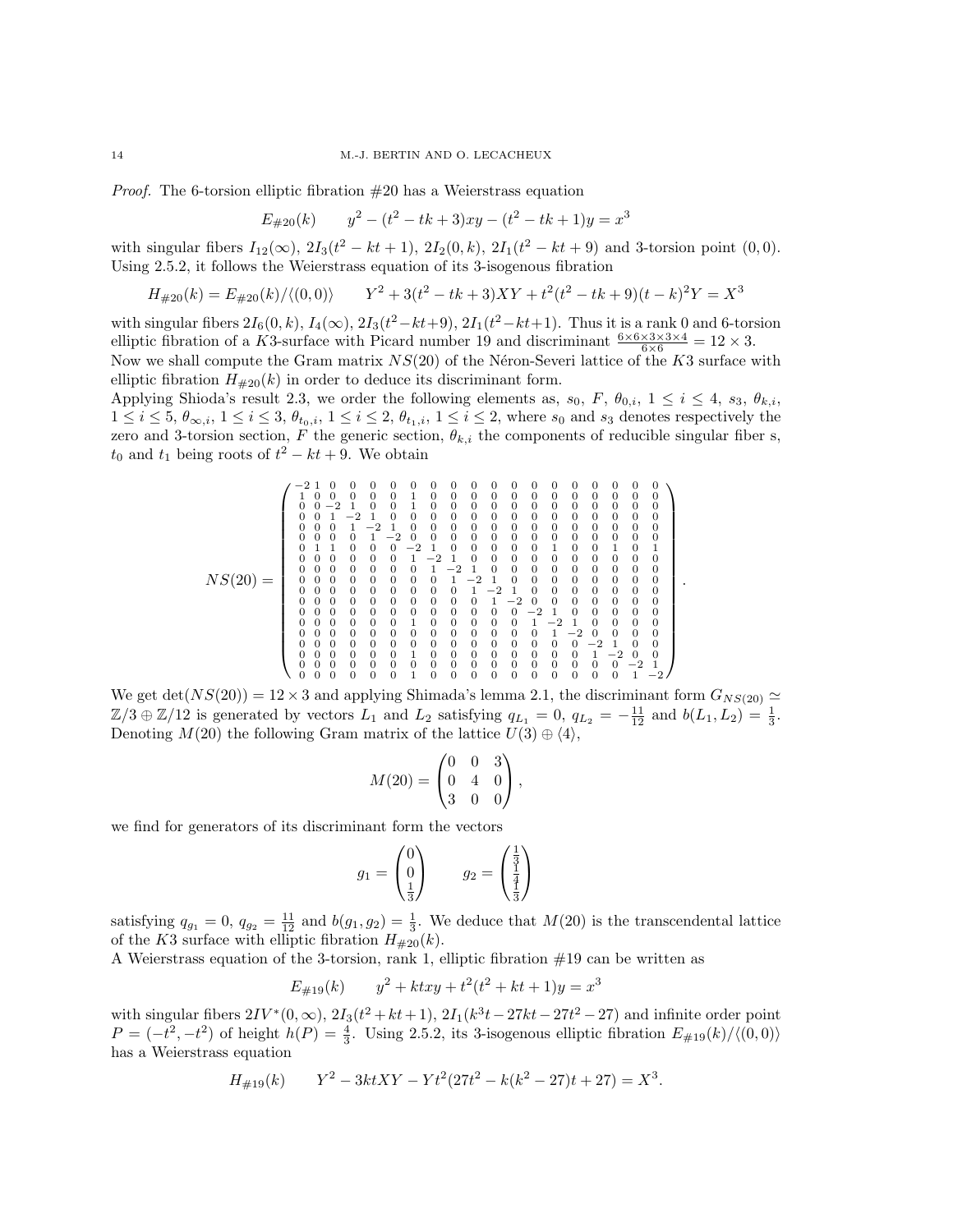*Proof.* The 6-torsion elliptic fibration #20 has a Weierstrass equation

$$E_{\#20}(k) \qquad y^2 - (t^2 - tk + 3)xy - (t^2 - tk + 1)y = x^3$$

with singular fibers $I_{12}(\infty)$, $2I_3(t^2 - kt + 1)$, $2I_2(0, k)$, $2I_1(t^2 - kt + 9)$ and 3-torsion point $(0, 0)$. Using 2.5.2, it follows the Weierstrass equation of its 3-isogenous fibration

$$H_{\#20}(k) = E_{\#20}(k)/\langle(0,0)\rangle \qquad Y^2 + 3(t^2 - tk + 3)XY + t^2(t^2 - tk + 9)(t - k)^2 Y = X^3$$

with singular fibers $2I_6(0, k)$, $I_4(\infty)$, $2I_3(t^2 - kt + 9)$, $2I_1(t^2 - kt + 1)$. Thus it is a rank 0 and 6-torsion elliptic fibration of a $K3$-surface with Picard number 19 and discriminant $\frac{6\times6\times3\times3\times4}{6\times6} = 12 \times 3$.
Now we shall compute the Gram matrix $NS(20)$ of the Néron-Severi lattice of the $K3$ surface with elliptic fibration $H_{\#20}(k)$ in order to deduce its discriminant form.
Applying Shioda's result 2.3, we order the following elements as, $s_0$, $F$, $\theta_{0,i}$, $1 \le i \le 4$, $s_3$, $\theta_{k,i}$, $1 \le i \le 5$, $\theta_{\infty,i}$, $1 \le i \le 3$, $\theta_{t_0,i}$, $1 \le i \le 2$, $\theta_{t_1,i}$, $1 \le i \le 2$, where $s_0$ and $s_3$ denotes respectively the zero and 3-torsion section, $F$ the generic section, $\theta_{k,i}$ the components of reducible singular fiber s, $t_0$ and $t_1$ being roots of $t^2 - kt + 9$. We obtain

$$NS(20) = \begin{pmatrix}
-2 & 1 & 0 & 0 & 0 & 0 & 0 & 0 & 0 & 0 & 0 & 0 & 0 & 0 & 0 & 0 & 0 & 0 & 0 \\
1 & 0 & 0 & 0 & 0 & 0 & 1 & 0 & 0 & 0 & 0 & 0 & 0 & 0 & 0 & 0 & 0 & 0 & 0 \\
0 & 0 & -2 & 1 & 0 & 0 & 1 & 0 & 0 & 0 & 0 & 0 & 0 & 0 & 0 & 0 & 0 & 0 & 0 \\
0 & 0 & 1 & -2 & 1 & 0 & 0 & 0 & 0 & 0 & 0 & 0 & 0 & 0 & 0 & 0 & 0 & 0 & 0 \\
0 & 0 & 0 & 1 & -2 & 1 & 0 & 0 & 0 & 0 & 0 & 0 & 0 & 0 & 0 & 0 & 0 & 0 & 0 \\
0 & 0 & 0 & 0 & 1 & -2 & 0 & 0 & 0 & 0 & 0 & 0 & 0 & 0 & 0 & 0 & 0 & 0 & 0 \\
0 & 1 & 1 & 0 & 0 & 0 & -2 & 1 & 0 & 0 & 0 & 0 & 0 & 1 & 0 & 0 & 1 & 0 & 1 \\
0 & 0 & 0 & 0 & 0 & 0 & 1 & -2 & 1 & 0 & 0 & 0 & 0 & 0 & 0 & 0 & 0 & 0 & 0 \\
0 & 0 & 0 & 0 & 0 & 0 & 0 & 1 & -2 & 1 & 0 & 0 & 0 & 0 & 0 & 0 & 0 & 0 & 0 \\
0 & 0 & 0 & 0 & 0 & 0 & 0 & 0 & 1 & -2 & 1 & 0 & 0 & 0 & 0 & 0 & 0 & 0 & 0 \\
0 & 0 & 0 & 0 & 0 & 0 & 0 & 0 & 0 & 1 & -2 & 1 & 0 & 0 & 0 & 0 & 0 & 0 & 0 \\
0 & 0 & 0 & 0 & 0 & 0 & 0 & 0 & 0 & 0 & 1 & -2 & 0 & 0 & 0 & 0 & 0 & 0 & 0 \\
0 & 0 & 0 & 0 & 0 & 0 & 0 & 0 & 0 & 0 & 0 & 0 & -2 & 1 & 0 & 0 & 0 & 0 & 0 \\
0 & 0 & 0 & 0 & 0 & 0 & 1 & 0 & 0 & 0 & 0 & 0 & 1 & -2 & 1 & 0 & 0 & 0 & 0 \\
0 & 0 & 0 & 0 & 0 & 0 & 0 & 0 & 0 & 0 & 0 & 0 & 0 & 1 & -2 & 0 & 0 & 0 & 0 \\
0 & 0 & 0 & 0 & 0 & 0 & 0 & 0 & 0 & 0 & 0 & 0 & 0 & 0 & 0 & -2 & 1 & 0 & 0 \\
0 & 0 & 0 & 0 & 0 & 0 & 1 & 0 & 0 & 0 & 0 & 0 & 0 & 0 & 0 & 1 & -2 & 0 & 0 \\
0 & 0 & 0 & 0 & 0 & 0 & 0 & 0 & 0 & 0 & 0 & 0 & 0 & 0 & 0 & 0 & 0 & -2 & 1 \\
0 & 0 & 0 & 0 & 0 & 0 & 1 & 0 & 0 & 0 & 0 & 0 & 0 & 0 & 0 & 0 & 0 & 1 & -2
\end{pmatrix}.$$

We get $\det(NS(20)) = 12 \times 3$ and applying Shimada's lemma 2.1, the discriminant form $G_{NS(20)} \simeq \mathbb{Z}/3 \oplus \mathbb{Z}/12$ is generated by vectors $L_1$ and $L_2$ satisfying $q_{L_1} = 0$, $q_{L_2} = -\frac{11}{12}$ and $b(L_1, L_2) = \frac{1}{3}$.
Denoting $M(20)$ the following Gram matrix of the lattice $U(3) \oplus \langle 4 \rangle$,

$$M(20) = \begin{pmatrix} 0 & 0 & 3 \\ 0 & 4 & 0 \\ 3 & 0 & 0 \end{pmatrix},$$

we find for generators of its discriminant form the vectors

$$g_1 = \begin{pmatrix} 0 \\ 0 \\ \frac{1}{3} \end{pmatrix} \qquad g_2 = \begin{pmatrix} \frac{1}{3} \\ \frac{1}{4} \\ \frac{1}{3} \end{pmatrix}$$

satisfying $q_{g_1} = 0$, $q_{g_2} = \frac{11}{12}$ and $b(g_1, g_2) = \frac{1}{3}$. We deduce that $M(20)$ is the transcendental lattice of the $K3$ surface with elliptic fibration $H_{\#20}(k)$.
A Weierstrass equation of the 3-torsion, rank 1, elliptic fibration #19 can be written as

$$E_{\#19}(k) \qquad y^2 + ktxy + t^2(t^2 + kt + 1)y = x^3$$

with singular fibers $2IV^*(0, \infty)$, $2I_3(t^2 + kt + 1)$, $2I_1(k^3t - 27kt - 27t^2 - 27)$ and infinite order point $P = (-t^2, -t^2)$ of height $h(P) = \frac{4}{3}$. Using 2.5.2, its 3-isogenous elliptic fibration $E_{\#19}(k)/\langle(0,0)\rangle$ has a Weierstrass equation

$$H_{\#19}(k) \qquad Y^2 - 3ktXY - Yt^2(27t^2 - k(k^2 - 27)t + 27) = X^3.$$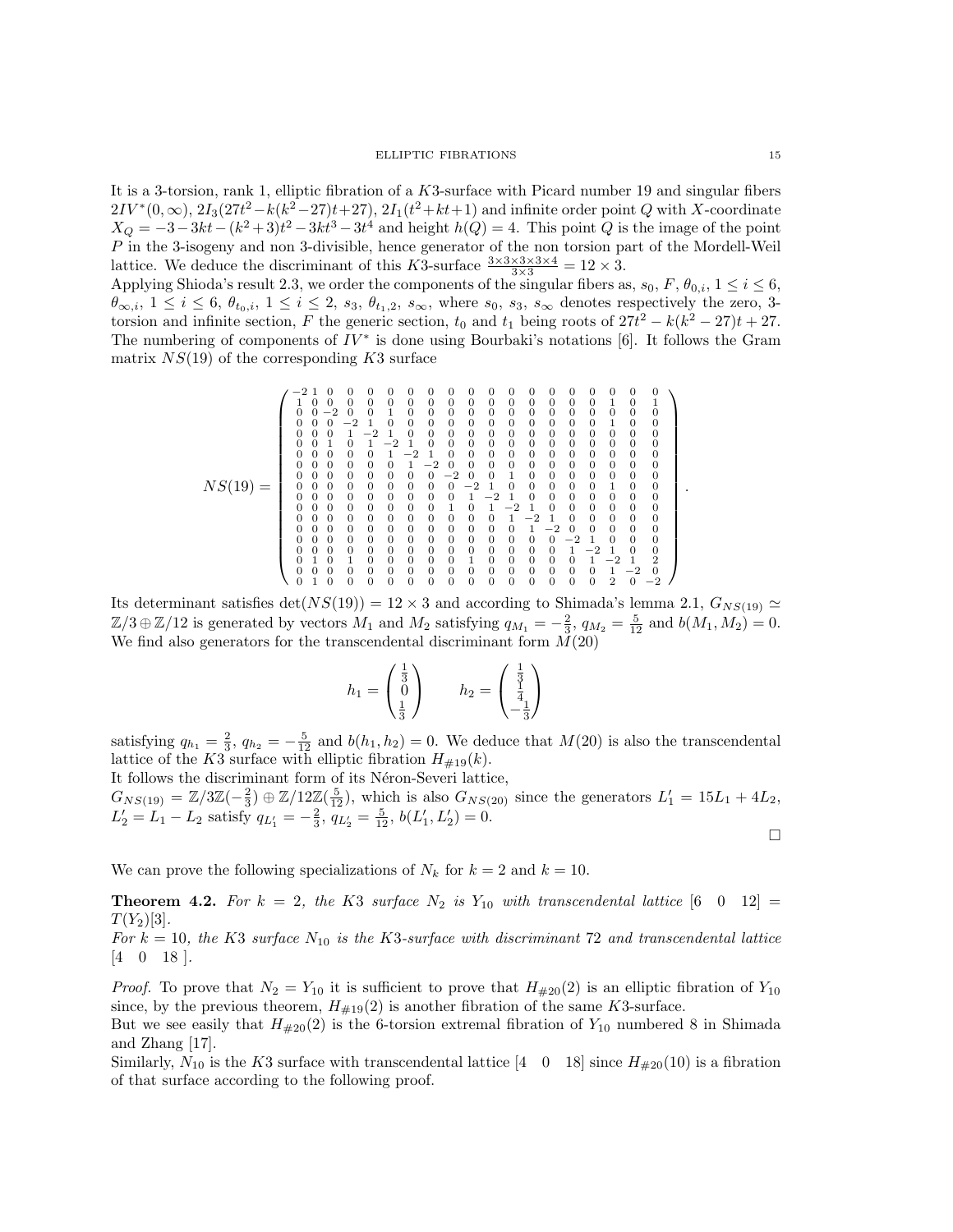It is a 3-torsion, rank 1, elliptic fibration of a $K3$-surface with Picard number 19 and singular fibers $2IV^*(0,\infty)$, $2I_3(27t^2-k(k^2-27)t+27)$, $2I_1(t^2+kt+1)$ and infinite order point $Q$ with $X$-coordinate $X_Q=-3-3kt-(k^2+3)t^2-3kt^3-3t^4$ and height $h(Q)=4$. This point $Q$ is the image of the point $P$ in the 3-isogeny and non 3-divisible, hence generator of the non torsion part of the Mordell-Weil lattice. We deduce the discriminant of this $K3$-surface $\frac{3\times 3\times 3\times 3\times 4}{3\times 3}=12\times 3$.

Applying Shioda's result 2.3, we order the components of the singular fibers as, $s_0$, $F$, $\theta_{0,i}$, $1\le i\le 6$, $\theta_{\infty,i}$, $1\le i\le 6$, $\theta_{t_0,i}$, $1\le i\le 2$, $s_3$, $\theta_{t_1,2}$, $s_\infty$, where $s_0$, $s_3$, $s_\infty$ denotes respectively the zero, 3-torsion and infinite section, $F$ the generic section, $t_0$ and $t_1$ being roots of $27t^2-k(k^2-27)t+27$. The numbering of components of $IV^*$ is done using Bourbaki's notations [6]. It follows the Gram matrix $NS(19)$ of the corresponding $K3$ surface

$$NS(19)=\begin{pmatrix}
-2&1&0&0&0&0&0&0&0&0&0&0&0&0&0&0&0&0&0\\
1&0&0&0&0&0&0&0&0&0&0&0&0&0&0&0&1&0&1\\
0&0&-2&0&0&1&0&0&0&0&0&0&0&0&0&0&0&0&0\\
0&0&0&-2&1&0&0&0&0&0&0&0&0&0&0&0&1&0&0\\
0&0&0&1&-2&1&0&0&0&0&0&0&0&0&0&0&0&0&0\\
0&0&1&0&1&-2&1&0&0&0&0&0&0&0&0&0&0&0&0\\
0&0&0&0&0&1&-2&1&0&0&0&0&0&0&0&0&0&0&0\\
0&0&0&0&0&0&1&-2&0&0&0&0&0&0&0&0&0&0&0\\
0&0&0&0&0&0&0&0&-2&0&0&1&0&0&0&0&0&0&0\\
0&0&0&0&0&0&0&0&0&-2&1&0&0&0&0&0&1&0&0\\
0&0&0&0&0&0&0&0&0&1&-2&1&0&0&0&0&0&0&0\\
0&0&0&0&0&0&0&0&1&0&1&-2&1&0&0&0&0&0&0\\
0&0&0&0&0&0&0&0&0&0&0&1&-2&1&0&0&0&0&0\\
0&0&0&0&0&0&0&0&0&0&0&0&1&-2&0&0&0&0&0\\
0&0&0&0&0&0&0&0&0&0&0&0&0&0&-2&1&0&0&0\\
0&0&0&0&0&0&0&0&0&0&0&0&0&0&1&-2&1&0&0\\
0&1&0&1&0&0&0&0&0&1&0&0&0&0&0&1&-2&1&2\\
0&0&0&0&0&0&0&0&0&0&0&0&0&0&0&0&1&-2&0\\
0&1&0&0&0&0&0&0&0&0&0&0&0&0&0&0&2&0&-2
\end{pmatrix}.$$

Its determinant satisfies $\det(NS(19))=12\times 3$ and according to Shimada's lemma 2.1, $G_{NS(19)}\simeq\mathbb{Z}/3\oplus\mathbb{Z}/12$ is generated by vectors $M_1$ and $M_2$ satisfying $q_{M_1}=-\frac{2}{3}$, $q_{M_2}=\frac{5}{12}$ and $b(M_1,M_2)=0$. We find also generators for the transcendental discriminant form $M(20)$

$$h_1=\begin{pmatrix}\frac{1}{3}\\0\\\frac{1}{3}\end{pmatrix}\qquad h_2=\begin{pmatrix}\frac{1}{3}\\\frac{1}{4}\\-\frac{1}{3}\end{pmatrix}$$

satisfying $q_{h_1}=\frac{2}{3}$, $q_{h_2}=-\frac{5}{12}$ and $b(h_1,h_2)=0$. We deduce that $M(20)$ is also the transcendental lattice of the $K3$ surface with elliptic fibration $H_{\#19}(k)$.

It follows the discriminant form of its Néron-Severi lattice,

$G_{NS(19)}=\mathbb{Z}/3\mathbb{Z}(-\frac{2}{3})\oplus\mathbb{Z}/12\mathbb{Z}(\frac{5}{12})$, which is also $G_{NS(20)}$ since the generators $L'_1=15L_1+4L_2$, $L'_2=L_1-L_2$ satisfy $q_{L'_1}=-\frac{2}{3}$, $q_{L'_2}=\frac{5}{12}$, $b(L'_1,L'_2)=0$.

□

We can prove the following specializations of $N_k$ for $k=2$ and $k=10$.

**Theorem 4.2.** *For $k=2$, the K3 surface $N_2$ is $Y_{10}$ with transcendental lattice $[6\quad 0\quad 12]=T(Y_2)[3]$.*
*For $k=10$, the K3 surface $N_{10}$ is the K3-surface with discriminant 72 and transcendental lattice $[4\quad 0\quad 18\ ]$.*

*Proof.* To prove that $N_2=Y_{10}$ it is sufficient to prove that $H_{\#20}(2)$ is an elliptic fibration of $Y_{10}$ since, by the previous theorem, $H_{\#19}(2)$ is another fibration of the same $K3$-surface.

But we see easily that $H_{\#20}(2)$ is the 6-torsion extremal fibration of $Y_{10}$ numbered 8 in Shimada and Zhang [17].

Similarly, $N_{10}$ is the $K3$ surface with transcendental lattice $[4\quad 0\quad 18]$ since $H_{\#20}(10)$ is a fibration of that surface according to the following proof.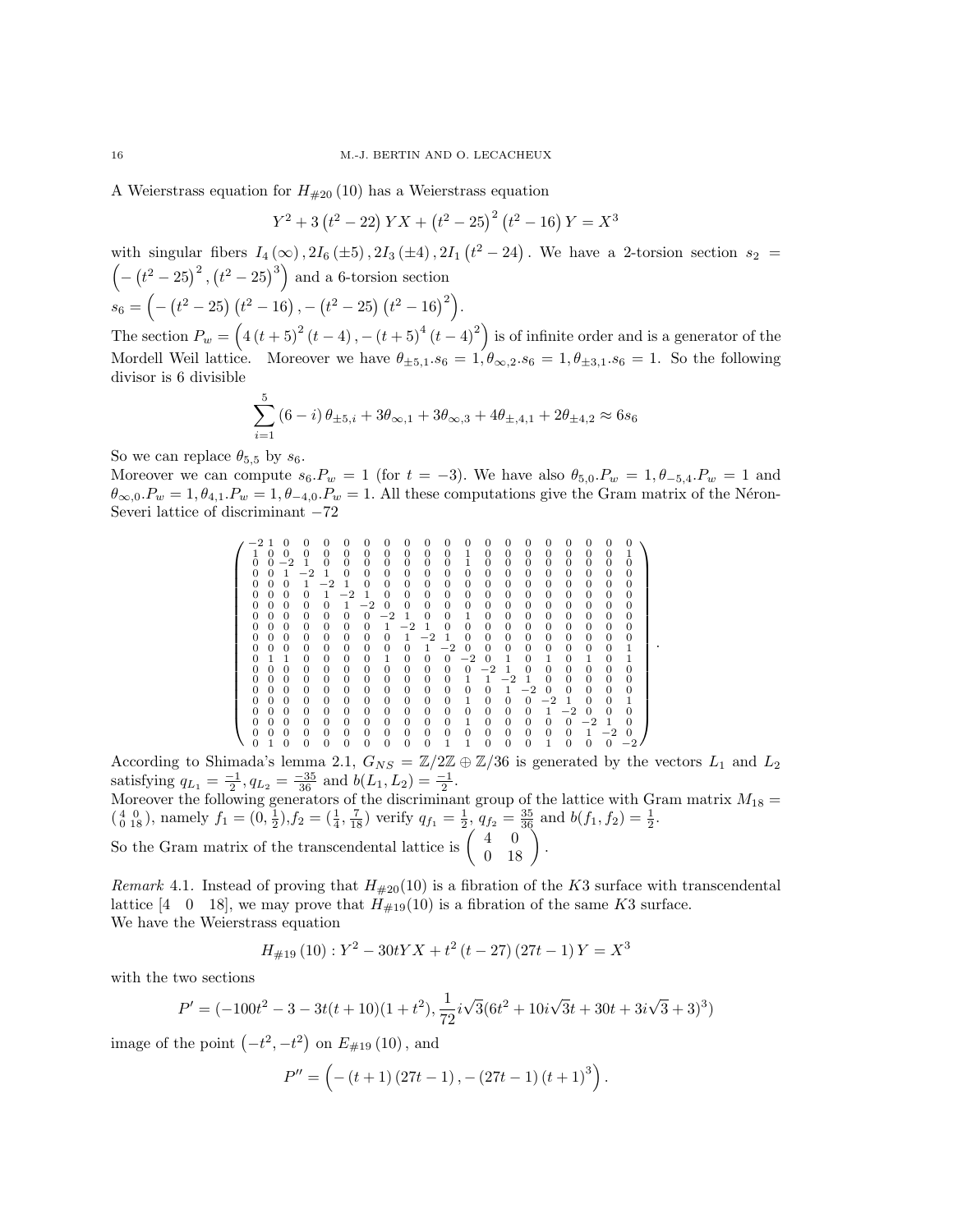A Weierstrass equation for $H_{\#20}(10)$ has a Weierstrass equation

$$Y^2 + 3\left(t^2 - 22\right)YX + \left(t^2 - 25\right)^2\left(t^2 - 16\right)Y = X^3$$

with singular fibers $I_4(\infty), 2I_6(\pm 5), 2I_3(\pm 4), 2I_1\left(t^2 - 24\right)$. We have a 2-torsion section $s_2 = \left(-\left(t^2 - 25\right)^2, \left(t^2 - 25\right)^3\right)$ and a 6-torsion section
$s_6 = \left(-\left(t^2 - 25\right)\left(t^2 - 16\right), -\left(t^2 - 25\right)\left(t^2 - 16\right)^2\right)$.
The section $P_w = \left(4\left(t + 5\right)^2\left(t - 4\right), -\left(t + 5\right)^4\left(t - 4\right)^2\right)$ is of infinite order and is a generator of the Mordell Weil lattice. Moreover we have $\theta_{\pm 5,1}.s_6 = 1, \theta_{\infty,2}.s_6 = 1, \theta_{\pm 3,1}.s_6 = 1$. So the following divisor is 6 divisible

$$\sum_{i=1}^{5}\left(6 - i\right)\theta_{\pm 5,i} + 3\theta_{\infty,1} + 3\theta_{\infty,3} + 4\theta_{\pm,4,1} + 2\theta_{\pm 4,2} \approx 6s_6$$

So we can replace $\theta_{5,5}$ by $s_6$.
Moreover we can compute $s_6.P_w = 1$ (for $t = -3$). We have also $\theta_{5,0}.P_w = 1, \theta_{-5,4}.P_w = 1$ and $\theta_{\infty,0}.P_w = 1, \theta_{4,1}.P_w = 1, \theta_{-4,0}.P_w = 1$. All these computations give the Gram matrix of the Néron-Severi lattice of discriminant $-72$

$$\begin{pmatrix}
-2&1&0&0&0&0&0&0&0&0&0&0&0&0&0&0&0&0&0&0\\
1&0&0&0&0&0&0&0&0&0&0&1&0&0&0&0&0&0&0&1\\
0&0&-2&1&0&0&0&0&0&0&0&1&0&0&0&0&0&0&0&0\\
0&0&1&-2&1&0&0&0&0&0&0&0&0&0&0&0&0&0&0&0\\
0&0&0&1&-2&1&0&0&0&0&0&0&0&0&0&0&0&0&0&0\\
0&0&0&0&1&-2&1&0&0&0&0&0&0&0&0&0&0&0&0&0\\
0&0&0&0&0&1&-2&0&0&0&0&0&0&0&0&0&0&0&0&0\\
0&0&0&0&0&0&0&-2&1&0&0&1&0&0&0&0&0&0&0&0\\
0&0&0&0&0&0&0&1&-2&1&0&0&0&0&0&0&0&0&0&0\\
0&0&0&0&0&0&0&0&1&-2&1&0&0&0&0&0&0&0&0&0\\
0&0&0&0&0&0&0&0&0&1&-2&0&0&0&0&0&0&0&0&1\\
0&1&1&0&0&0&0&1&0&0&0&-2&0&1&0&1&0&1&0&1\\
0&0&0&0&0&0&0&0&0&0&0&0&-2&1&0&0&0&0&0&0\\
0&0&0&0&0&0&0&0&0&0&0&1&1&-2&1&0&0&0&0&0\\
0&0&0&0&0&0&0&0&0&0&0&0&0&1&-2&0&0&0&0&0\\
0&0&0&0&0&0&0&0&0&0&0&1&0&0&0&-2&1&0&0&1\\
0&0&0&0&0&0&0&0&0&0&0&0&0&0&0&1&-2&0&0&0\\
0&0&0&0&0&0&0&0&0&0&0&1&0&0&0&0&0&-2&1&0\\
0&0&0&0&0&0&0&0&0&0&0&0&0&0&0&0&0&1&-2&0\\
0&1&0&0&0&0&0&0&0&0&1&1&0&0&0&1&0&0&0&-2
\end{pmatrix}.$$

According to Shimada's lemma 2.1, $G_{NS} = \mathbb{Z}/2\mathbb{Z} \oplus \mathbb{Z}/36$ is generated by the vectors $L_1$ and $L_2$ satisfying $q_{L_1} = \frac{-1}{2}, q_{L_2} = \frac{-35}{36}$ and $b(L_1, L_2) = \frac{-1}{2}$.
Moreover the following generators of the discriminant group of the lattice with Gram matrix $M_{18} = \left(\begin{smallmatrix} 4 & 0 \\ 0 & 18 \end{smallmatrix}\right)$, namely $f_1 = (0, \frac{1}{2}), f_2 = (\frac{1}{4}, \frac{7}{18})$ verify $q_{f_1} = \frac{1}{2}$, $q_{f_2} = \frac{35}{36}$ and $b(f_1, f_2) = \frac{1}{2}$.
So the Gram matrix of the transcendental lattice is $\begin{pmatrix} 4 & 0 \\ 0 & 18 \end{pmatrix}$.

*Remark* 4.1. Instead of proving that $H_{\#20}(10)$ is a fibration of the $K3$ surface with transcendental lattice $[4 \quad 0 \quad 18]$, we may prove that $H_{\#19}(10)$ is a fibration of the same $K3$ surface.
We have the Weierstrass equation

$$H_{\#19}(10): Y^2 - 30tYX + t^2(t - 27)(27t - 1)Y = X^3$$

with the two sections

$$P' = (-100t^2 - 3 - 3t(t + 10)(1 + t^2), \frac{1}{72}i\sqrt{3}(6t^2 + 10i\sqrt{3}t + 30t + 3i\sqrt{3} + 3)^3)$$

image of the point $\left(-t^2, -t^2\right)$ on $E_{\#19}(10)$, and

$$P'' = \left(-\left(t + 1\right)\left(27t - 1\right), -\left(27t - 1\right)\left(t + 1\right)^3\right).$$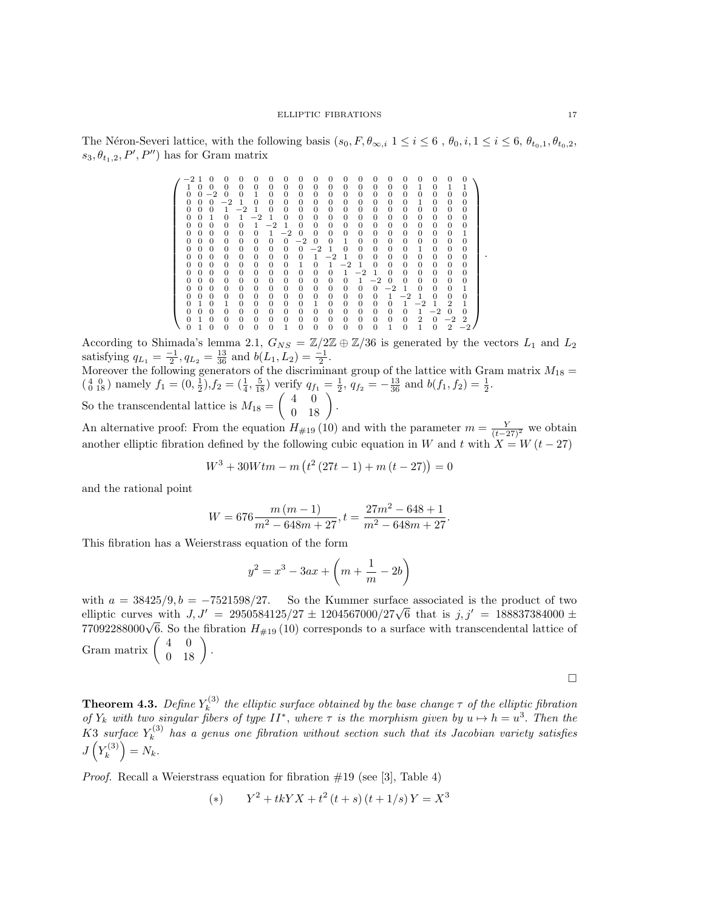The Néron-Severi lattice, with the following basis ($s_0, F, \theta_{\infty,i}$ $1 \leq i \leq 6$ , $\theta_0, i, 1 \leq i \leq 6$, $\theta_{t_0,1}, \theta_{t_0,2}$, $s_3, \theta_{t_1,2}, P', P''$) has for Gram matrix

$$\begin{pmatrix}
-2 & 1 & 0 & 0 & 0 & 0 & 0 & 0 & 0 & 0 & 0 & 0 & 0 & 0 & 0 & 0 & 0 & 0 & 0 & 0 \\
1 & 0 & 0 & 0 & 0 & 0 & 0 & 0 & 0 & 0 & 0 & 0 & 0 & 0 & 0 & 0 & 1 & 0 & 1 & 1 \\
0 & 0 & -2 & 0 & 0 & 1 & 0 & 0 & 0 & 0 & 0 & 0 & 0 & 0 & 0 & 0 & 0 & 0 & 0 & 0 \\
0 & 0 & 0 & -2 & 1 & 0 & 0 & 0 & 0 & 0 & 0 & 0 & 0 & 0 & 0 & 0 & 1 & 0 & 0 & 0 \\
0 & 0 & 0 & 1 & -2 & 1 & 0 & 0 & 0 & 0 & 0 & 0 & 0 & 0 & 0 & 0 & 0 & 0 & 0 & 0 \\
0 & 0 & 1 & 0 & 1 & -2 & 1 & 0 & 0 & 0 & 0 & 0 & 0 & 0 & 0 & 0 & 0 & 0 & 0 & 0 \\
0 & 0 & 0 & 0 & 0 & 1 & -2 & 1 & 0 & 0 & 0 & 0 & 0 & 0 & 0 & 0 & 0 & 0 & 0 & 0 \\
0 & 0 & 0 & 0 & 0 & 0 & 1 & -2 & 0 & 0 & 0 & 0 & 0 & 0 & 0 & 0 & 0 & 0 & 0 & 1 \\
0 & 0 & 0 & 0 & 0 & 0 & 0 & 0 & -2 & 0 & 0 & 1 & 0 & 0 & 0 & 0 & 0 & 0 & 0 & 0 \\
0 & 0 & 0 & 0 & 0 & 0 & 0 & 0 & 0 & -2 & 1 & 0 & 0 & 0 & 0 & 0 & 1 & 0 & 0 & 0 \\
0 & 0 & 0 & 0 & 0 & 0 & 0 & 0 & 0 & 1 & -2 & 1 & 0 & 0 & 0 & 0 & 0 & 0 & 0 & 0 \\
0 & 0 & 0 & 0 & 0 & 0 & 0 & 0 & 1 & 0 & 1 & -2 & 1 & 0 & 0 & 0 & 0 & 0 & 0 & 0 \\
0 & 0 & 0 & 0 & 0 & 0 & 0 & 0 & 0 & 0 & 0 & 1 & -2 & 1 & 0 & 0 & 0 & 0 & 0 & 0 \\
0 & 0 & 0 & 0 & 0 & 0 & 0 & 0 & 0 & 0 & 0 & 0 & 1 & -2 & 0 & 0 & 0 & 0 & 0 & 0 \\
0 & 0 & 0 & 0 & 0 & 0 & 0 & 0 & 0 & 0 & 0 & 0 & 0 & 0 & -2 & 1 & 0 & 0 & 0 & 0 \\
0 & 0 & 0 & 0 & 0 & 0 & 0 & 0 & 0 & 0 & 0 & 0 & 0 & 0 & 1 & -2 & 1 & 0 & 0 & 1 \\
0 & 1 & 0 & 1 & 0 & 0 & 0 & 0 & 0 & 1 & 0 & 0 & 0 & 0 & 0 & 1 & -2 & 1 & 2 & 1 \\
0 & 0 & 0 & 0 & 0 & 0 & 0 & 0 & 0 & 0 & 0 & 0 & 0 & 0 & 0 & 0 & 1 & -2 & 0 & 0 \\
0 & 1 & 0 & 0 & 0 & 0 & 0 & 0 & 0 & 0 & 0 & 0 & 0 & 0 & 0 & 0 & 2 & 0 & -2 & 2 \\
0 & 1 & 0 & 0 & 0 & 0 & 0 & 1 & 0 & 0 & 0 & 0 & 0 & 0 & 0 & 1 & 1 & 0 & 2 & -2
\end{pmatrix}.$$

According to Shimada's lemma 2.1, $G_{NS} = \mathbb{Z}/2\mathbb{Z} \oplus \mathbb{Z}/36$ is generated by the vectors $L_1$ and $L_2$ satisfying $q_{L_1} = \frac{-1}{2}, q_{L_2} = \frac{13}{36}$ and $b(L_1, L_2) = \frac{-1}{2}$.
Moreover the following generators of the discriminant group of the lattice with Gram matrix $M_{18} = \left(\begin{smallmatrix} 4 & 0 \\ 0 & 18 \end{smallmatrix}\right)$ namely $f_1 = (0, \frac{1}{2}), f_2 = (\frac{1}{4}, \frac{5}{18})$ verify $q_{f_1} = \frac{1}{2}$, $q_{f_2} = -\frac{13}{36}$ and $b(f_1, f_2) = \frac{1}{2}$.
So the transcendental lattice is $M_{18} = \begin{pmatrix} 4 & 0 \\ 0 & 18 \end{pmatrix}$.

An alternative proof: From the equation $H_{\#19}\,(10)$ and with the parameter $m = \frac{Y}{(t-27)^2}$ we obtain another elliptic fibration defined by the following cubic equation in $W$ and $t$ with $X = W\,(t-27)$

$$W^3 + 30Wtm - m\left(t^2\,(27t-1) + m\,(t-27)\right) = 0$$

and the rational point

$$W = 676\frac{m\,(m-1)}{m^2 - 648m + 27}, t = \frac{27m^2 - 648 + 1}{m^2 - 648m + 27}.$$

This fibration has a Weierstrass equation of the form

$$y^2 = x^3 - 3ax + \left(m + \frac{1}{m} - 2b\right)$$

with $a = 38425/9, b = -7521598/27$. So the Kummer surface associated is the product of two elliptic curves with $J, J' = 2950584125/27 \pm 1204567000/27\sqrt{6}$ that is $j, j' = 188837384000 \pm 77092288000\sqrt{6}$. So the fibration $H_{\#19}\,(10)$ corresponds to a surface with transcendental lattice of Gram matrix $\begin{pmatrix} 4 & 0 \\ 0 & 18 \end{pmatrix}$.

$\square$

**Theorem 4.3.** *Define $Y_k^{(3)}$ the elliptic surface obtained by the base change $\tau$ of the elliptic fibration of $Y_k$ with two singular fibers of type $II^*$, where $\tau$ is the morphism given by $u \mapsto h = u^3$. Then the K3 surface $Y_k^{(3)}$ has a genus one fibration without section such that its Jacobian variety satisfies $J\left(Y_k^{(3)}\right) = N_k$.*

*Proof.* Recall a Weierstrass equation for fibration #19 (see [3], Table 4)

$$(*) \qquad Y^2 + tkYX + t^2\,(t+s)\,(t+1/s)\,Y = X^3$$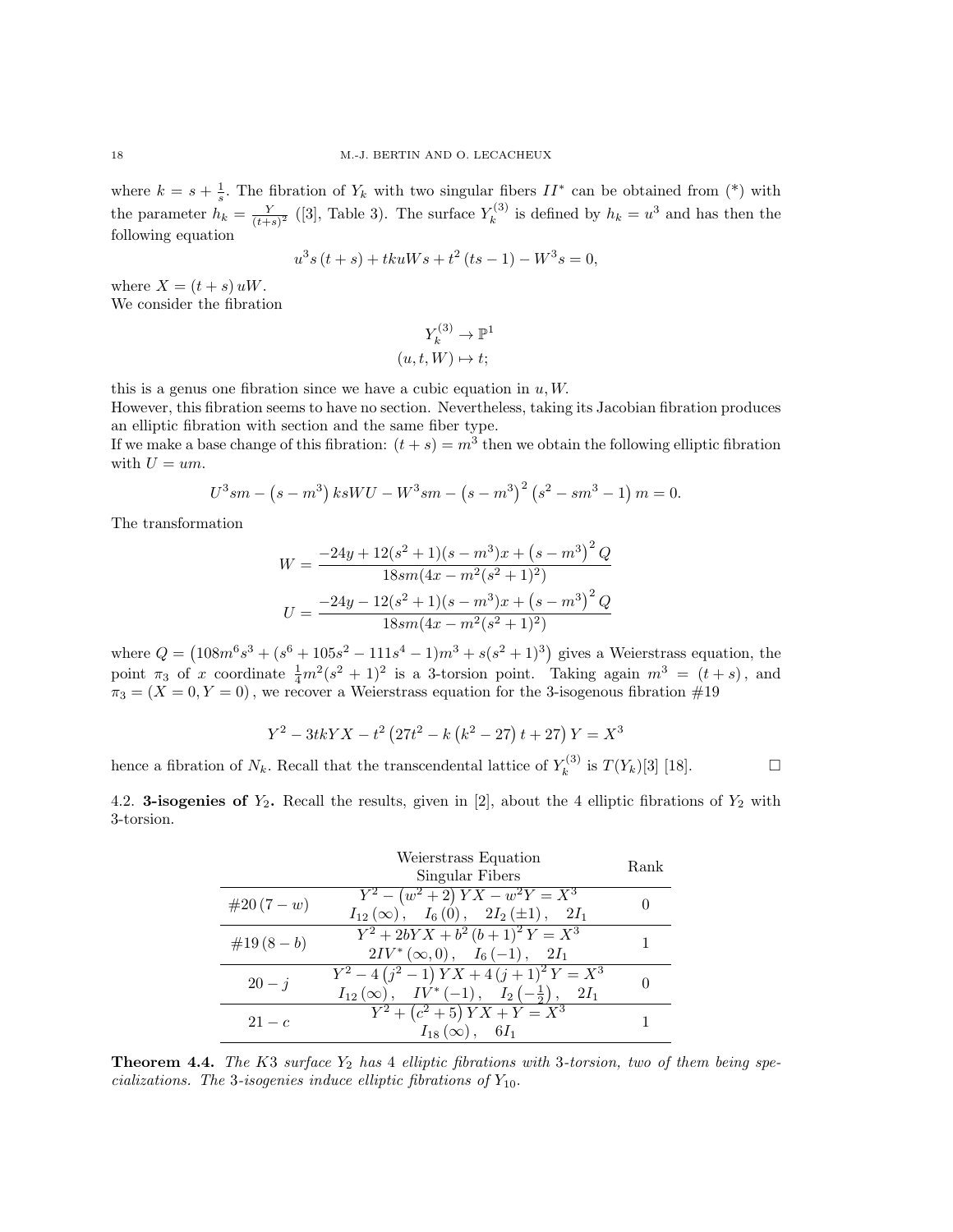where $k = s + \frac{1}{s}$. The fibration of $Y_k$ with two singular fibers $II^*$ can be obtained from (*) with the parameter $h_k = \frac{Y}{(t+s)^2}$ ([3], Table 3). The surface $Y_k^{(3)}$ is defined by $h_k = u^3$ and has then the following equation

$$u^3 s (t+s) + tkuWs + t^2 (ts-1) - W^3 s = 0,$$

where $X = (t+s) uW$.
We consider the fibration

$$\begin{aligned} Y_k^{(3)} &\to \mathbb{P}^1 \\ (u,t,W) &\mapsto t; \end{aligned}$$

this is a genus one fibration since we have a cubic equation in $u, W$.
However, this fibration seems to have no section. Nevertheless, taking its Jacobian fibration produces an elliptic fibration with section and the same fiber type.
If we make a base change of this fibration: $(t+s) = m^3$ then we obtain the following elliptic fibration with $U = um$.

$$U^3 sm - \left(s - m^3\right) ksWU - W^3 sm - \left(s - m^3\right)^2 \left(s^2 - sm^3 - 1\right) m = 0.$$

The transformation

$$W = \frac{-24y + 12(s^2+1)(s-m^3)x + \left(s-m^3\right)^2 Q}{18sm(4x - m^2(s^2+1)^2)}$$

$$U = \frac{-24y - 12(s^2+1)(s-m^3)x + \left(s-m^3\right)^2 Q}{18sm(4x - m^2(s^2+1)^2)}$$

where $Q = \left(108m^6s^3 + (s^6 + 105s^2 - 111s^4 - 1)m^3 + s(s^2+1)^3\right)$ gives a Weierstrass equation, the point $\pi_3$ of $x$ coordinate $\frac{1}{4}m^2(s^2+1)^2$ is a 3-torsion point. Taking again $m^3 = (t+s)$, and $\pi_3 = (X = 0, Y = 0)$, we recover a Weierstrass equation for the 3-isogenous fibration #19

$$Y^2 - 3tkYX - t^2 \left(27t^2 - k\left(k^2 - 27\right)t + 27\right) Y = X^3$$

hence a fibration of $N_k$. Recall that the transcendental lattice of $Y_k^{(3)}$ is $T(Y_k)[3]$ [18]. □

4.2. **3-isogenies of $Y_2$.** Recall the results, given in [2], about the 4 elliptic fibrations of $Y_2$ with 3-torsion.

| | Weierstrass Equation<br>Singular Fibers | Rank |
|---|---|---|
| $\#20\,(7-w)$ | $Y^2 - \left(w^2+2\right)YX - w^2Y = X^3$<br>$I_{12}(\infty), \quad I_6(0), \quad 2I_2(\pm 1), \quad 2I_1$ | 0 |
| $\#19\,(8-b)$ | $Y^2 + 2bYX + b^2(b+1)^2 Y = X^3$<br>$2IV^*(\infty, 0), \quad I_6(-1), \quad 2I_1$ | 1 |
| $20 - j$ | $Y^2 - 4\left(j^2-1\right)YX + 4(j+1)^2 Y = X^3$<br>$I_{12}(\infty), \quad IV^*(-1), \quad I_2\left(-\frac{1}{2}\right), \quad 2I_1$ | 0 |
| $21 - c$ | $Y^2 + \left(c^2+5\right)YX + Y = X^3$<br>$I_{18}(\infty), \quad 6I_1$ | 1 |

**Theorem 4.4.** *The K3 surface $Y_2$ has 4 elliptic fibrations with 3-torsion, two of them being specializations. The 3-isogenies induce elliptic fibrations of $Y_{10}$.*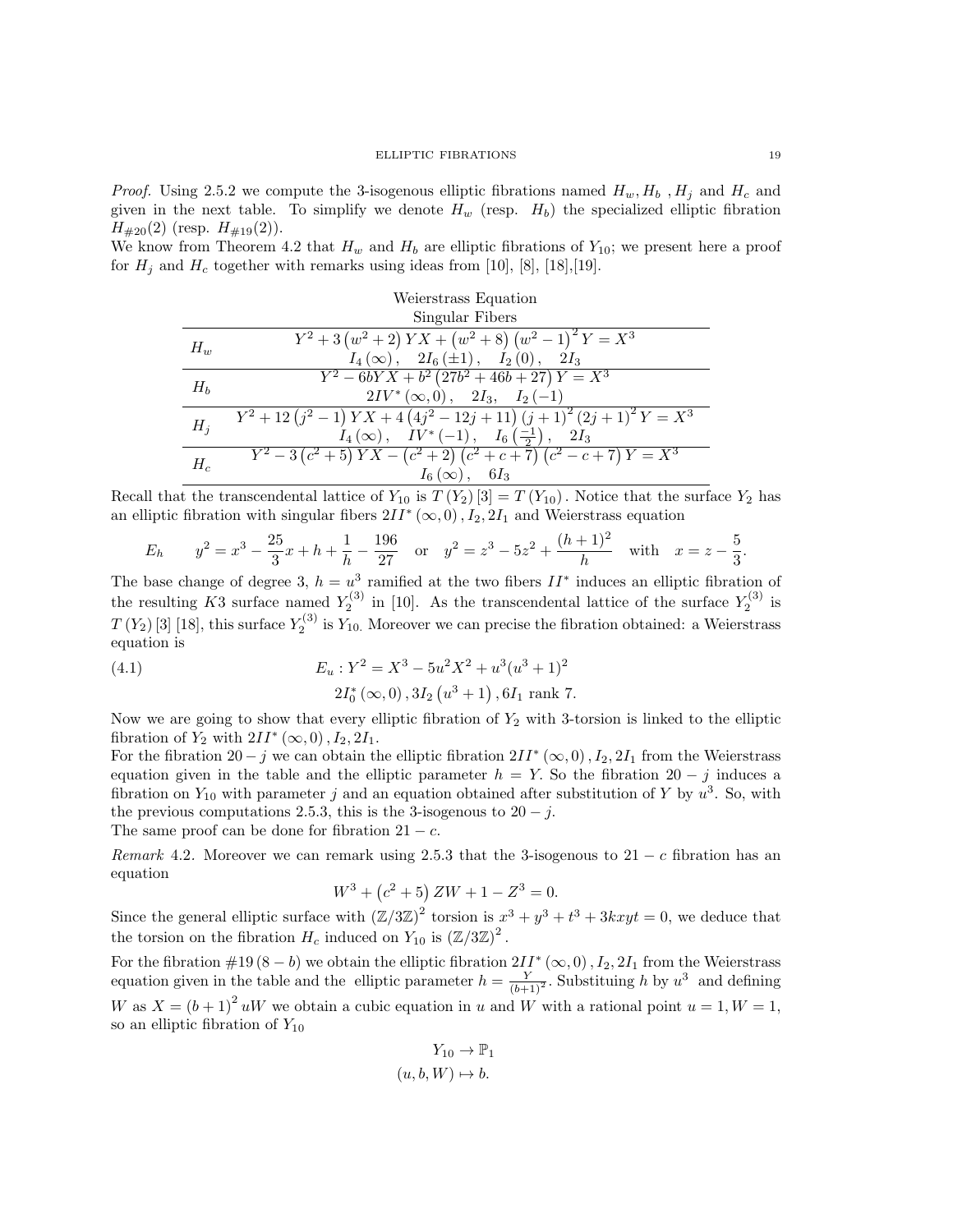*Proof.* Using 2.5.2 we compute the 3-isogenous elliptic fibrations named $H_w, H_b$ , $H_j$ and $H_c$ and given in the next table. To simplify we denote $H_w$ (resp. $H_b$) the specialized elliptic fibration $H_{\#20}(2)$ (resp. $H_{\#19}(2)$).
We know from Theorem 4.2 that $H_w$ and $H_b$ are elliptic fibrations of $Y_{10}$; we present here a proof for $H_j$ and $H_c$ together with remarks using ideas from [10], [8], [18],[19].

| | Weierstrass Equation<br>Singular Fibers |
|---|---|
| $H_w$ | $Y^2+3\left(w^2+2\right)YX+\left(w^2+8\right)\left(w^2-1\right)^2Y=X^3$<br>$I_4\left(\infty\right), \quad 2I_6\left(\pm1\right), \quad I_2\left(0\right), \quad 2I_3$ |
| $H_b$ | $Y^2-6bYX+b^2\left(27b^2+46b+27\right)Y=X^3$<br>$2IV^*\left(\infty,0\right), \quad 2I_3, \quad I_2\left(-1\right)$ |
| $H_j$ | $Y^2+12\left(j^2-1\right)YX+4\left(4j^2-12j+11\right)\left(j+1\right)^2\left(2j+1\right)^2Y=X^3$<br>$I_4\left(\infty\right), \quad IV^*\left(-1\right), \quad I_6\left(\frac{-1}{2}\right), \quad 2I_3$ |
| $H_c$ | $Y^2-3\left(c^2+5\right)YX-\left(c^2+2\right)\left(c^2+c+7\right)\left(c^2-c+7\right)Y=X^3$<br>$I_6\left(\infty\right), \quad 6I_3$ |

Recall that the transcendental lattice of $Y_{10}$ is $T\left(Y_2\right)[3]=T\left(Y_{10}\right)$. Notice that the surface $Y_2$ has an elliptic fibration with singular fibers $2II^*\left(\infty,0\right), I_2, 2I_1$ and Weierstrass equation

$$E_h \qquad y^2=x^3-\frac{25}{3}x+h+\frac{1}{h}-\frac{196}{27} \quad \text{or} \quad y^2=z^3-5z^2+\frac{(h+1)^2}{h} \quad \text{with} \quad x=z-\frac{5}{3}.$$

The base change of degree 3, $h=u^3$ ramified at the two fibers $II^*$ induces an elliptic fibration of the resulting $K3$ surface named $Y_2^{(3)}$ in [10]. As the transcendental lattice of the surface $Y_2^{(3)}$ is $T\left(Y_2\right)[3]$ [18], this surface $Y_2^{(3)}$ is $Y_{10.}$ Moreover we can precise the fibration obtained: a Weierstrass equation is

$$E_u : Y^2 = X^3-5u^2X^2+u^3(u^3+1)^2 \tag{4.1}$$

$$2I_0^*\left(\infty,0\right), 3I_2\left(u^3+1\right), 6I_1 \text{ rank } 7.$$

Now we are going to show that every elliptic fibration of $Y_2$ with 3-torsion is linked to the elliptic fibration of $Y_2$ with $2II^*\left(\infty,0\right), I_2, 2I_1$.
For the fibration $20-j$ we can obtain the elliptic fibration $2II^*\left(\infty,0\right), I_2, 2I_1$ from the Weierstrass equation given in the table and the elliptic parameter $h=Y$. So the fibration $20-j$ induces a fibration on $Y_{10}$ with parameter $j$ and an equation obtained after substitution of $Y$ by $u^3$. So, with the previous computations 2.5.3, this is the 3-isogenous to $20-j$.
The same proof can be done for fibration $21-c$.

*Remark* 4.2. Moreover we can remark using 2.5.3 that the 3-isogenous to $21-c$ fibration has an equation

$$W^3+\left(c^2+5\right)ZW+1-Z^3=0.$$

Since the general elliptic surface with $\left(\mathbb{Z}/3\mathbb{Z}\right)^2$ torsion is $x^3+y^3+t^3+3kxyt=0$, we deduce that the torsion on the fibration $H_c$ induced on $Y_{10}$ is $\left(\mathbb{Z}/3\mathbb{Z}\right)^2$.

For the fibration $\#19\left(8-b\right)$ we obtain the elliptic fibration $2II^*\left(\infty,0\right), I_2, 2I_1$ from the Weierstrass equation given in the table and the elliptic parameter $h=\frac{Y}{(b+1)^2}$. Substituing $h$ by $u^3$ and defining $W$ as $X=\left(b+1\right)^2uW$ we obtain a cubic equation in $u$ and $W$ with a rational point $u=1, W=1$, so an elliptic fibration of $Y_{10}$

$$Y_{10} \to \mathbb{P}_1$$
$$(u,b,W) \mapsto b.$$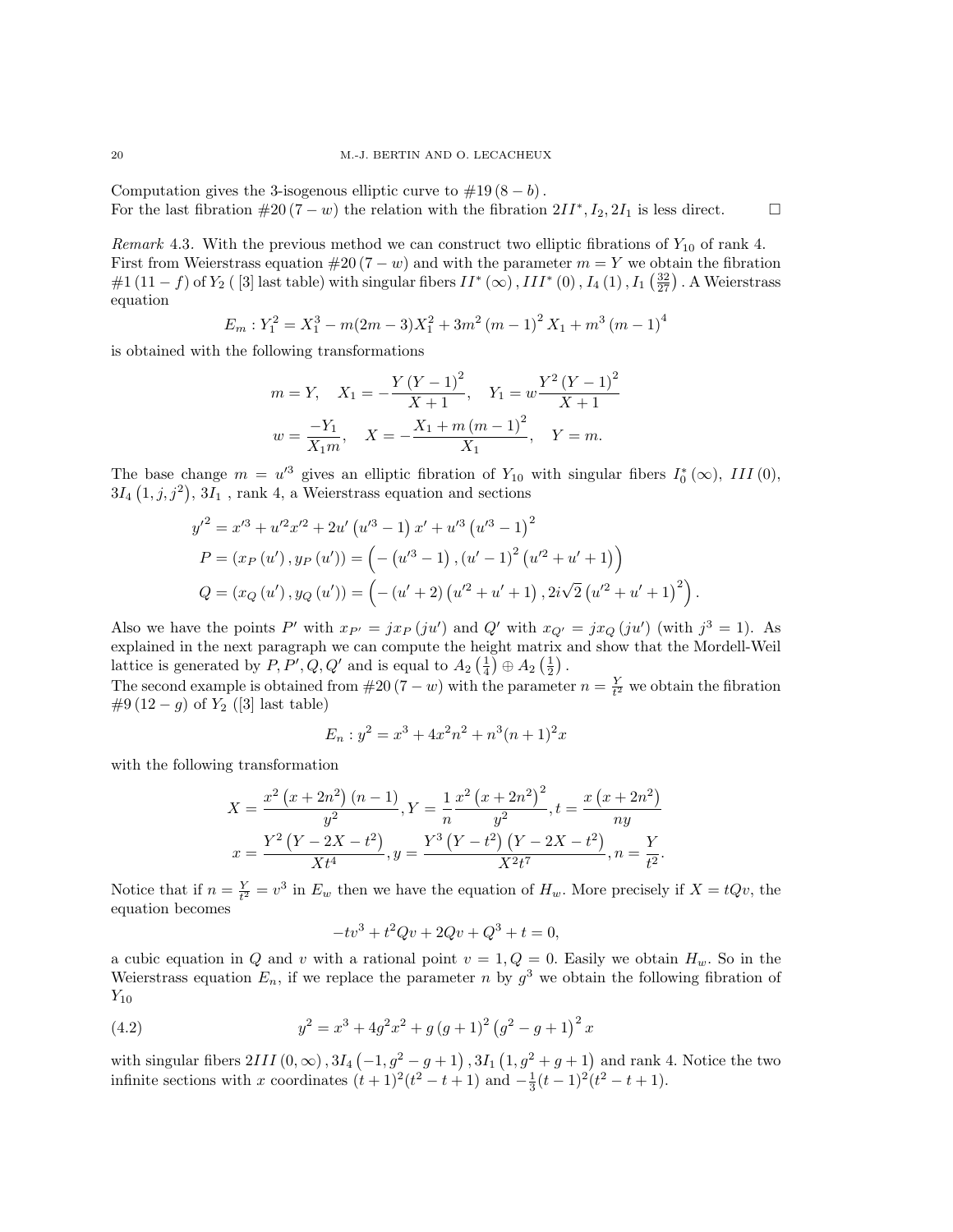Computation gives the 3-isogenous elliptic curve to $\#19\,(8-b)$.
For the last fibration $\#20\,(7-w)$ the relation with the fibration $2II^*, I_2, 2I_1$ is less direct. □

*Remark* 4.3. With the previous method we can construct two elliptic fibrations of $Y_{10}$ of rank 4. First from Weierstrass equation $\#20\,(7-w)$ and with the parameter $m = Y$ we obtain the fibration $\#1\,(11-f)$ of $Y_2$ ( [3] last table) with singular fibers $II^*\,(\infty)\,, III^*\,(0)\,, I_4\,(1)\,, I_1\left(\frac{32}{27}\right)$. A Weierstrass equation

$$E_m : Y_1^2 = X_1^3 - m(2m-3)X_1^2 + 3m^2\left(m-1\right)^2 X_1 + m^3\left(m-1\right)^4$$

is obtained with the following transformations

$$m = Y, \quad X_1 = -\frac{Y\left(Y-1\right)^2}{X+1}, \quad Y_1 = w\frac{Y^2\left(Y-1\right)^2}{X+1}$$
$$w = \frac{-Y_1}{X_1 m}, \quad X = -\frac{X_1 + m\left(m-1\right)^2}{X_1}, \quad Y = m.$$

The base change $m = u'^3$ gives an elliptic fibration of $Y_{10}$ with singular fibers $I_0^*\,(\infty)$, $III\,(0)$, $3I_4\left(1, j, j^2\right)$, $3I_1$ , rank 4, a Weierstrass equation and sections

$$y'^2 = x'^3 + u'^2 x'^2 + 2u'\left(u'^3-1\right)x' + u'^3\left(u'^3-1\right)^2$$
$$P = \left(x_P\left(u'\right), y_P\left(u'\right)\right) = \left(-\left(u'^3-1\right), \left(u'-1\right)^2\left(u'^2+u'+1\right)\right)$$
$$Q = \left(x_Q\left(u'\right), y_Q\left(u'\right)\right) = \left(-\left(u'+2\right)\left(u'^2+u'+1\right), 2i\sqrt{2}\left(u'^2+u'+1\right)^2\right).$$

Also we have the points $P'$ with $x_{P'} = jx_P\left(ju'\right)$ and $Q'$ with $x_{Q'} = jx_Q\left(ju'\right)$ (with $j^3 = 1$). As explained in the next paragraph we can compute the height matrix and show that the Mordell-Weil lattice is generated by $P, P', Q, Q'$ and is equal to $A_2\left(\frac{1}{4}\right) \oplus A_2\left(\frac{1}{2}\right)$.
The second example is obtained from $\#20\,(7-w)$ with the parameter $n = \frac{Y}{t^2}$ we obtain the fibration $\#9\,(12-g)$ of $Y_2$ ([3] last table)

$$E_n : y^2 = x^3 + 4x^2n^2 + n^3(n+1)^2 x$$

with the following transformation

$$X = \frac{x^2\left(x+2n^2\right)\left(n-1\right)}{y^2}, Y = \frac{1}{n}\frac{x^2\left(x+2n^2\right)^2}{y^2}, t = \frac{x\left(x+2n^2\right)}{ny}$$
$$x = \frac{Y^2\left(Y-2X-t^2\right)}{Xt^4}, y = \frac{Y^3\left(Y-t^2\right)\left(Y-2X-t^2\right)}{X^2t^7}, n = \frac{Y}{t^2}.$$

Notice that if $n = \frac{Y}{t^2} = v^3$ in $E_w$ then we have the equation of $H_w$. More precisely if $X = tQv$, the equation becomes

$$-tv^3 + t^2Qv + 2Qv + Q^3 + t = 0,$$

a cubic equation in $Q$ and $v$ with a rational point $v = 1, Q = 0$. Easily we obtain $H_w$. So in the Weierstrass equation $E_n$, if we replace the parameter $n$ by $g^3$ we obtain the following fibration of $Y_{10}$

$$y^2 = x^3 + 4g^2x^2 + g\left(g+1\right)^2\left(g^2-g+1\right)^2 x \tag{4.2}$$

with singular fibers $2III\,(0,\infty)\,, 3I_4\left(-1, g^2-g+1\right), 3I_1\left(1, g^2+g+1\right)$ and rank 4. Notice the two infinite sections with $x$ coordinates $(t+1)^2(t^2-t+1)$ and $-\frac{1}{3}(t-1)^2(t^2-t+1)$.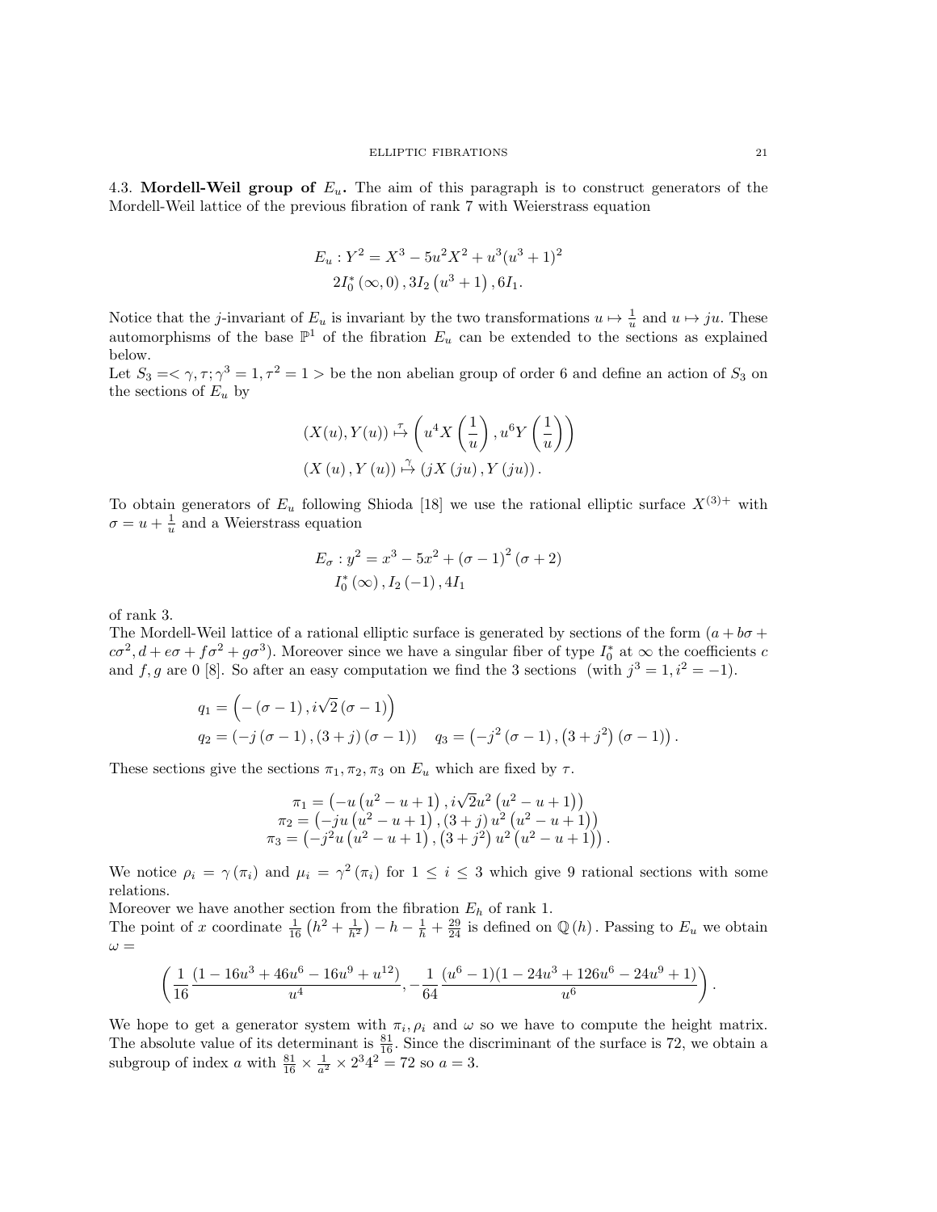4.3. **Mordell-Weil group of $E_u$.** The aim of this paragraph is to construct generators of the Mordell-Weil lattice of the previous fibration of rank 7 with Weierstrass equation

$$
\begin{gathered}
E_u : Y^2 = X^3 - 5u^2X^2 + u^3(u^3+1)^2 \\
2I_0^*\left(\infty, 0\right), 3I_2\left(u^3+1\right), 6I_1.
\end{gathered}
$$

Notice that the $j$-invariant of $E_u$ is invariant by the two transformations $u \mapsto \frac{1}{u}$ and $u \mapsto ju$. These automorphisms of the base $\mathbb{P}^1$ of the fibration $E_u$ can be extended to the sections as explained below.

Let $S_3 = <\gamma, \tau; \gamma^3 = 1, \tau^2 = 1>$ be the non abelian group of order 6 and define an action of $S_3$ on the sections of $E_u$ by

$$
\begin{gathered}
(X(u), Y(u)) \overset{\tau}{\mapsto} \left(u^4 X\left(\frac{1}{u}\right), u^6 Y\left(\frac{1}{u}\right)\right) \\
\left(X\left(u\right), Y\left(u\right)\right) \overset{\gamma}{\mapsto} \left(jX\left(ju\right), Y\left(ju\right)\right).
\end{gathered}
$$

To obtain generators of $E_u$ following Shioda [18] we use the rational elliptic surface $X^{(3)+}$ with $\sigma = u + \frac{1}{u}$ and a Weierstrass equation

$$
\begin{gathered}
E_\sigma : y^2 = x^3 - 5x^2 + \left(\sigma - 1\right)^2\left(\sigma + 2\right) \\
I_0^*\left(\infty\right), I_2\left(-1\right), 4I_1
\end{gathered}
$$

of rank 3.

The Mordell-Weil lattice of a rational elliptic surface is generated by sections of the form $(a + b\sigma + c\sigma^2, d + e\sigma + f\sigma^2 + g\sigma^3)$. Moreover since we have a singular fiber of type $I_0^*$ at $\infty$ the coefficients $c$ and $f, g$ are 0 [8]. So after an easy computation we find the 3 sections (with $j^3 = 1, i^2 = -1$).

$$
\begin{aligned}
&q_1 = \left(-\left(\sigma - 1\right), i\sqrt{2}\left(\sigma - 1\right)\right) \\
&q_2 = \left(-j\left(\sigma - 1\right), \left(3 + j\right)\left(\sigma - 1\right)\right) \quad q_3 = \left(-j^2\left(\sigma - 1\right), \left(3 + j^2\right)\left(\sigma - 1\right)\right).
\end{aligned}
$$

These sections give the sections $\pi_1, \pi_2, \pi_3$ on $E_u$ which are fixed by $\tau$.

$$
\begin{aligned}
\pi_1 &= \left(-u\left(u^2 - u + 1\right), i\sqrt{2}u^2\left(u^2 - u + 1\right)\right) \\
\pi_2 &= \left(-ju\left(u^2 - u + 1\right), \left(3 + j\right)u^2\left(u^2 - u + 1\right)\right) \\
\pi_3 &= \left(-j^2u\left(u^2 - u + 1\right), \left(3 + j^2\right)u^2\left(u^2 - u + 1\right)\right).
\end{aligned}
$$

We notice $\rho_i = \gamma\left(\pi_i\right)$ and $\mu_i = \gamma^2\left(\pi_i\right)$ for $1 \leq i \leq 3$ which give 9 rational sections with some relations.

Moreover we have another section from the fibration $E_h$ of rank 1.

The point of $x$ coordinate $\frac{1}{16}\left(h^2 + \frac{1}{h^2}\right) - h - \frac{1}{h} + \frac{29}{24}$ is defined on $\mathbb{Q}\left(h\right)$. Passing to $E_u$ we obtain $\omega =$

$$
\left(\frac{1}{16}\frac{(1 - 16u^3 + 46u^6 - 16u^9 + u^{12})}{u^4}, -\frac{1}{64}\frac{(u^6 - 1)(1 - 24u^3 + 126u^6 - 24u^9 + 1)}{u^6}\right).
$$

We hope to get a generator system with $\pi_i, \rho_i$ and $\omega$ so we have to compute the height matrix. The absolute value of its determinant is $\frac{81}{16}$. Since the discriminant of the surface is 72, we obtain a subgroup of index $a$ with $\frac{81}{16} \times \frac{1}{a^2} \times 2^3 4^2 = 72$ so $a = 3$.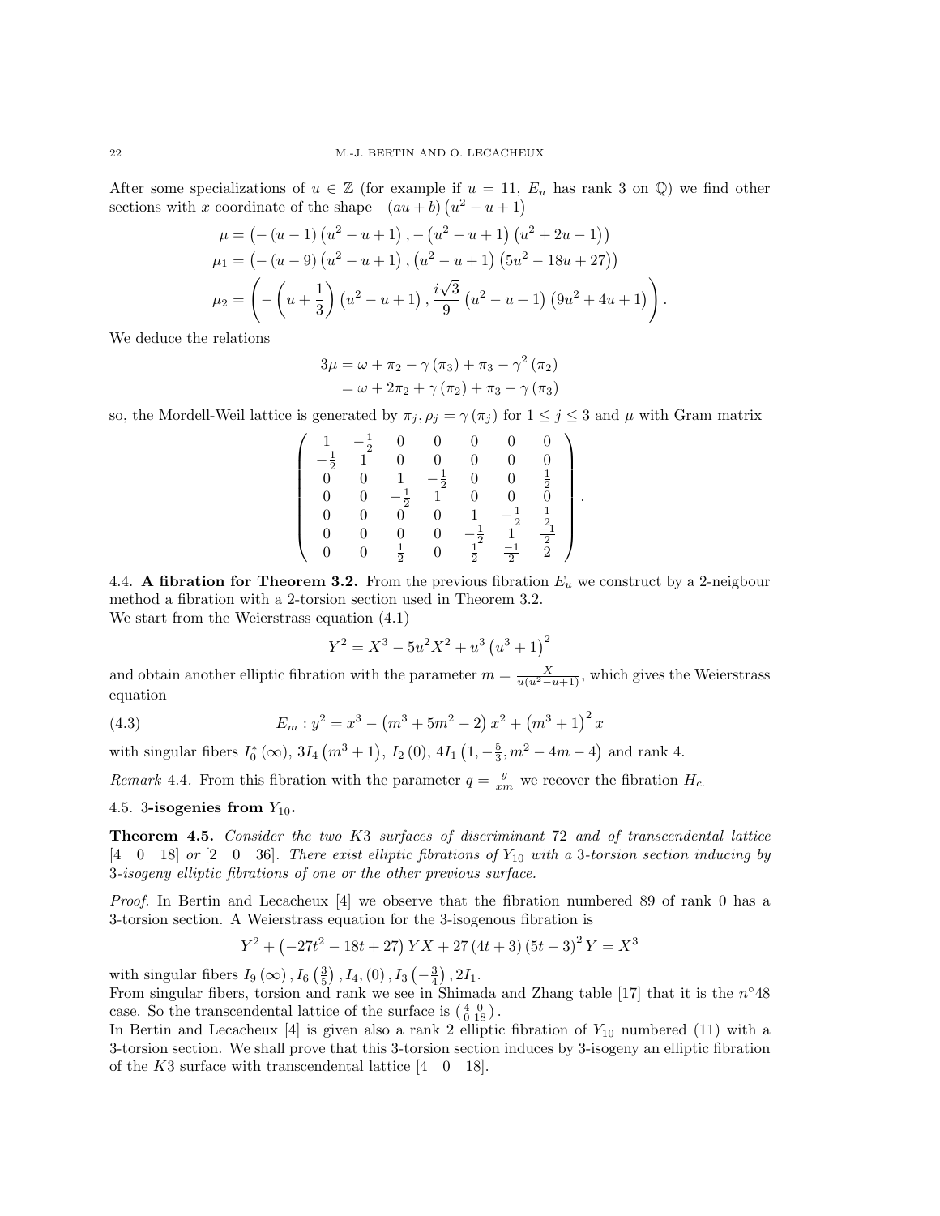After some specializations of $u \in \mathbb{Z}$ (for example if $u = 11$, $E_u$ has rank 3 on $\mathbb{Q}$) we find other sections with $x$ coordinate of the shape $\quad (au+b)\left(u^2-u+1\right)$

$$\mu = \left(-\left(u-1\right)\left(u^2-u+1\right), -\left(u^2-u+1\right)\left(u^2+2u-1\right)\right)$$
$$\mu_1 = \left(-\left(u-9\right)\left(u^2-u+1\right), \left(u^2-u+1\right)\left(5u^2-18u+27\right)\right)$$
$$\mu_2 = \left(-\left(u+\frac{1}{3}\right)\left(u^2-u+1\right), \frac{i\sqrt{3}}{9}\left(u^2-u+1\right)\left(9u^2+4u+1\right)\right).$$

We deduce the relations

$$\begin{aligned} 3\mu &= \omega + \pi_2 - \gamma\left(\pi_3\right) + \pi_3 - \gamma^2\left(\pi_2\right) \\ &= \omega + 2\pi_2 + \gamma\left(\pi_2\right) + \pi_3 - \gamma\left(\pi_3\right) \end{aligned}$$

so, the Mordell-Weil lattice is generated by $\pi_j, \rho_j = \gamma\left(\pi_j\right)$ for $1 \leq j \leq 3$ and $\mu$ with Gram matrix

$$\left(\begin{array}{ccccccc} 1 & -\frac{1}{2} & 0 & 0 & 0 & 0 & 0 \\ -\frac{1}{2} & 1 & 0 & 0 & 0 & 0 & 0 \\ 0 & 0 & 1 & -\frac{1}{2} & 0 & 0 & \frac{1}{2} \\ 0 & 0 & -\frac{1}{2} & 1 & 0 & 0 & 0 \\ 0 & 0 & 0 & 0 & 1 & -\frac{1}{2} & \frac{1}{2} \\ 0 & 0 & 0 & 0 & -\frac{1}{2} & 1 & \frac{-1}{2} \\ 0 & 0 & \frac{1}{2} & 0 & \frac{1}{2} & \frac{-1}{2} & 2 \end{array}\right).$$

4.4. **A fibration for Theorem 3.2.** From the previous fibration $E_u$ we construct by a 2-neigbour method a fibration with a 2-torsion section used in Theorem 3.2.
We start from the Weierstrass equation (4.1)

$$Y^2 = X^3 - 5u^2X^2 + u^3\left(u^3+1\right)^2$$

and obtain another elliptic fibration with the parameter $m = \frac{X}{u(u^2-u+1)}$, which gives the Weierstrass equation

$$E_m : y^2 = x^3 - \left(m^3+5m^2-2\right)x^2 + \left(m^3+1\right)^2 x \tag{4.3}$$

with singular fibers $I_0^*(\infty)$, $3I_4\left(m^3+1\right)$, $I_2(0)$, $4I_1\left(1, -\frac{5}{3}, m^2-4m-4\right)$ and rank 4.

*Remark* 4.4. From this fibration with the parameter $q = \frac{y}{xm}$ we recover the fibration $H_c$.

4.5. **3-isogenies from $Y_{10}$.**

**Theorem 4.5.** *Consider the two K3 surfaces of discriminant 72 and of transcendental lattice* $[4 \quad 0 \quad 18]$ *or* $[2 \quad 0 \quad 36]$. *There exist elliptic fibrations of $Y_{10}$ with a 3-torsion section inducing by 3-isogeny elliptic fibrations of one or the other previous surface.*

*Proof.* In Bertin and Lecacheux [4] we observe that the fibration numbered 89 of rank 0 has a 3-torsion section. A Weierstrass equation for the 3-isogenous fibration is

$$Y^2 + \left(-27t^2 - 18t + 27\right)YX + 27\left(4t+3\right)\left(5t-3\right)^2 Y = X^3$$

with singular fibers $I_9(\infty)$, $I_6\left(\frac{3}{5}\right)$, $I_4,(0)$, $I_3\left(-\frac{3}{4}\right)$, $2I_1$.
From singular fibers, torsion and rank we see in Shimada and Zhang table [17] that it is the $n°48$ case. So the transcendental lattice of the surface is $\left(\begin{smallmatrix} 4 & 0 \\ 0 & 18 \end{smallmatrix}\right)$.
In Bertin and Lecacheux [4] is given also a rank 2 elliptic fibration of $Y_{10}$ numbered (11) with a 3-torsion section. We shall prove that this 3-torsion section induces by 3-isogeny an elliptic fibration of the $K3$ surface with transcendental lattice $[4 \quad 0 \quad 18]$.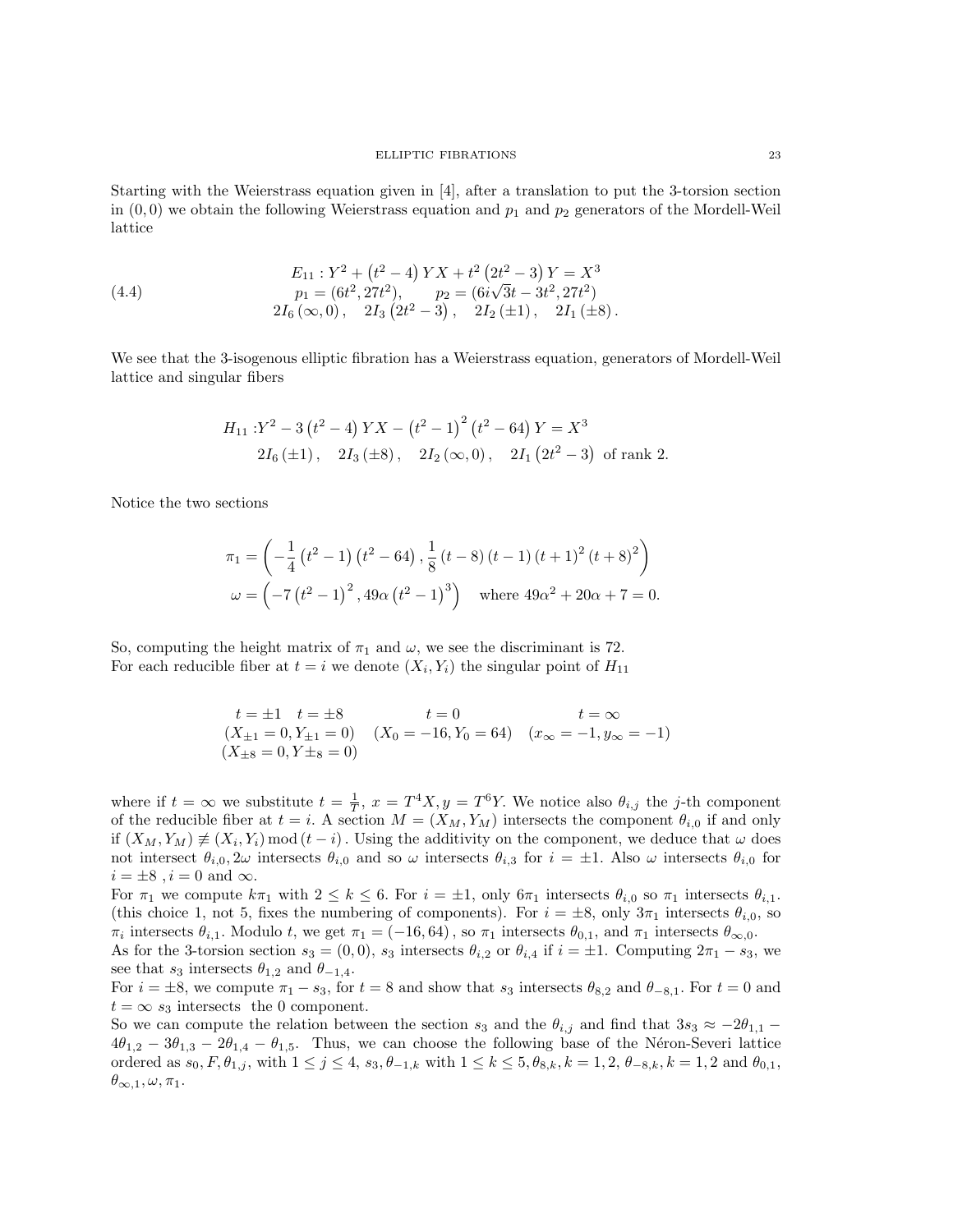Starting with the Weierstrass equation given in [4], after a translation to put the 3-torsion section in $(0,0)$ we obtain the following Weierstrass equation and $p_1$ and $p_2$ generators of the Mordell-Weil lattice

$$
\begin{gathered}
E_{11}: Y^2+\left(t^2-4\right) Y X+t^2\left(2 t^2-3\right) Y=X^3 \\
p_1=\left(6 t^2, 27 t^2\right), \qquad p_2=\left(6 i \sqrt{3} t-3 t^2, 27 t^2\right) \\
2 I_6(\infty, 0), \quad 2 I_3\left(2 t^2-3\right), \quad 2 I_2(\pm 1), \quad 2 I_1(\pm 8) .
\end{gathered} \tag{4.4}
$$

We see that the 3-isogenous elliptic fibration has a Weierstrass equation, generators of Mordell-Weil lattice and singular fibers

$$
\begin{aligned}
H_{11}: & Y^2-3\left(t^2-4\right) Y X-\left(t^2-1\right)^2\left(t^2-64\right) Y=X^3 \\
& 2 I_6(\pm 1), \quad 2 I_3(\pm 8), \quad 2 I_2(\infty, 0), \quad 2 I_1\left(2 t^2-3\right) \text { of rank } 2 .
\end{aligned}
$$

Notice the two sections

$$
\begin{aligned}
\pi_1 & =\left(-\frac{1}{4}\left(t^2-1\right)\left(t^2-64\right), \frac{1}{8}(t-8)(t-1)(t+1)^2(t+8)^2\right) \\
\omega & =\left(-7\left(t^2-1\right)^2, 49 \alpha\left(t^2-1\right)^3\right) \quad \text { where } 49 \alpha^2+20 \alpha+7=0 .
\end{aligned}
$$

So, computing the height matrix of $\pi_1$ and $\omega$, we see the discriminant is 72.
For each reducible fiber at $t=i$ we denote $\left(X_i, Y_i\right)$ the singular point of $H_{11}$

$$
\begin{array}{ccc}
t= \pm 1 \quad t= \pm 8 & t=0 & t=\infty \\
\left(X_{ \pm 1}=0, Y_{ \pm 1}=0\right) & \left(X_0=-16, Y_0=64\right) & \left(x_{\infty}=-1, y_{\infty}=-1\right) \\
\left(X_{ \pm 8}=0, Y \pm_8=0\right) & &
\end{array}
$$

where if $t=\infty$ we substitute $t=\frac{1}{T}$, $x=T^4 X, y=T^6 Y$. We notice also $\theta_{i, j}$ the $j$-th component of the reducible fiber at $t=i$. A section $M=\left(X_M, Y_M\right)$ intersects the component $\theta_{i, 0}$ if and only if $\left(X_M, Y_M\right) \not \equiv\left(X_i, Y_i\right) \bmod (t-i)$. Using the additivity on the component, we deduce that $\omega$ does not intersect $\theta_{i, 0}, 2 \omega$ intersects $\theta_{i, 0}$ and so $\omega$ intersects $\theta_{i, 3}$ for $i= \pm 1$. Also $\omega$ intersects $\theta_{i, 0}$ for $i= \pm 8$ , $i=0$ and $\infty$.
For $\pi_1$ we compute $k \pi_1$ with $2 \leq k \leq 6$. For $i= \pm 1$, only $6 \pi_1$ intersects $\theta_{i, 0}$ so $\pi_1$ intersects $\theta_{i, 1}$. (this choice 1, not 5, fixes the numbering of components). For $i= \pm 8$, only $3 \pi_1$ intersects $\theta_{i, 0}$, so $\pi_i$ intersects $\theta_{i, 1}$. Modulo $t$, we get $\pi_1=(-16,64)$, so $\pi_1$ intersects $\theta_{0,1}$, and $\pi_1$ intersects $\theta_{\infty, 0}$.
As for the 3-torsion section $s_3=(0,0)$, $s_3$ intersects $\theta_{i, 2}$ or $\theta_{i, 4}$ if $i= \pm 1$. Computing $2 \pi_1-s_3$, we see that $s_3$ intersects $\theta_{1,2}$ and $\theta_{-1,4}$.
For $i= \pm 8$, we compute $\pi_1-s_3$, for $t=8$ and show that $s_3$ intersects $\theta_{8,2}$ and $\theta_{-8,1}$. For $t=0$ and $t=\infty$ $s_3$ intersects the 0 component.
So we can compute the relation between the section $s_3$ and the $\theta_{i, j}$ and find that $3 s_3 \approx-2 \theta_{1,1}- 4 \theta_{1,2}-3 \theta_{1,3}-2 \theta_{1,4}-\theta_{1,5}$. Thus, we can choose the following base of the Néron-Severi lattice ordered as $s_0, F, \theta_{1, j}$, with $1 \leq j \leq 4$, $s_3, \theta_{-1, k}$ with $1 \leq k \leq 5, \theta_{8, k}, k=1,2$, $\theta_{-8, k}, k=1,2$ and $\theta_{0,1}$, $\theta_{\infty, 1}, \omega, \pi_1$.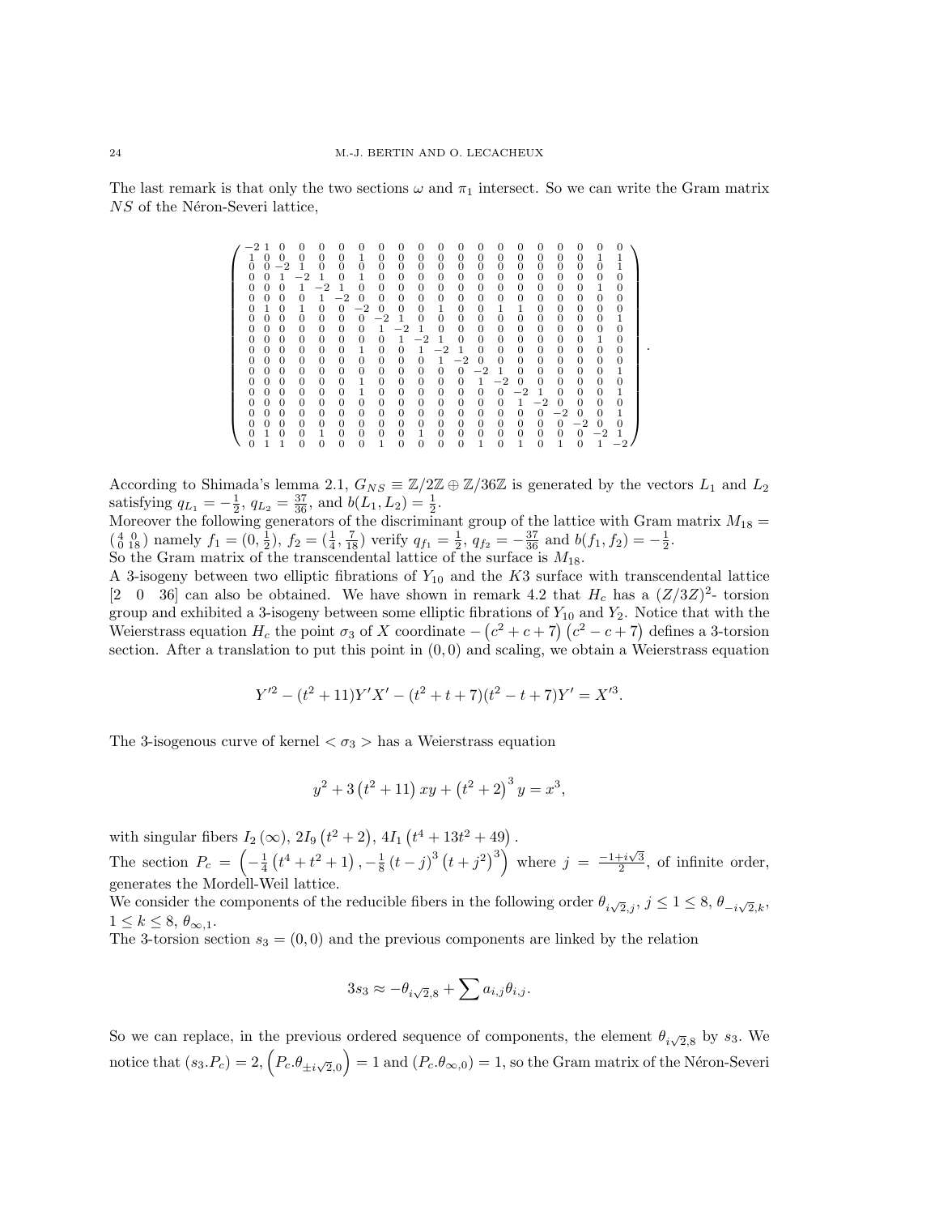The last remark is that only the two sections $\omega$ and $\pi_1$ intersect. So we can write the Gram matrix $NS$ of the Néron-Severi lattice,

$$
\begin{pmatrix}
-2&1&0&0&0&0&0&0&0&0&0&0&0&0&0&0&0&0&0&0\\
1&0&0&0&0&0&1&0&0&0&0&0&0&0&0&0&0&0&1&1\\
0&0&-2&1&0&0&0&0&0&0&0&0&0&0&0&0&0&0&0&1\\
0&0&1&-2&1&0&1&0&0&0&0&0&0&0&0&0&0&0&0&0\\
0&0&0&1&-2&1&0&0&0&0&0&0&0&0&0&0&0&0&1&0\\
0&0&0&0&1&-2&0&0&0&0&0&0&0&0&0&0&0&0&0&0\\
0&1&0&1&0&0&-2&0&0&0&1&0&0&1&1&0&0&0&0&0\\
0&0&0&0&0&0&0&-2&1&0&0&0&0&0&0&0&0&0&0&1\\
0&0&0&0&0&0&0&1&-2&1&0&0&0&0&0&0&0&0&0&0\\
0&0&0&0&0&0&0&0&1&-2&1&0&0&0&0&0&0&0&1&0\\
0&0&0&0&0&0&1&0&0&1&-2&1&0&0&0&0&0&0&0&0\\
0&0&0&0&0&0&0&0&0&0&1&-2&0&0&0&0&0&0&0&0\\
0&0&0&0&0&0&0&0&0&0&0&0&-2&1&0&0&0&0&0&1\\
0&0&0&0&0&0&1&0&0&0&0&0&1&-2&0&0&0&0&0&0\\
0&0&0&0&0&0&1&0&0&0&0&0&0&0&-2&1&0&0&0&1\\
0&0&0&0&0&0&0&0&0&0&0&0&0&0&1&-2&0&0&0&0\\
0&0&0&0&0&0&0&0&0&0&0&0&0&0&0&0&-2&0&0&1\\
0&0&0&0&0&0&0&0&0&0&0&0&0&0&0&0&0&-2&0&0\\
0&1&0&0&1&0&0&0&0&1&0&0&0&0&0&0&0&0&-2&1\\
0&1&1&0&0&0&0&1&0&0&0&0&1&0&1&0&1&0&1&-2
\end{pmatrix}.
$$

According to Shimada's lemma 2.1, $G_{NS} \equiv \mathbb{Z}/2\mathbb{Z} \oplus \mathbb{Z}/36\mathbb{Z}$ is generated by the vectors $L_1$ and $L_2$ satisfying $q_{L_1} = -\frac{1}{2}$, $q_{L_2} = \frac{37}{36}$, and $b(L_1, L_2) = \frac{1}{2}$.
Moreover the following generators of the discriminant group of the lattice with Gram matrix $M_{18} = \left(\begin{smallmatrix} 4 & 0 \\ 0 & 18 \end{smallmatrix}\right)$ namely $f_1 = (0, \frac{1}{2})$, $f_2 = (\frac{1}{4}, \frac{7}{18})$ verify $q_{f_1} = \frac{1}{2}$, $q_{f_2} = -\frac{37}{36}$ and $b(f_1, f_2) = -\frac{1}{2}$.
So the Gram matrix of the transcendental lattice of the surface is $M_{18}$.
A 3-isogeny between two elliptic fibrations of $Y_{10}$ and the $K3$ surface with transcendental lattice $[2 \quad 0 \quad 36]$ can also be obtained. We have shown in remark 4.2 that $H_c$ has a $(Z/3Z)^2$- torsion group and exhibited a 3-isogeny between some elliptic fibrations of $Y_{10}$ and $Y_2$. Notice that with the Weierstrass equation $H_c$ the point $\sigma_3$ of $X$ coordinate $-\left(c^2+c+7\right)\left(c^2-c+7\right)$ defines a 3-torsion section. After a translation to put this point in $(0,0)$ and scaling, we obtain a Weierstrass equation

$$Y'^2 - (t^2+11)Y'X' - (t^2+t+7)(t^2-t+7)Y' = X'^3.$$

The 3-isogenous curve of kernel $<\sigma_3>$ has a Weierstrass equation

$$y^2 + 3\left(t^2+11\right)xy + \left(t^2+2\right)^3 y = x^3,$$

with singular fibers $I_2(\infty)$, $2I_9\left(t^2+2\right)$, $4I_1\left(t^4+13t^2+49\right)$.
The section $P_c = \left(-\frac{1}{4}\left(t^4+t^2+1\right), -\frac{1}{8}\left(t-j\right)^3\left(t+j^2\right)^3\right)$ where $j = \frac{-1+i\sqrt{3}}{2}$, of infinite order, generates the Mordell-Weil lattice.
We consider the components of the reducible fibers in the following order $\theta_{i\sqrt{2},j}$, $j \leq 1 \leq 8$, $\theta_{-i\sqrt{2},k}$, $1 \leq k \leq 8$, $\theta_{\infty,1}$.
The 3-torsion section $s_3 = (0,0)$ and the previous components are linked by the relation

$$3s_3 \approx -\theta_{i\sqrt{2},8} + \sum a_{i,j}\theta_{i,j}.$$

So we can replace, in the previous ordered sequence of components, the element $\theta_{i\sqrt{2},8}$ by $s_3$. We notice that $(s_3.P_c) = 2$, $\left(P_c.\theta_{\pm i\sqrt{2},0}\right) = 1$ and $(P_c.\theta_{\infty,0}) = 1$, so the Gram matrix of the Néron-Severi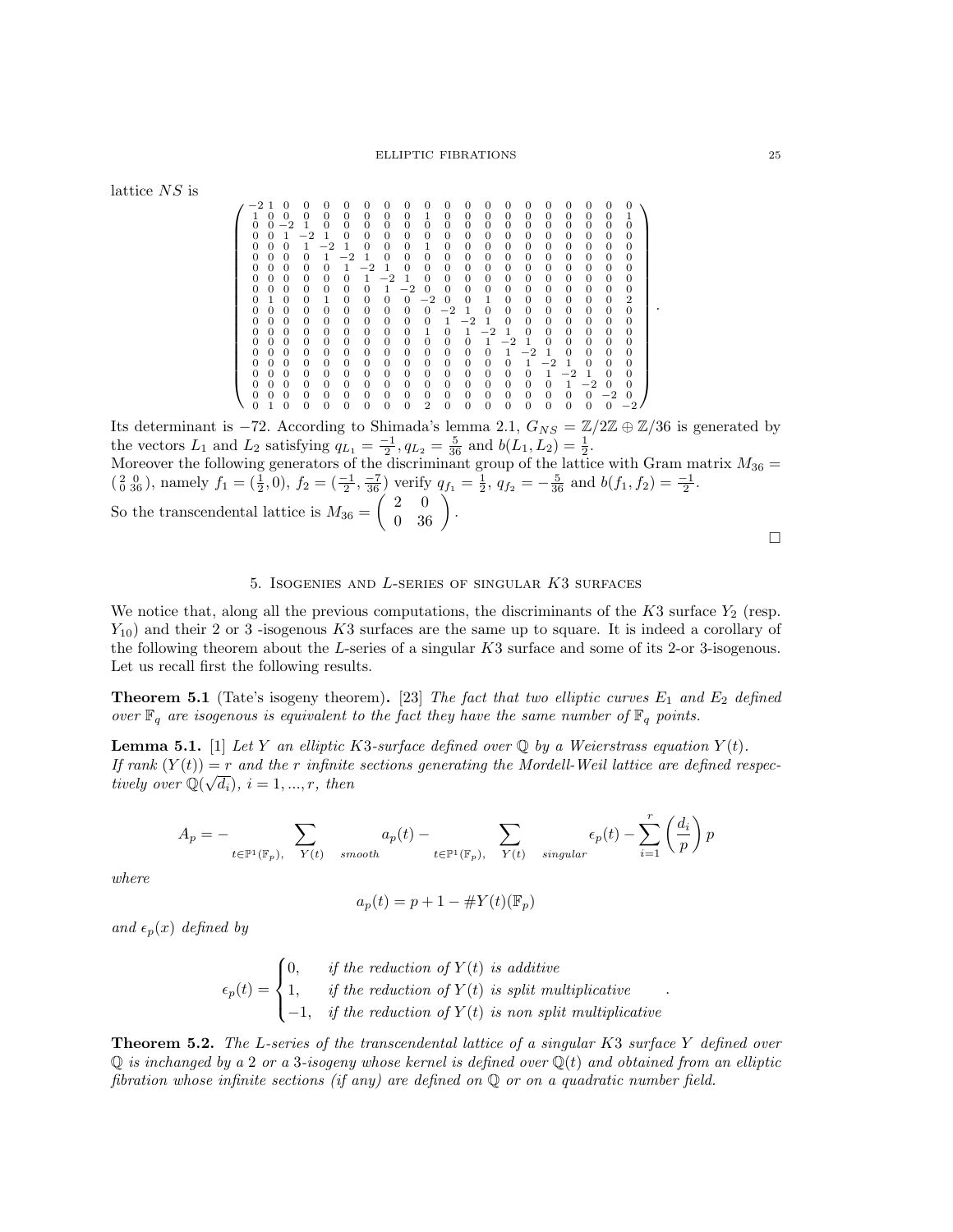lattice $NS$ is

$$\begin{pmatrix}
-2 & 1 & 0 & 0 & 0 & 0 & 0 & 0 & 0 & 0 & 0 & 0 & 0 & 0 & 0 & 0 & 0 & 0 & 0 & 0 \\
1 & 0 & 0 & 0 & 0 & 0 & 0 & 0 & 0 & 1 & 0 & 0 & 0 & 0 & 0 & 0 & 0 & 0 & 0 & 1 \\
0 & 0 & -2 & 1 & 0 & 0 & 0 & 0 & 0 & 0 & 0 & 0 & 0 & 0 & 0 & 0 & 0 & 0 & 0 & 0 \\
0 & 0 & 1 & -2 & 1 & 0 & 0 & 0 & 0 & 0 & 0 & 0 & 0 & 0 & 0 & 0 & 0 & 0 & 0 & 0 \\
0 & 0 & 0 & 1 & -2 & 1 & 0 & 0 & 0 & 1 & 0 & 0 & 0 & 0 & 0 & 0 & 0 & 0 & 0 & 0 \\
0 & 0 & 0 & 0 & 1 & -2 & 1 & 0 & 0 & 0 & 0 & 0 & 0 & 0 & 0 & 0 & 0 & 0 & 0 & 0 \\
0 & 0 & 0 & 0 & 0 & 1 & -2 & 1 & 0 & 0 & 0 & 0 & 0 & 0 & 0 & 0 & 0 & 0 & 0 & 0 \\
0 & 0 & 0 & 0 & 0 & 0 & 1 & -2 & 1 & 0 & 0 & 0 & 0 & 0 & 0 & 0 & 0 & 0 & 0 & 0 \\
0 & 0 & 0 & 0 & 0 & 0 & 0 & 1 & -2 & 0 & 0 & 0 & 0 & 0 & 0 & 0 & 0 & 0 & 0 & 0 \\
0 & 1 & 0 & 0 & 1 & 0 & 0 & 0 & 0 & -2 & 0 & 0 & 1 & 0 & 0 & 0 & 0 & 0 & 0 & 2 \\
0 & 0 & 0 & 0 & 0 & 0 & 0 & 0 & 0 & 0 & -2 & 1 & 0 & 0 & 0 & 0 & 0 & 0 & 0 & 0 \\
0 & 0 & 0 & 0 & 0 & 0 & 0 & 0 & 0 & 0 & 1 & -2 & 1 & 0 & 0 & 0 & 0 & 0 & 0 & 0 \\
0 & 0 & 0 & 0 & 0 & 0 & 0 & 0 & 0 & 1 & 0 & 1 & -2 & 1 & 0 & 0 & 0 & 0 & 0 & 0 \\
0 & 0 & 0 & 0 & 0 & 0 & 0 & 0 & 0 & 0 & 0 & 0 & 1 & -2 & 1 & 0 & 0 & 0 & 0 & 0 \\
0 & 0 & 0 & 0 & 0 & 0 & 0 & 0 & 0 & 0 & 0 & 0 & 0 & 1 & -2 & 1 & 0 & 0 & 0 & 0 \\
0 & 0 & 0 & 0 & 0 & 0 & 0 & 0 & 0 & 0 & 0 & 0 & 0 & 0 & 1 & -2 & 1 & 0 & 0 & 0 \\
0 & 0 & 0 & 0 & 0 & 0 & 0 & 0 & 0 & 0 & 0 & 0 & 0 & 0 & 0 & 1 & -2 & 1 & 0 & 0 \\
0 & 0 & 0 & 0 & 0 & 0 & 0 & 0 & 0 & 0 & 0 & 0 & 0 & 0 & 0 & 0 & 1 & -2 & 0 & 0 \\
0 & 0 & 0 & 0 & 0 & 0 & 0 & 0 & 0 & 0 & 0 & 0 & 0 & 0 & 0 & 0 & 0 & 0 & -2 & 0 \\
0 & 1 & 0 & 0 & 0 & 0 & 0 & 0 & 0 & 2 & 0 & 0 & 0 & 0 & 0 & 0 & 0 & 0 & 0 & -2
\end{pmatrix}.$$

Its determinant is $-72$. According to Shimada's lemma 2.1, $G_{NS} = \mathbb{Z}/2\mathbb{Z} \oplus \mathbb{Z}/36$ is generated by the vectors $L_1$ and $L_2$ satisfying $q_{L_1} = \frac{-1}{2}, q_{L_2} = \frac{5}{36}$ and $b(L_1, L_2) = \frac{1}{2}$.
Moreover the following generators of the discriminant group of the lattice with Gram matrix $M_{36} = \left(\begin{smallmatrix} 2 & 0 \\ 0 & 36 \end{smallmatrix}\right)$, namely $f_1 = (\frac{1}{2}, 0)$, $f_2 = (\frac{-1}{2}, \frac{-7}{36})$ verify $q_{f_1} = \frac{1}{2}$, $q_{f_2} = -\frac{5}{36}$ and $b(f_1, f_2) = \frac{-1}{2}$.
So the transcendental lattice is $M_{36} = \begin{pmatrix} 2 & 0 \\ 0 & 36 \end{pmatrix}$.

∎

## 5. Isogenies and $L$-series of singular $K3$ surfaces

We notice that, along all the previous computations, the discriminants of the $K3$ surface $Y_2$ (resp. $Y_{10}$) and their 2 or 3 -isogenous $K3$ surfaces are the same up to square. It is indeed a corollary of the following theorem about the $L$-series of a singular $K3$ surface and some of its 2-or 3-isogenous. Let us recall first the following results.

**Theorem 5.1** (Tate's isogeny theorem)**.** [23] *The fact that two elliptic curves $E_1$ and $E_2$ defined over $\mathbb{F}_q$ are isogenous is equivalent to the fact they have the same number of $\mathbb{F}_q$ points.*

**Lemma 5.1.** [1] *Let $Y$ an elliptic $K3$-surface defined over $\mathbb{Q}$ by a Weierstrass equation $Y(t)$. If rank $(Y(t)) = r$ and the $r$ infinite sections generating the Mordell-Weil lattice are defined respectively over $\mathbb{Q}(\sqrt{d_i})$, $i = 1, ..., r$, then*

$$A_p = - \sum_{t \in \mathbb{P}^1(\mathbb{F}_p), \quad Y(t) \quad smooth} a_p(t) - \sum_{t \in \mathbb{P}^1(\mathbb{F}_p), \quad Y(t) \quad singular} \epsilon_p(t) - \sum_{i=1}^{r} \left(\frac{d_i}{p}\right) p$$

*where*

$$a_p(t) = p + 1 - \#Y(t)(\mathbb{F}_p)$$

*and $\epsilon_p(x)$ defined by*

$$\epsilon_p(t) = \begin{cases} 0, & \textit{if the reduction of } Y(t) \textit{ is additive} \\ 1, & \textit{if the reduction of } Y(t) \textit{ is split multiplicative} \\ -1, & \textit{if the reduction of } Y(t) \textit{ is non split multiplicative} \end{cases}.$$

**Theorem 5.2.** *The $L$-series of the transcendental lattice of a singular $K3$ surface $Y$ defined over $\mathbb{Q}$ is inchanged by a 2 or a 3-isogeny whose kernel is defined over $\mathbb{Q}(t)$ and obtained from an elliptic fibration whose infinite sections (if any) are defined on $\mathbb{Q}$ or on a quadratic number field.*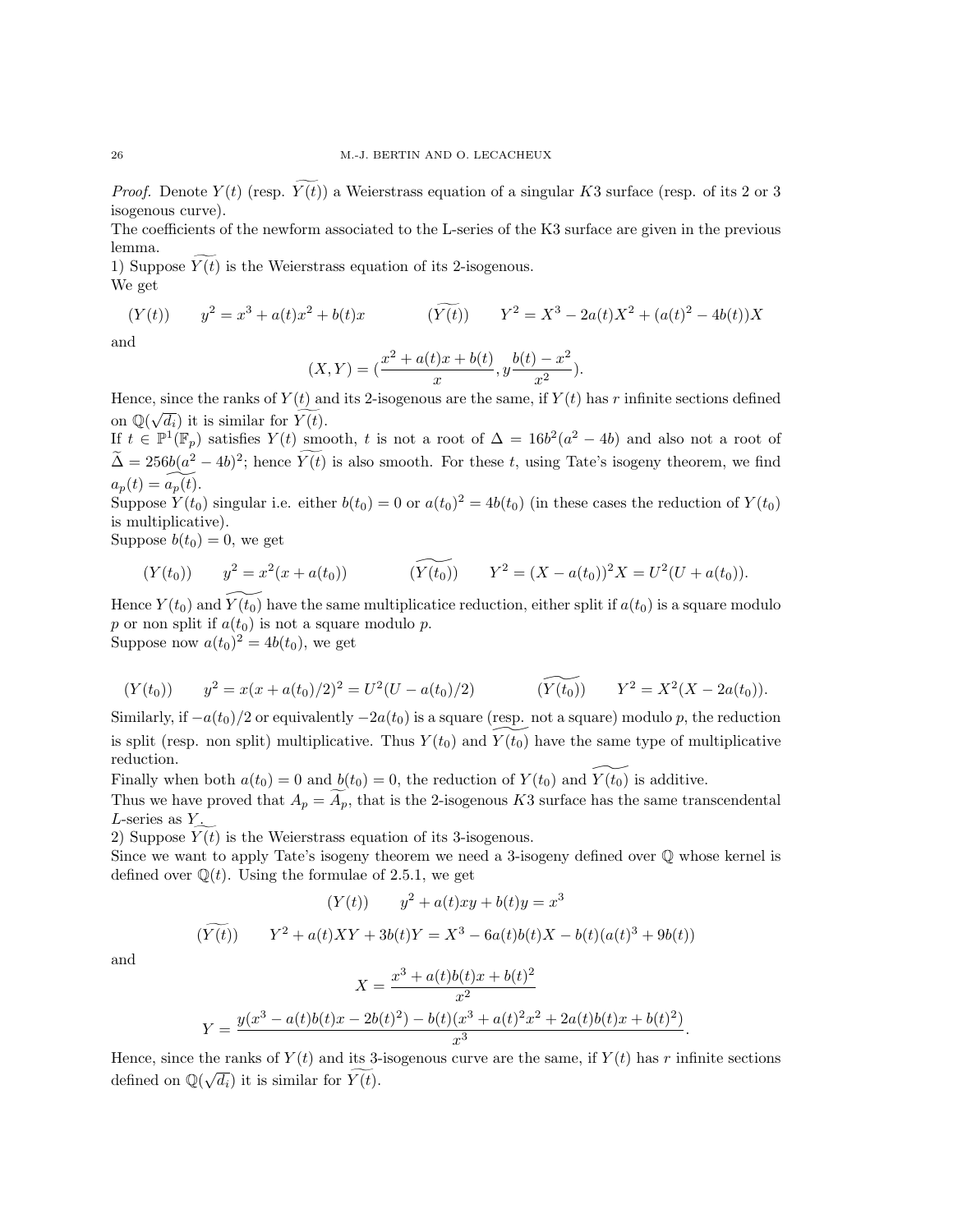*Proof.* Denote $Y(t)$ (resp. $\widetilde{Y(t)}$) a Weierstrass equation of a singular $K3$ surface (resp. of its 2 or 3 isogenous curve).
The coefficients of the newform associated to the L-series of the K3 surface are given in the previous lemma.
1) Suppose $\widetilde{Y(t)}$ is the Weierstrass equation of its 2-isogenous.
We get

$$(Y(t)) \qquad y^2 = x^3 + a(t)x^2 + b(t)x \qquad\qquad (\widetilde{Y(t)}) \qquad Y^2 = X^3 - 2a(t)X^2 + (a(t)^2 - 4b(t))X$$

and

$$(X, Y) = \left(\frac{x^2 + a(t)x + b(t)}{x}, y\frac{b(t) - x^2}{x^2}\right).$$

Hence, since the ranks of $Y(t)$ and its 2-isogenous are the same, if $Y(t)$ has $r$ infinite sections defined on $\mathbb{Q}(\sqrt{d_i})$ it is similar for $\widetilde{Y(t)}$.
If $t \in \mathbb{P}^1(\mathbb{F}_p)$ satisfies $Y(t)$ smooth, $t$ is not a root of $\Delta = 16b^2(a^2 - 4b)$ and also not a root of $\widetilde{\Delta} = 256b(a^2 - 4b)^2$; hence $\widetilde{Y(t)}$ is also smooth. For these $t$, using Tate's isogeny theorem, we find $a_p(t) = \widetilde{a_p(t)}$.
Suppose $Y(t_0)$ singular i.e. either $b(t_0) = 0$ or $a(t_0)^2 = 4b(t_0)$ (in these cases the reduction of $Y(t_0)$ is multiplicative).
Suppose $b(t_0) = 0$, we get

$$(Y(t_0)) \qquad y^2 = x^2(x + a(t_0)) \qquad\qquad (\widetilde{Y(t_0)}) \qquad Y^2 = (X - a(t_0))^2 X = U^2(U + a(t_0)).$$

Hence $Y(t_0)$ and $\widetilde{Y(t_0)}$ have the same multiplicatice reduction, either split if $a(t_0)$ is a square modulo $p$ or non split if $a(t_0)$ is not a square modulo $p$.
Suppose now $a(t_0)^2 = 4b(t_0)$, we get

$$(Y(t_0)) \qquad y^2 = x(x + a(t_0)/2)^2 = U^2(U - a(t_0)/2) \qquad\qquad (\widetilde{Y(t_0)}) \qquad Y^2 = X^2(X - 2a(t_0)).$$

Similarly, if $-a(t_0)/2$ or equivalently $-2a(t_0)$ is a square (resp. not a square) modulo $p$, the reduction is split (resp. non split) multiplicative. Thus $Y(t_0)$ and $\widetilde{Y(t_0)}$ have the same type of multiplicative reduction.
Finally when both $a(t_0) = 0$ and $b(t_0) = 0$, the reduction of $Y(t_0)$ and $\widetilde{Y(t_0)}$ is additive.
Thus we have proved that $A_p = \widetilde{A_p}$, that is the 2-isogenous $K3$ surface has the same transcendental $L$-series as $Y$.
2) Suppose $\widetilde{Y(t)}$ is the Weierstrass equation of its 3-isogenous.
Since we want to apply Tate's isogeny theorem we need a 3-isogeny defined over $\mathbb{Q}$ whose kernel is defined over $\mathbb{Q}(t)$. Using the formulae of 2.5.1, we get

$$(Y(t)) \qquad y^2 + a(t)xy + b(t)y = x^3$$

$$(\widetilde{Y(t)}) \qquad Y^2 + a(t)XY + 3b(t)Y = X^3 - 6a(t)b(t)X - b(t)(a(t)^3 + 9b(t))$$

and

$$X = \frac{x^3 + a(t)b(t)x + b(t)^2}{x^2}$$

$$Y = \frac{y(x^3 - a(t)b(t)x - 2b(t)^2) - b(t)(x^3 + a(t)^2x^2 + 2a(t)b(t)x + b(t)^2)}{x^3}.$$

Hence, since the ranks of $Y(t)$ and its 3-isogenous curve are the same, if $Y(t)$ has $r$ infinite sections defined on $\mathbb{Q}(\sqrt{d_i})$ it is similar for $\widetilde{Y(t)}$.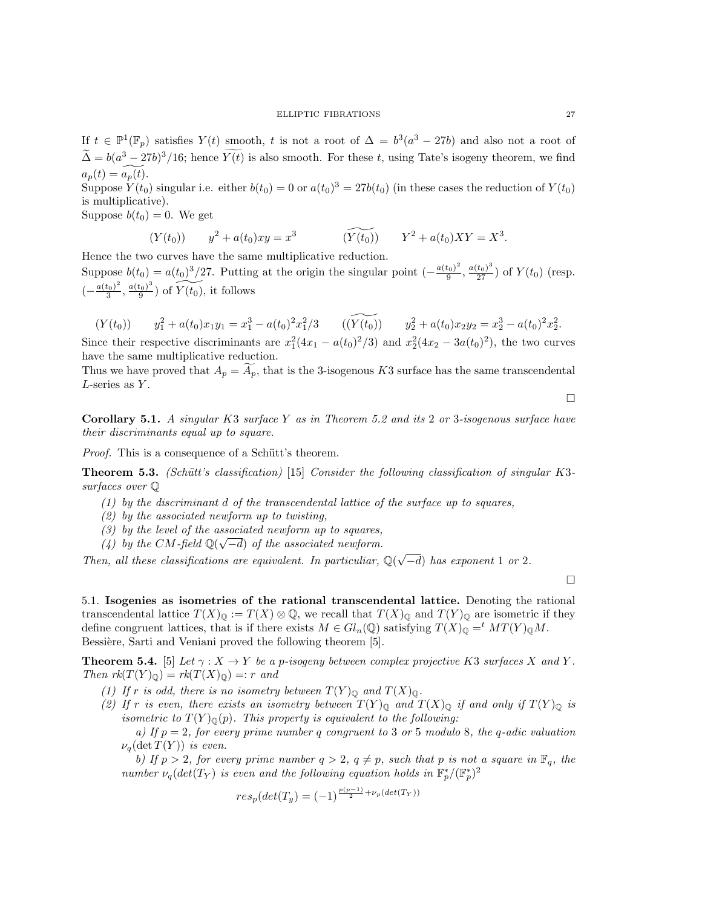If $t \in \mathbb{P}^1(\mathbb{F}_p)$ satisfies $Y(t)$ smooth, $t$ is not a root of $\Delta = b^3(a^3 - 27b)$ and also not a root of $\widetilde{\Delta} = b(a^3-27b)^3/16$; hence $\widetilde{Y(t)}$ is also smooth. For these $t$, using Tate's isogeny theorem, we find $a_p(t) = \widetilde{a_p(t)}$.
Suppose $Y(t_0)$ singular i.e. either $b(t_0) = 0$ or $a(t_0)^3 = 27b(t_0)$ (in these cases the reduction of $Y(t_0)$ is multiplicative).
Suppose $b(t_0) = 0$. We get

$$(Y(t_0)) \qquad y^2 + a(t_0)xy = x^3 \qquad\qquad (\widetilde{Y(t_0)}) \qquad Y^2 + a(t_0)XY = X^3.$$

Hence the two curves have the same multiplicative reduction.
Suppose $b(t_0) = a(t_0)^3/27$. Putting at the origin the singular point $(-\frac{a(t_0)^2}{9}, \frac{a(t_0)^3}{27})$ of $Y(t_0)$ (resp. $(-\frac{a(t_0)^2}{3}, \frac{a(t_0)^3}{9})$ of $\widetilde{Y(t_0)}$, it follows

$$(Y(t_0)) \qquad y_1^2 + a(t_0)x_1y_1 = x_1^3 - a(t_0)^2x_1^2/3 \qquad ((\widetilde{Y(t_0)}) \qquad y_2^2 + a(t_0)x_2y_2 = x_2^3 - a(t_0)^2x_2^2.$$

Since their respective discriminants are $x_1^2(4x_1 - a(t_0)^2/3)$ and $x_2^2(4x_2 - 3a(t_0)^2)$, the two curves have the same multiplicative reduction.
Thus we have proved that $A_p = \widetilde{A_p}$, that is the 3-isogenous $K3$ surface has the same transcendental $L$-series as $Y$.

∎

**Corollary 5.1.** *A singular $K3$ surface $Y$ as in Theorem 5.2 and its 2 or 3-isogenous surface have their discriminants equal up to square.*

*Proof.* This is a consequence of a Schütt's theorem.

**Theorem 5.3.** *(Schütt's classification)* [15] *Consider the following classification of singular $K3$-surfaces over $\mathbb{Q}$*

*(1) by the discriminant $d$ of the transcendental lattice of the surface up to squares,*
*(2) by the associated newform up to twisting,*
*(3) by the level of the associated newform up to squares,*
*(4) by the CM-field $\mathbb{Q}(\sqrt{-d})$ of the associated newform.*

*Then, all these classifications are equivalent. In particuliar, $\mathbb{Q}(\sqrt{-d})$ has exponent 1 or 2.*

∎

5.1. **Isogenies as isometries of the rational transcendental lattice.** Denoting the rational transcendental lattice $T(X)_{\mathbb{Q}} := T(X) \otimes \mathbb{Q}$, we recall that $T(X)_{\mathbb{Q}}$ and $T(Y)_{\mathbb{Q}}$ are isometric if they define congruent lattices, that is if there exists $M \in Gl_n(\mathbb{Q})$ satisfying $T(X)_{\mathbb{Q}} = {}^t MT(Y)_{\mathbb{Q}}M$.
Bessière, Sarti and Veniani proved the following theorem [5].

**Theorem 5.4.** [5] *Let $\gamma : X \to Y$ be a $p$-isogeny between complex projective $K3$ surfaces $X$ and $Y$. Then $rk(T(Y)_{\mathbb{Q}}) = rk(T(X)_{\mathbb{Q}}) =: r$ and*

*(1) If $r$ is odd, there is no isometry between $T(Y)_{\mathbb{Q}}$ and $T(X)_{\mathbb{Q}}$.*
*(2) If $r$ is even, there exists an isometry between $T(Y)_{\mathbb{Q}}$ and $T(X)_{\mathbb{Q}}$ if and only if $T(Y)_{\mathbb{Q}}$ is isometric to $T(Y)_{\mathbb{Q}}(p)$. This property is equivalent to the following:*
*a) If $p = 2$, for every prime number $q$ congruent to 3 or 5 modulo 8, the $q$-adic valuation $\nu_q(\det T(Y))$ is even.*
*b) If $p > 2$, for every prime number $q > 2$, $q \neq p$, such that $p$ is not a square in $\mathbb{F}_q$, the number $\nu_q(det(T_Y)$ is even and the following equation holds in $\mathbb{F}_p^*/(\mathbb{F}_p^*)^2$*

$$res_p(det(T_y) = (-1)^{\frac{p(p-1)}{2} + \nu_p(det(T_Y))}$$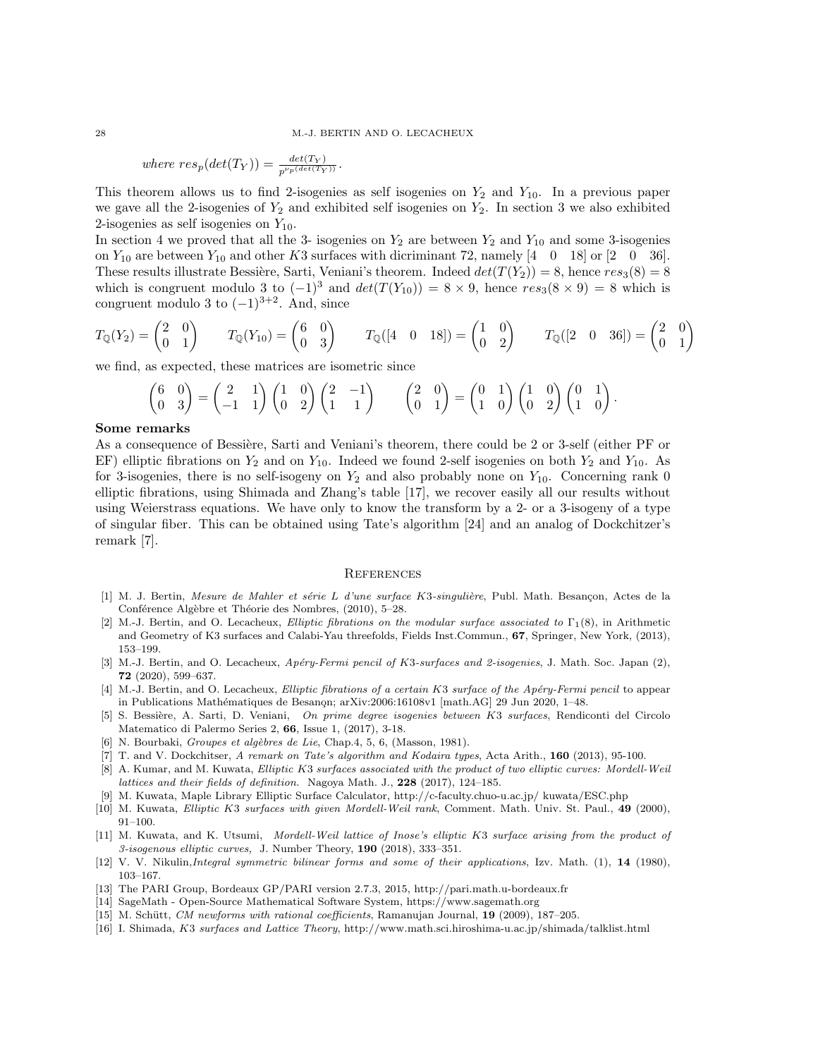*where* $res_p(det(T_Y)) = \frac{det(T_Y)}{p^{\nu_p(det(T_Y))}}$.

This theorem allows us to find 2-isogenies as self isogenies on $Y_2$ and $Y_{10}$. In a previous paper we gave all the 2-isogenies of $Y_2$ and exhibited self isogenies on $Y_2$. In section 3 we also exhibited 2-isogenies as self isogenies on $Y_{10}$.

In section 4 we proved that all the 3- isogenies on $Y_2$ are between $Y_2$ and $Y_{10}$ and some 3-isogenies on $Y_{10}$ are between $Y_{10}$ and other $K3$ surfaces with dicriminant 72, namely $[4 \quad 0 \quad 18]$ or $[2 \quad 0 \quad 36]$. These results illustrate Bessière, Sarti, Veniani's theorem. Indeed $det(T(Y_2)) = 8$, hence $res_3(8) = 8$ which is congruent modulo 3 to $(-1)^3$ and $det(T(Y_{10})) = 8 \times 9$, hence $res_3(8 \times 9) = 8$ which is congruent modulo 3 to $(-1)^{3+2}$. And, since

$$T_{\mathbb{Q}}(Y_2) = \begin{pmatrix} 2 & 0 \\ 0 & 1 \end{pmatrix} \qquad T_{\mathbb{Q}}(Y_{10}) = \begin{pmatrix} 6 & 0 \\ 0 & 3 \end{pmatrix} \qquad T_{\mathbb{Q}}([4 \quad 0 \quad 18]) = \begin{pmatrix} 1 & 0 \\ 0 & 2 \end{pmatrix} \qquad T_{\mathbb{Q}}([2 \quad 0 \quad 36]) = \begin{pmatrix} 2 & 0 \\ 0 & 1 \end{pmatrix}$$

we find, as expected, these matrices are isometric since

$$\begin{pmatrix} 6 & 0 \\ 0 & 3 \end{pmatrix} = \begin{pmatrix} 2 & 1 \\ -1 & 1 \end{pmatrix} \begin{pmatrix} 1 & 0 \\ 0 & 2 \end{pmatrix} \begin{pmatrix} 2 & -1 \\ 1 & 1 \end{pmatrix} \qquad \begin{pmatrix} 2 & 0 \\ 0 & 1 \end{pmatrix} = \begin{pmatrix} 0 & 1 \\ 1 & 0 \end{pmatrix} \begin{pmatrix} 1 & 0 \\ 0 & 2 \end{pmatrix} \begin{pmatrix} 0 & 1 \\ 1 & 0 \end{pmatrix}.$$

**Some remarks**

As a consequence of Bessière, Sarti and Veniani's theorem, there could be 2 or 3-self (either PF or EF) elliptic fibrations on $Y_2$ and on $Y_{10}$. Indeed we found 2-self isogenies on both $Y_2$ and $Y_{10}$. As for 3-isogenies, there is no self-isogeny on $Y_2$ and also probably none on $Y_{10}$. Concerning rank 0 elliptic fibrations, using Shimada and Zhang's table [17], we recover easily all our results without using Weierstrass equations. We have only to know the transform by a 2- or a 3-isogeny of a type of singular fiber. This can be obtained using Tate's algorithm [24] and an analog of Dockchitzer's remark [7].

## References

[1] M. J. Bertin, *Mesure de Mahler et série L d'une surface K3-singulière*, Publ. Math. Besançon, Actes de la Conférence Algèbre et Théorie des Nombres, (2010), 5–28.

[2] M.-J. Bertin, and O. Lecacheux, *Elliptic fibrations on the modular surface associated to* $\Gamma_1(8)$, in Arithmetic and Geometry of K3 surfaces and Calabi-Yau threefolds, Fields Inst.Commun., **67**, Springer, New York, (2013), 153–199.

[3] M.-J. Bertin, and O. Lecacheux, *Apéry-Fermi pencil of K3-surfaces and 2-isogenies*, J. Math. Soc. Japan (2), **72** (2020), 599–637.

[4] M.-J. Bertin, and O. Lecacheux, *Elliptic fibrations of a certain K3 surface of the Apéry-Fermi pencil* to appear in Publications Mathématiques de Besanọn; arXiv:2006:16108v1 [math.AG] 29 Jun 2020, 1–48.

[5] S. Bessière, A. Sarti, D. Veniani, *On prime degree isogenies between K3 surfaces*, Rendiconti del Circolo Matematico di Palermo Series 2, **66**, Issue 1, (2017), 3-18.

[6] N. Bourbaki, *Groupes et algèbres de Lie*, Chap.4, 5, 6, (Masson, 1981).

[7] T. and V. Dockchitser, *A remark on Tate's algorithm and Kodaira types*, Acta Arith., **160** (2013), 95-100.

[8] A. Kumar, and M. Kuwata, *Elliptic K3 surfaces associated with the product of two elliptic curves: Mordell-Weil lattices and their fields of definition.* Nagoya Math. J., **228** (2017), 124–185.

[9] M. Kuwata, Maple Library Elliptic Surface Calculator, http://c-faculty.chuo-u.ac.jp/ kuwata/ESC.php

[10] M. Kuwata, *Elliptic K3 surfaces with given Mordell-Weil rank*, Comment. Math. Univ. St. Paul., **49** (2000), 91–100.

[11] M. Kuwata, and K. Utsumi, *Mordell-Weil lattice of Inose's elliptic K3 surface arising from the product of 3-isogenous elliptic curves,* J. Number Theory, **190** (2018), 333–351.

[12] V. V. Nikulin,*Integral symmetric bilinear forms and some of their applications*, Izv. Math. (1), **14** (1980), 103–167.

[13] The PARI Group, Bordeaux GP/PARI version 2.7.3, 2015, http://pari.math.u-bordeaux.fr

[14] SageMath - Open-Source Mathematical Software System, https://www.sagemath.org

[15] M. Schütt, *CM newforms with rational coefficients*, Ramanujan Journal, **19** (2009), 187–205.

[16] I. Shimada, *K3 surfaces and Lattice Theory*, http://www.math.sci.hiroshima-u.ac.jp/shimada/talklist.html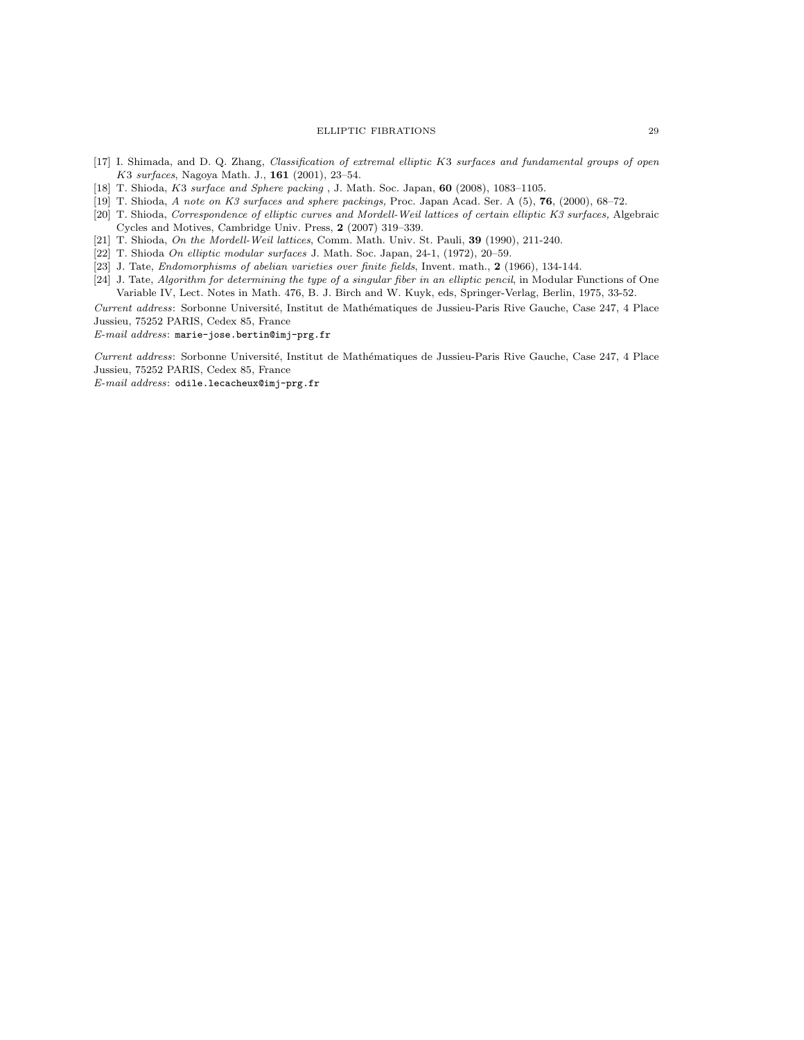[17] I. Shimada, and D. Q. Zhang, *Classification of extremal elliptic $K3$ surfaces and fundamental groups of open $K3$ surfaces*, Nagoya Math. J., **161** (2001), 23–54.

[18] T. Shioda, *$K3$ surface and Sphere packing* , J. Math. Soc. Japan, **60** (2008), 1083–1105.

[19] T. Shioda, *A note on K3 surfaces and sphere packings*, Proc. Japan Acad. Ser. A (5), **76**, (2000), 68–72.

[20] T. Shioda, *Correspondence of elliptic curves and Mordell-Weil lattices of certain elliptic K3 surfaces,* Algebraic Cycles and Motives, Cambridge Univ. Press, **2** (2007) 319–339.

[21] T. Shioda, *On the Mordell-Weil lattices*, Comm. Math. Univ. St. Pauli, **39** (1990), 211-240.

[22] T. Shioda *On elliptic modular surfaces* J. Math. Soc. Japan, 24-1, (1972), 20–59.

[23] J. Tate, *Endomorphisms of abelian varieties over finite fields*, Invent. math., **2** (1966), 134-144.

[24] J. Tate, *Algorithm for determining the type of a singular fiber in an elliptic pencil*, in Modular Functions of One Variable IV, Lect. Notes in Math. 476, B. J. Birch and W. Kuyk, eds, Springer-Verlag, Berlin, 1975, 33-52.

*Current address*: Sorbonne Université, Institut de Mathématiques de Jussieu-Paris Rive Gauche, Case 247, 4 Place Jussieu, 75252 PARIS, Cedex 85, France

*E-mail address*: marie-jose.bertin@imj-prg.fr

*Current address*: Sorbonne Université, Institut de Mathématiques de Jussieu-Paris Rive Gauche, Case 247, 4 Place Jussieu, 75252 PARIS, Cedex 85, France

*E-mail address*: odile.lecacheux@imj-prg.fr